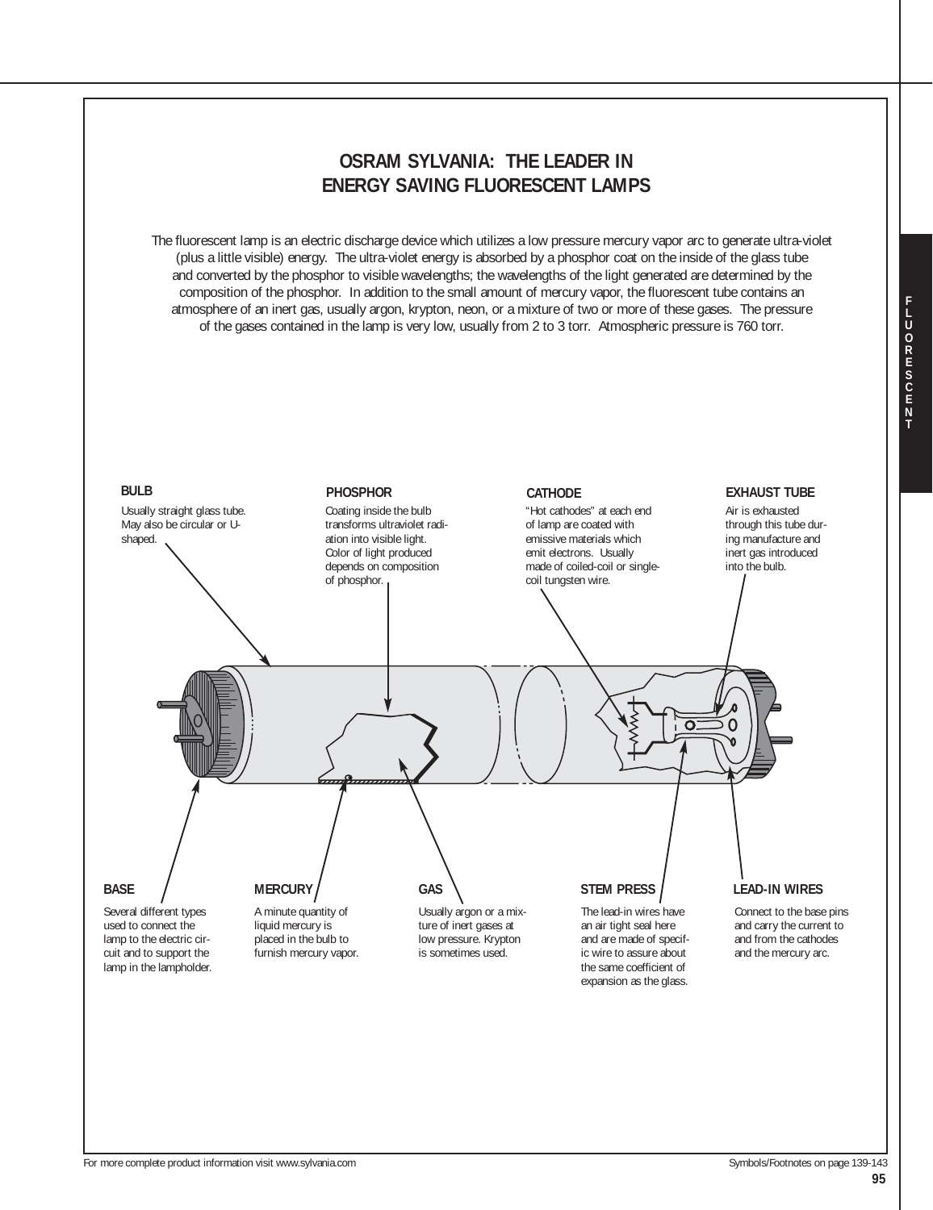# OSRAM SYLVANIA: THE LEADER IN ENERGY SAVING FLUORESCENT LAMPS

The fluorescent lamp is an electric discharge device which utilizes a low pressure mercury vapor arc to generate ultra-violet (plus a little visible) energy. The ultra-violet energy is absorbed by a phosphor coat on the inside of the glass tube and converted by the phosphor to visible wavelengths; the wavelengths of the light generated are determined by the composition of the phosphor. In addition to the small amount of mercury vapor, the fluorescent tube contains an atmosphere of an inert gas, usually argon, krypton, neon, or a mixture of two or more of these gases. The pressure of the gases contained in the lamp is very low, usually from 2 to 3 torr. Atmospheric pressure is 760 torr.

**BULB**

Usually straight glass tube. May also be circular or U-shaped.

**PHOSPHOR**

Coating inside the bulb transforms ultraviolet radiation into visible light. Color of light produced depends on composition of phosphor.

**CATHODE**

"Hot cathodes" at each end of lamp are coated with emissive materials which emit electrons. Usually made of coiled-coil or single-coil tungsten wire.

**EXHAUST TUBE**

Air is exhausted through this tube during manufacture and inert gas introduced into the bulb.

**BASE**

Several different types used to connect the lamp to the electric circuit and to support the lamp in the lampholder.

**MERCURY**

A minute quantity of liquid mercury is placed in the bulb to furnish mercury vapor.

**GAS**

Usually argon or a mixture of inert gases at low pressure. Krypton is sometimes used.

**STEM PRESS**

The lead-in wires have an air tight seal here and are made of specific wire to assure about the same coefficient of expansion as the glass.

**LEAD-IN WIRES**

Connect to the base pins and carry the current to and from the cathodes and the mercury arc.

For more complete product information visit www.sylvania.com

Symbols/Footnotes on page 139-143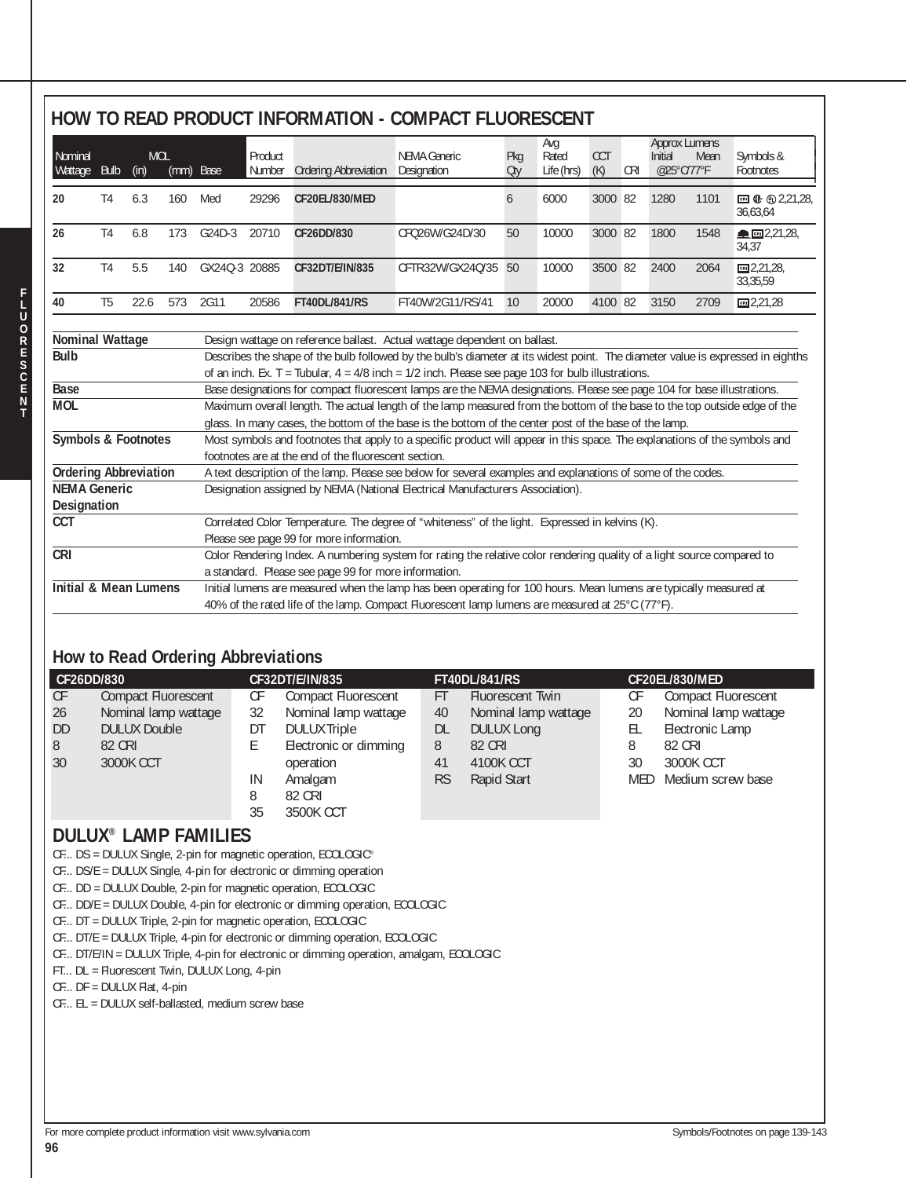## HOW TO READ PRODUCT INFORMATION - COMPACT FLUORESCENT

| Nominal Wattage | Bulb | MOL (in) | MOL (mm) | Base | Product Number | Ordering Abbreviation | NEMA Generic Designation | Pkg Qty | Avg Rated Life (hrs) | CCT (K) | CRI | Approx Lumens Initial @25°C/77°F | Approx Lumens Mean @25°C/77°F | Symbols & Footnotes |
|---|---|---|---|---|---|---|---|---|---|---|---|---|---|---|
| **20** | T4 | 6.3 | 160 | Med | 29296 | **CF20EL/830/MED** | | 6 | 6000 | 3000 | 82 | 1280 | 1101 | 2,21,28, 36,63,64 |
| **26** | T4 | 6.8 | 173 | G24D-3 | 20710 | **CF26DD/830** | CFQ26W/G24D/30 | 50 | 10000 | 3000 | 82 | 1800 | 1548 | 2,21,28, 34,37 |
| **32** | T4 | 5.5 | 140 | GX24Q-3 | 20885 | **CF32DT/E/IN/835** | CFTR32W/GX24Q/35 | 50 | 10000 | 3500 | 82 | 2400 | 2064 | 2,21,28, 33,35,59 |
| **40** | T5 | 22.6 | 573 | 2G11 | 20586 | **FT40DL/841/RS** | FT40W/2G11/RS/41 | 10 | 20000 | 4100 | 82 | 3150 | 2709 | 2,21,28 |

| | |
|---|---|
| **Nominal Wattage** | Design wattage on reference ballast. Actual wattage dependent on ballast. |
| **Bulb** | Describes the shape of the bulb followed by the bulb's diameter at its widest point. The diameter value is expressed in eighths of an inch. Ex. T = Tubular, 4 = 4/8 inch = 1/2 inch. Please see page 103 for bulb illustrations. |
| **Base** | Base designations for compact fluorescent lamps are the NEMA designations. Please see page 104 for base illustrations. |
| **MOL** | Maximum overall length. The actual length of the lamp measured from the bottom of the base to the top outside edge of the glass. In many cases, the bottom of the base is the bottom of the center post of the base of the lamp. |
| **Symbols & Footnotes** | Most symbols and footnotes that apply to a specific product will appear in this space. The explanations of the symbols and footnotes are at the end of the fluorescent section. |
| **Ordering Abbreviation** | A text description of the lamp. Please see below for several examples and explanations of some of the codes. |
| **NEMA Generic Designation** | Designation assigned by NEMA (National Electrical Manufacturers Association). |
| **CCT** | Correlated Color Temperature. The degree of "whiteness" of the light. Expressed in kelvins (K). Please see page 99 for more information. |
| **CRI** | Color Rendering Index. A numbering system for rating the relative color rendering quality of a light source compared to a standard. Please see page 99 for more information. |
| **Initial & Mean Lumens** | Initial lumens are measured when the lamp has been operating for 100 hours. Mean lumens are typically measured at 40% of the rated life of the lamp. Compact Fluorescent lamp lumens are measured at 25°C (77°F). |

### How to Read Ordering Abbreviations

**CF26DD/830**

| | |
|---|---|
| CF | Compact Fluorescent |
| 26 | Nominal lamp wattage |
| DD | DULUX Double |
| 8 | 82 CRI |
| 30 | 3000K CCT |

**CF32DT/E/IN/835**

| | |
|---|---|
| CF | Compact Fluorescent |
| 32 | Nominal lamp wattage |
| DT | DULUX Triple |
| E | Electronic or dimming operation |
| IN | Amalgam |
| 8 | 82 CRI |
| 35 | 3500K CCT |

**FT40DL/841/RS**

| | |
|---|---|
| FT | Fluorescent Twin |
| 40 | Nominal lamp wattage |
| DL | DULUX Long |
| 8 | 82 CRI |
| 41 | 4100K CCT |
| RS | Rapid Start |

**CF20EL/830/MED**

| | |
|---|---|
| CF | Compact Fluorescent |
| 20 | Nominal lamp wattage |
| EL | Electronic Lamp |
| 8 | 82 CRI |
| 30 | 3000K CCT |
| MED | Medium screw base |

## DULUX® LAMP FAMILIES

CF... DS = DULUX Single, 2-pin for magnetic operation, ECOLOGIC®
CF... DS/E = DULUX Single, 4-pin for electronic or dimming operation
CF... DD = DULUX Double, 2-pin for magnetic operation, ECOLOGIC
CF... DD/E = DULUX Double, 4-pin for electronic or dimming operation, ECOLOGIC
CF... DT = DULUX Triple, 2-pin for magnetic operation, ECOLOGIC
CF... DT/E = DULUX Triple, 4-pin for electronic or dimming operation, ECOLOGIC
CF... DT/E/IN = DULUX Triple, 4-pin for electronic or dimming operation, amalgam, ECOLOGIC
FT... DL = Fluorescent Twin, DULUX Long, 4-pin
CF... DF = DULUX Flat, 4-pin
CF... EL = DULUX self-ballasted, medium screw base

For more complete product information visit www.sylvania.com

Symbols/Footnotes on page 139-143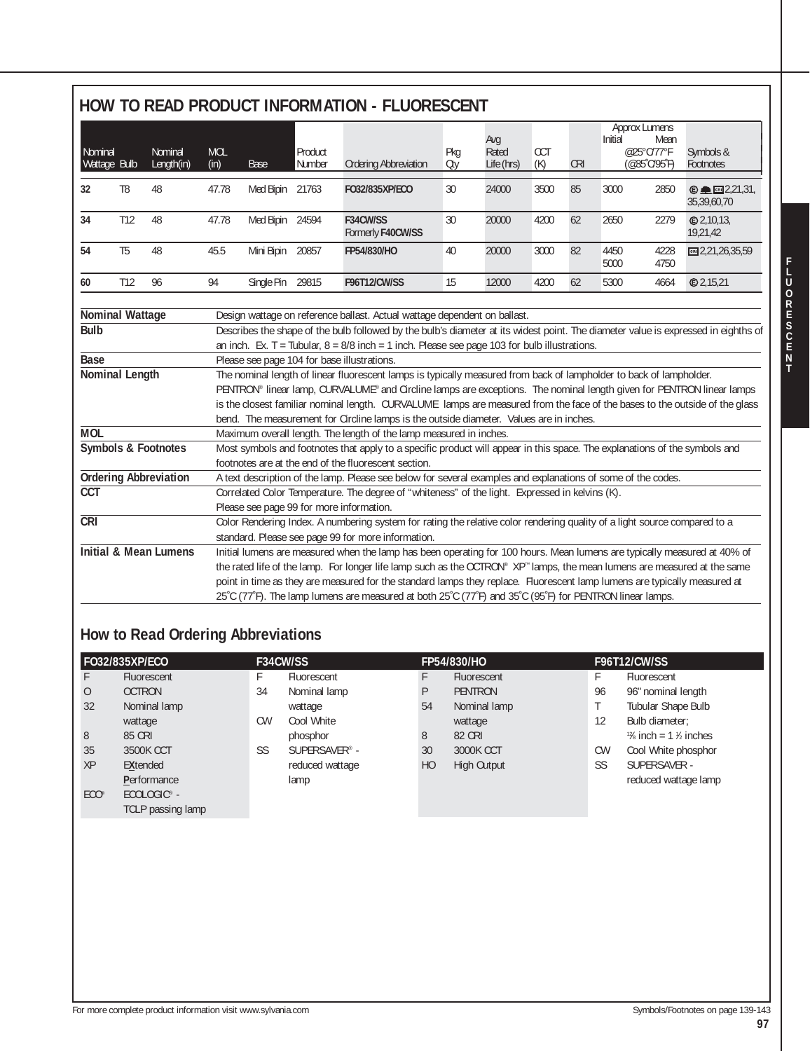## HOW TO READ PRODUCT INFORMATION - FLUORESCENT

| Nominal Wattage | Bulb | Nominal Length(in) | MOL (in) | Base | Product Number | Ordering Abbreviation | Pkg Qty | Avg Rated Life (hrs) | CCT (K) | CRI | Approx Lumens Initial | Mean @25°C/77°F (@35°C/95°F) | Symbols & Footnotes |
|---|---|---|---|---|---|---|---|---|---|---|---|---|---|
| **32** | T8 | 48 | 47.78 | Med Bipin | 21763 | **FO32/835XP/ECO** | 30 | 24000 | 3500 | 85 | 3000 | 2850 | 2,21,31, 35,39,60,70 |
| **34** | T12 | 48 | 47.78 | Med Bipin | 24594 | **F34CW/SS** Formerly **F40CW/SS** | 30 | 20000 | 4200 | 62 | 2650 | 2279 | 2,10,13, 19,21,42 |
| **54** | T5 | 48 | 45.5 | Mini Bipin | 20857 | **FP54/830/HO** | 40 | 20000 | 3000 | 82 | 4450 5000 | 4228 4750 | 2,21,26,35,59 |
| **60** | T12 | 96 | 94 | Single Pin | 29815 | **F96T12/CW/SS** | 15 | 12000 | 4200 | 62 | 5300 | 4664 | 2,15,21 |

**Nominal Wattage** — Design wattage on reference ballast. Actual wattage dependent on ballast.

**Bulb** — Describes the shape of the bulb followed by the bulb's diameter at its widest point. The diameter value is expressed in eighths of an inch. Ex. T = Tubular, 8 = 8/8 inch = 1 inch. Please see page 103 for bulb illustrations.

**Base** — Please see page 104 for base illustrations.

**Nominal Length** — The nominal length of linear fluorescent lamps is typically measured from back of lampholder to back of lampholder. PENTRON® linear lamp, CURVALUME® and Circline lamps are exceptions. The nominal length given for PENTRON linear lamps is the closest familiar nominal length. CURVALUME lamps are measured from the face of the bases to the outside of the glass bend. The measurement for Circline lamps is the outside diameter. Values are in inches.

**MOL** — Maximum overall length. The length of the lamp measured in inches.

**Symbols & Footnotes** — Most symbols and footnotes that apply to a specific product will appear in this space. The explanations of the symbols and footnotes are at the end of the fluorescent section.

**Ordering Abbreviation** — A text description of the lamp. Please see below for several examples and explanations of some of the codes.

**CCT** — Correlated Color Temperature. The degree of "whiteness" of the light. Expressed in kelvins (K). Please see page 99 for more information.

**CRI** — Color Rendering Index. A numbering system for rating the relative color rendering quality of a light source compared to a standard. Please see page 99 for more information.

**Initial & Mean Lumens** — Initial lumens are measured when the lamp has been operating for 100 hours. Mean lumens are typically measured at 40% of the rated life of the lamp. For longer life lamp such as the OCTRON® XP™ lamps, the mean lumens are measured at the same point in time as they are measured for the standard lamps they replace. Fluorescent lamp lumens are typically measured at 25°C (77°F). The lamp lumens are measured at both 25°C (77°F) and 35°C (95°F) for PENTRON linear lamps.

## How to Read Ordering Abbreviations

**FO32/835XP/ECO**

| | |
|---|---|
| F | Fluorescent |
| O | OCTRON |
| 32 | Nominal lamp wattage |
| 8 | 85 CRI |
| 35 | 3500K CCT |
| XP | EXtended Performance |
| ECO® | ECOLOGIC® - TCLP passing lamp |

**F34CW/SS**

| | |
|---|---|
| F | Fluorescent |
| 34 | Nominal lamp wattage |
| CW | Cool White phosphor |
| SS | SUPERSAVER® - reduced wattage lamp |

**FP54/830/HO**

| | |
|---|---|
| F | Fluorescent |
| P | PENTRON |
| 54 | Nominal lamp wattage |
| 8 | 82 CRI |
| 30 | 3000K CCT |
| HO | High Output |

**F96T12/CW/SS**

| | |
|---|---|
| F | Fluorescent |
| 96 | 96" nominal length |
| T | Tubular Shape Bulb |
| 12 | Bulb diameter; 12/8 inch = 1 1/2 inches |
| CW | Cool White phosphor |
| SS | SUPERSAVER - reduced wattage lamp |

For more complete product information visit www.sylvania.com

Symbols/Footnotes on page 139-143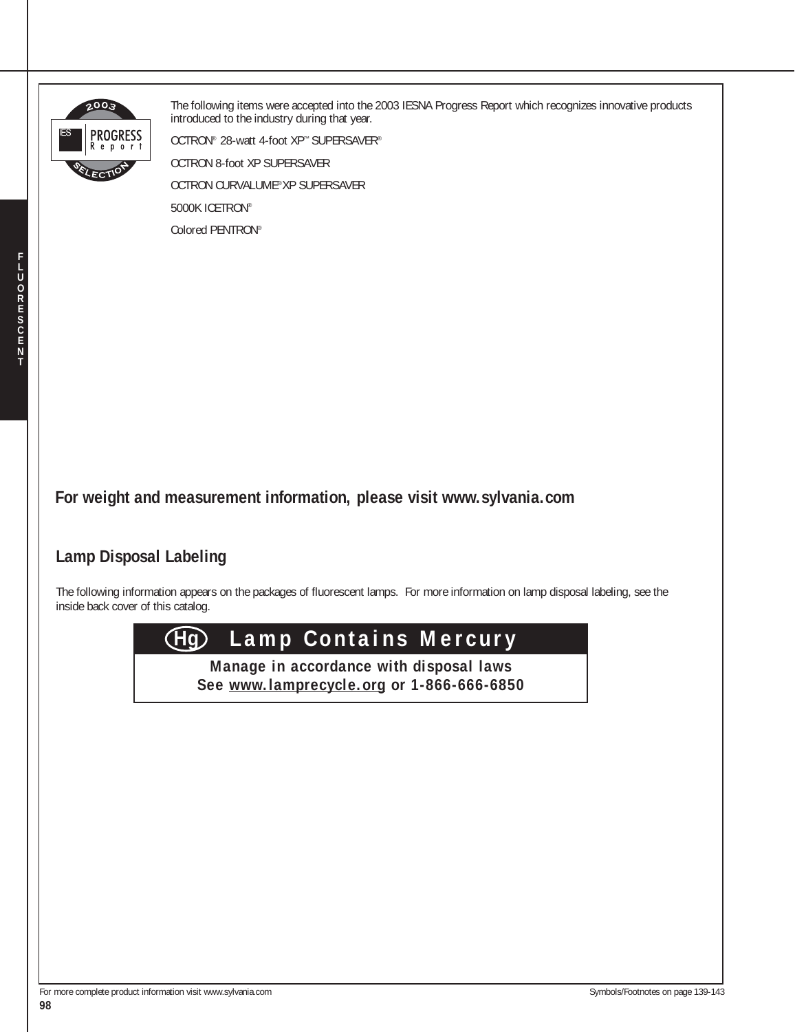The following items were accepted into the 2003 IESNA Progress Report which recognizes innovative products introduced to the industry during that year.

OCTRON® 28-watt 4-foot XP™ SUPERSAVER®

OCTRON 8-foot XP SUPERSAVER

OCTRON CURVALUME® XP SUPERSAVER

5000K ICETRON®

Colored PENTRON®

**For weight and measurement information, please visit www.sylvania.com**

## Lamp Disposal Labeling

The following information appears on the packages of fluorescent lamps. For more information on lamp disposal labeling, see the inside back cover of this catalog.

**Hg Lamp Contains Mercury**

**Manage in accordance with disposal laws**
**See www.lamprecycle.org or 1-866-666-6850**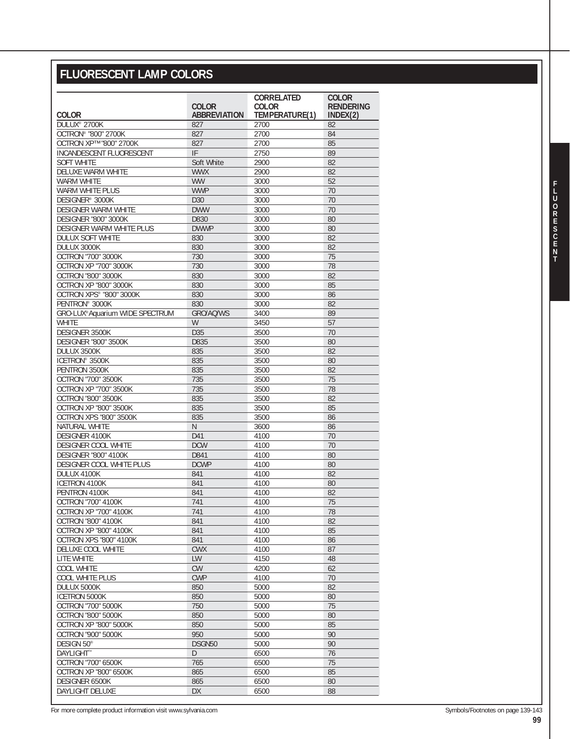# FLUORESCENT LAMP COLORS

| COLOR | COLOR ABBREVIATION | CORRELATED COLOR TEMPERATURE(1) | COLOR RENDERING INDEX(2) |
|---|---|---|---|
| DULUX® 2700K | 827 | 2700 | 82 |
| OCTRON® "800" 2700K | 827 | 2700 | 84 |
| OCTRON XP™ "800" 2700K | 827 | 2700 | 85 |
| INCANDESCENT FLUORESCENT | IF | 2750 | 89 |
| SOFT WHITE | Soft White | 2900 | 82 |
| DELUXE WARM WHITE | WWX | 2900 | 82 |
| WARM WHITE | WW | 3000 | 52 |
| WARM WHITE PLUS | WWP | 3000 | 70 |
| DESIGNER® 3000K | D30 | 3000 | 70 |
| DESIGNER WARM WHITE | DWW | 3000 | 70 |
| DESIGNER "800" 3000K | D830 | 3000 | 80 |
| DESIGNER WARM WHITE PLUS | DWWP | 3000 | 80 |
| DULUX SOFT WHITE | 830 | 3000 | 82 |
| DULUX 3000K | 830 | 3000 | 82 |
| OCTRON "700" 3000K | 730 | 3000 | 75 |
| OCTRON XP "700" 3000K | 730 | 3000 | 78 |
| OCTRON "800" 3000K | 830 | 3000 | 82 |
| OCTRON XP "800" 3000K | 830 | 3000 | 85 |
| OCTRON XPS® "800" 3000K | 830 | 3000 | 86 |
| PENTRON® 3000K | 830 | 3000 | 82 |
| GRO-LUX® Aquarium WIDE SPECTRUM | GRO/AQ/WS | 3400 | 89 |
| WHITE | W | 3450 | 57 |
| DESIGNER 3500K | D35 | 3500 | 70 |
| DESIGNER "800" 3500K | D835 | 3500 | 80 |
| DULUX 3500K | 835 | 3500 | 82 |
| ICETRON® 3500K | 835 | 3500 | 80 |
| PENTRON 3500K | 835 | 3500 | 82 |
| OCTRON "700" 3500K | 735 | 3500 | 75 |
| OCTRON XP "700" 3500K | 735 | 3500 | 78 |
| OCTRON "800" 3500K | 835 | 3500 | 82 |
| OCTRON XP "800" 3500K | 835 | 3500 | 85 |
| OCTRON XPS "800" 3500K | 835 | 3500 | 86 |
| NATURAL WHITE | N | 3600 | 86 |
| DESIGNER 4100K | D41 | 4100 | 70 |
| DESIGNER COOL WHITE | DCW | 4100 | 70 |
| DESIGNER "800" 4100K | D841 | 4100 | 80 |
| DESIGNER COOL WHITE PLUS | DCWP | 4100 | 80 |
| DULUX 4100K | 841 | 4100 | 82 |
| ICETRON 4100K | 841 | 4100 | 80 |
| PENTRON 4100K | 841 | 4100 | 82 |
| OCTRON "700" 4100K | 741 | 4100 | 75 |
| OCTRON XP "700" 4100K | 741 | 4100 | 78 |
| OCTRON "800" 4100K | 841 | 4100 | 82 |
| OCTRON XP "800" 4100K | 841 | 4100 | 85 |
| OCTRON XPS "800" 4100K | 841 | 4100 | 86 |
| DELUXE COOL WHITE | CWX | 4100 | 87 |
| LITE WHITE | LW | 4150 | 48 |
| COOL WHITE | CW | 4200 | 62 |
| COOL WHITE PLUS | CWP | 4100 | 70 |
| DULUX 5000K | 850 | 5000 | 82 |
| ICETRON 5000K | 850 | 5000 | 80 |
| OCTRON "700" 5000K | 750 | 5000 | 75 |
| OCTRON "800" 5000K | 850 | 5000 | 80 |
| OCTRON XP "800" 5000K | 850 | 5000 | 85 |
| OCTRON "900" 5000K | 950 | 5000 | 90 |
| DESIGN 50® | DSGN50 | 5000 | 90 |
| DAYLIGHT™ | D | 6500 | 76 |
| OCTRON "700" 6500K | 765 | 6500 | 75 |
| OCTRON XP "800" 6500K | 865 | 6500 | 85 |
| DESIGNER 6500K | 865 | 6500 | 80 |
| DAYLIGHT DELUXE | DX | 6500 | 88 |

For more complete product information visit www.sylvania.com

Symbols/Footnotes on page 139-143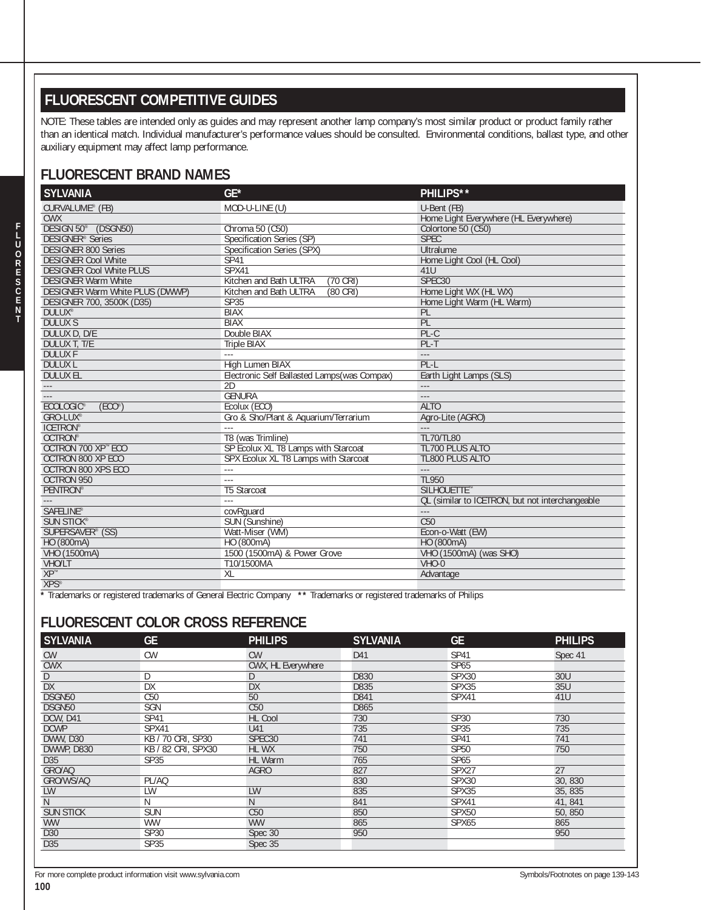## FLUORESCENT COMPETITIVE GUIDES

NOTE: These tables are intended only as guides and may represent another lamp company's most similar product or product family rather than an identical match. Individual manufacturer's performance values should be consulted. Environmental conditions, ballast type, and other auxiliary equipment may affect lamp performance.

## FLUORESCENT BRAND NAMES

| SYLVANIA | GE* | PHILIPS** |
|---|---|---|
| CURVALUME® (FB) | MOD-U-LINE (U) | U-Bent (FB) |
| CWX | | Home Light Everywhere (HL Everywhere) |
| DESIGN 50® (DSGN50) | Chroma 50 (C50) | Colortone 50 (C50) |
| DESIGNER® Series | Specification Series (SP) | SPEC |
| DESIGNER 800 Series | Specification Series (SPX) | Ultralume |
| DESIGNER Cool White | SP41 | Home Light Cool (HL Cool) |
| DESIGNER Cool White PLUS | SPX41 | 41U |
| DESIGNER Warm White | Kitchen and Bath ULTRA (70 CRI) | SPEC30 |
| DESIGNER Warm White PLUS (DWWP) | Kitchen and Bath ULTRA (80 CRI) | Home Light WX (HL WX) |
| DESIGNER 700, 3500K (D35) | SP35 | Home Light Warm (HL Warm) |
| DULUX® | BIAX | PL |
| DULUX S | BIAX | PL |
| DULUX D, D/E | Double BIAX | PL-C |
| DULUX T, T/E | Triple BIAX | PL-T |
| DULUX F | --- | --- |
| DULUX L | High Lumen BIAX | PL-L |
| DULUX EL | Electronic Self Ballasted Lamps(was Compax) | Earth Light Lamps (SLS) |
| --- | 2D | --- |
| --- | GENURA | --- |
| ECOLOGIC® (ECO®) | Ecolux (ECO) | ALTO |
| GRO-LUX® | Gro & Sho/Plant & Aquarium/Terrarium | Agro-Lite (AGRO) |
| ICETRON® | --- | --- |
| OCTRON® | T8 (was Trimline) | TL70/TL80 |
| OCTRON 700 XP™ ECO | SP Ecolux XL T8 Lamps with Starcoat | TL700 PLUS ALTO |
| OCTRON 800 XP ECO | SPX Ecolux XL T8 Lamps with Starcoat | TL800 PLUS ALTO |
| OCTRON 800 XPS ECO | --- | --- |
| OCTRON 950 | --- | TL950 |
| PENTRON® | T5 Starcoat | SILHOUETTE™ |
| --- | --- | QL (similar to ICETRON, but not interchangeable |
| SAFELINE® | covRguard | --- |
| SUN STICK® | SUN (Sunshine) | C50 |
| SUPERSAVER® (SS) | Watt-Miser (WM) | Econ-o-Watt (EW) |
| HO (800mA) | HO (800mA) | HO (800mA) |
| VHO (1500mA) | 1500 (1500mA) & Power Grove | VHO (1500mA) (was SHO) |
| VHO/LT | T10/1500MA | VHO-0 |
| XP™ | XL | Advantage |
| XPS® | | |

\* Trademarks or registered trademarks of General Electric Company \*\* Trademarks or registered trademarks of Philips

## FLUORESCENT COLOR CROSS REFERENCE

| SYLVANIA | GE | PHILIPS | SYLVANIA | GE | PHILIPS |
|---|---|---|---|---|---|
| CW | CW | CW | D41 | SP41 | Spec 41 |
| CWX | | CWX, HL Everywhere | | SP65 | |
| D | D | D | D830 | SPX30 | 30U |
| DX | DX | DX | D835 | SPX35 | 35U |
| DSGN50 | C50 | 50 | D841 | SPX41 | 41U |
| DSGN50 | SGN | C50 | D865 | | |
| DCW, D41 | SP41 | HL Cool | 730 | SP30 | 730 |
| DCWP | SPX41 | U41 | 735 | SP35 | 735 |
| DWW, D30 | KB / 70 CRI, SP30 | SPEC30 | 741 | SP41 | 741 |
| DWWP, D830 | KB / 82 CRI, SPX30 | HL WX | 750 | SP50 | 750 |
| D35 | SP35 | HL Warm | 765 | SP65 | |
| GRO/AQ | | AGRO | 827 | SPX27 | 27 |
| GRO/WS/AQ | PL/AQ | | 830 | SPX30 | 30, 830 |
| LW | LW | LW | 835 | SPX35 | 35, 835 |
| N | N | N | 841 | SPX41 | 41, 841 |
| SUN STICK | SUN | C50 | 850 | SPX50 | 50, 850 |
| WW | WW | WW | 865 | SPX65 | 865 |
| D30 | SP30 | Spec 30 | 950 | | 950 |
| D35 | SP35 | Spec 35 | | | |

For more complete product information visit www.sylvania.com

Symbols/Footnotes on page 139-143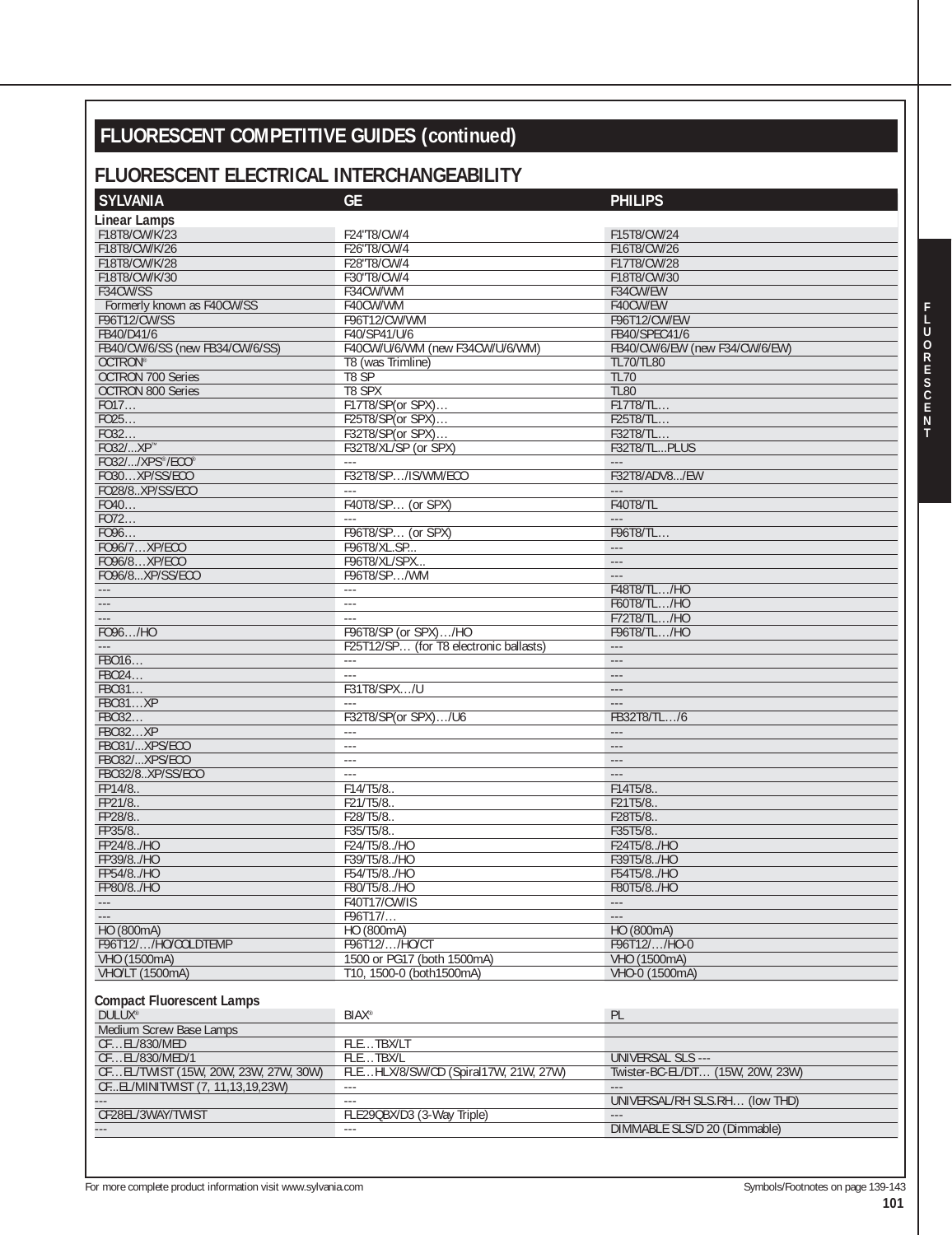# FLUORESCENT COMPETITIVE GUIDES (continued)

## FLUORESCENT ELECTRICAL INTERCHANGEABILITY

| SYLVANIA | GE | PHILIPS |
|---|---|---|
| **Linear Lamps** | | |
| F18T8/CW/K/23 | F24"T8/CW/4 | F15T8/CW/24 |
| F18T8/CW/K/26 | F26"T8/CW/4 | F16T8/CW/26 |
| F18T8/CW/K/28 | F28"T8/CW/4 | F17T8/CW/28 |
| F18T8/CW/K/30 | F30"T8/CW/4 | F18T8/CW/30 |
| F34CW/SS | F34CW/WM | F34CW/EW |
| Formerly known as F40CW/SS | F40CW/WM | F40CW/EW |
| F96T12/CW/SS | F96T12/CW/WM | F96T12/CW/EW |
| FB40/D41/6 | F40/SP41/U/6 | FB40/SPEC41/6 |
| FB40/CW/6/SS (new FB34/CW/6/SS) | F40CW/U/6/WM (new F34CW/U/6/WM) | FB40/CW/6/EW (new F34/CW/6/EW) |
| OCTRON® | T8 (was Trimline) | TL70/TL80 |
| OCTRON 700 Series | T8 SP | TL70 |
| OCTRON 800 Series | T8 SPX | TL80 |
| FO17… | F17T8/SP(or SPX)… | F17T8/TL… |
| FO25… | F25T8/SP(or SPX)… | F25T8/TL… |
| FO32… | F32T8/SP(or SPX)… | F32T8/TL… |
| FO32/...XP™ | F32T8/XL/SP (or SPX) | F32T8/TL...PLUS |
| FO32/.../XPS®/ECO® | --- | --- |
| FO30…XP/SS/ECO | F32T8/SP…/IS/WM/ECO | F32T8/ADV8.../EW |
| FO28/8..XP/SS/ECO | --- | --- |
| FO40… | F40T8/SP… (or SPX) | F40T8/TL |
| FO72… | --- | --- |
| FO96… | F96T8/SP… (or SPX) | F96T8/TL… |
| FO96/7…XP/ECO | F96T8/XL.SP... | --- |
| FO96/8…XP/ECO | F96T8/XL/SPX... | --- |
| FO96/8...XP/SS/ECO | F96T8/SP…/WM | --- |
| --- | --- | F48T8/TL…/HO |
| --- | --- | F60T8/TL…/HO |
| --- | --- | F72T8/TL…/HO |
| FO96…/HO | F96T8/SP (or SPX)…/HO | F96T8/TL…/HO |
| --- | F25T12/SP… (for T8 electronic ballasts) | --- |
| FBO16… | --- | --- |
| FBO24… | --- | --- |
| FBO31… | F31T8/SPX…/U | --- |
| FBO31…XP | --- | --- |
| FBO32… | F32T8/SP(or SPX)…/U6 | FB32T8/TL…/6 |
| FBO32…XP | --- | --- |
| FBO31/...XPS/ECO | --- | --- |
| FBO32/...XPS/ECO | --- | --- |
| FBO32/8..XP/SS/ECO | --- | --- |
| FP14/8.. | F14/T5/8.. | F14T5/8.. |
| FP21/8.. | F21/T5/8.. | F21T5/8.. |
| FP28/8.. | F28/T5/8.. | F28T5/8.. |
| FP35/8.. | F35/T5/8.. | F35T5/8.. |
| FP24/8../HO | F24/T5/8../HO | F24T5/8../HO |
| FP39/8../HO | F39/T5/8../HO | F39T5/8../HO |
| FP54/8../HO | F54/T5/8../HO | F54T5/8../HO |
| FP80/8../HO | F80/T5/8../HO | F80T5/8../HO |
| --- | F40T17/CW/IS | --- |
| --- | F96T17/… | --- |
| HO (800mA) | HO (800mA) | HO (800mA) |
| F96T12/…/HO/COLDTEMP | F96T12/…/HO/CT | F96T12/…/HO-0 |
| VHO (1500mA) | 1500 or PG17 (both 1500mA) | VHO (1500mA) |
| VHO/LT (1500mA) | T10, 1500-0 (both1500mA) | VHO-0 (1500mA) |
| **Compact Fluorescent Lamps** | | |
| DULUX® | BIAX® | PL |
| Medium Screw Base Lamps | | |
| CF…EL/830/MED | FLE…TBX/LT | |
| CF…EL/830/MED/1 | FLE…TBX/L | UNIVERSAL SLS --- |
| CF…EL/TWIST (15W, 20W, 23W, 27W, 30W) | FLE…HLX/8/SW/CD (Spiral17W, 21W, 27W) | Twister-BC-EL/DT… (15W, 20W, 23W) |
| CF...EL/MINITWIST (7, 11,13,19,23W) | --- | --- |
| --- | --- | UNIVERSAL/RH SLS.RH… (low THD) |
| CF28EL/3WAY/TWIST | FLE29QBX/D3 (3-Way Triple) | --- |
| --- | --- | DIMMABLE SLS/D 20 (Dimmable) |

For more complete product information visit www.sylvania.com

Symbols/Footnotes on page 139-143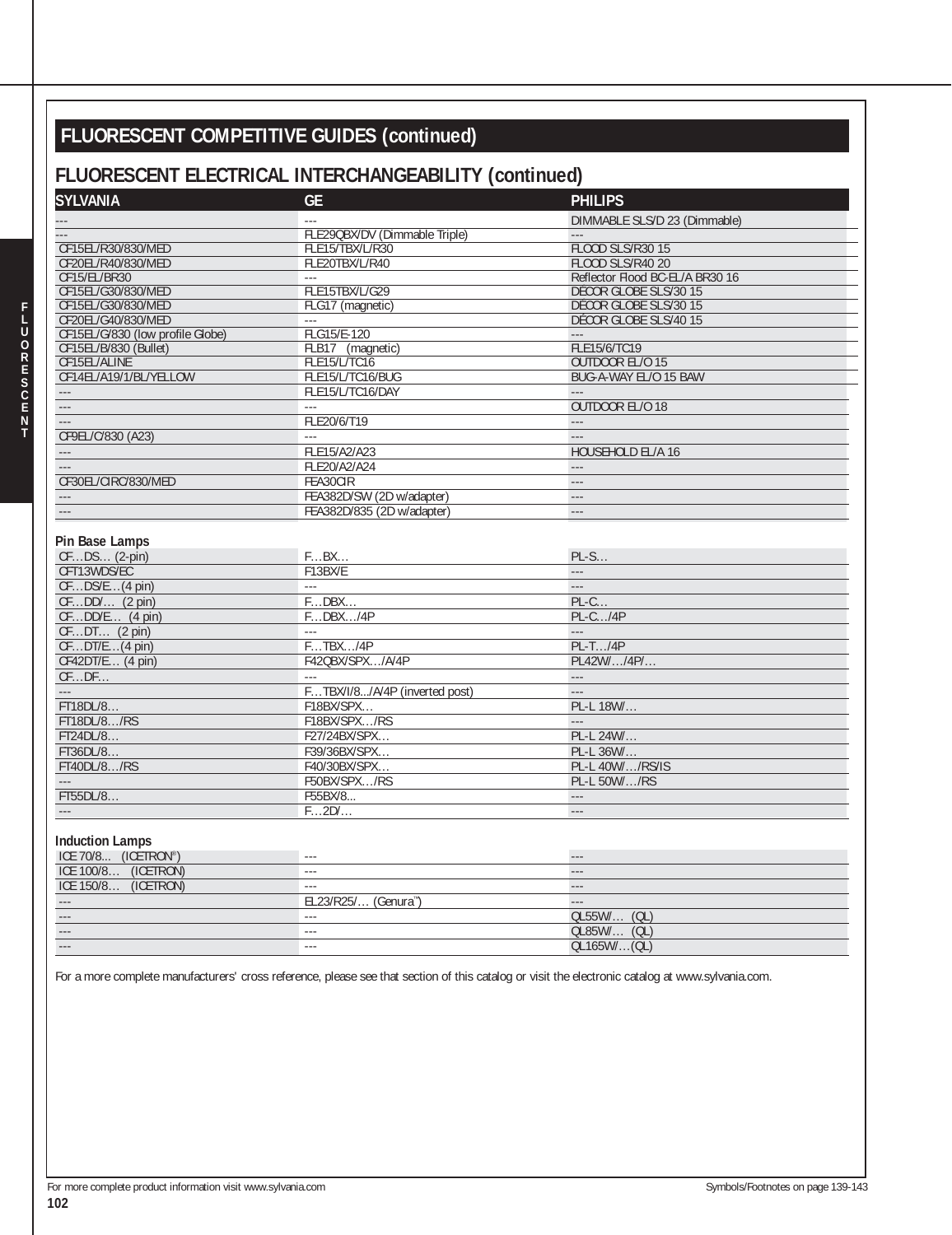## FLUORESCENT COMPETITIVE GUIDES (continued)

### FLUORESCENT ELECTRICAL INTERCHANGEABILITY (continued)

| SYLVANIA | GE | PHILIPS |
|---|---|---|
| --- | --- | DIMMABLE SLS/D 23 (Dimmable) |
| --- | FLE29QBX/DV (Dimmable Triple) | --- |
| CF15EL/R30/830/MED | FLE15/TBX/L/R30 | FLOOD SLS/R30 15 |
| CF20EL/R40/830/MED | FLE20TBX/L/R40 | FLOOD SLS/R40 20 |
| CF15/EL/BR30 | --- | Reflector Flood BC-EL/A BR30 16 |
| CF15EL/G30/830/MED | FLE15TBX/L/G29 | DÉCOR GLOBE SLS/30 15 |
| CF15EL/G30/830/MED | FLG17 (magnetic) | DÉCOR GLOBE SLS/30 15 |
| CF20EL/G40/830/MED | --- | DÉCOR GLOBE SLS/40 15 |
| CF15EL/G/830 (low profile Globe) | FLG15/E-120 | --- |
| CF15EL/B/830 (Bullet) | FLB17 (magnetic) | FLE15/6/TC19 |
| CF15EL/ALINE | FLE15/L/TC16 | OUTDOOR EL/O 15 |
| CF14EL/A19/1/BL/YELLOW | FLE15/L/TC16/BUG | BUG-A-WAY EL/O 15 BAW |
| --- | FLE15/L/TC16/DAY | --- |
| --- | --- | OUTDOOR EL/O 18 |
| --- | FLE20/6/T19 | --- |
| CF9EL/C/830 (A23) | --- | --- |
| --- | FLE15/A2/A23 | HOUSEHOLD EL/A 16 |
| --- | FLE20/A2/A24 | --- |
| CF30EL/CIRC/830/MED | FEA30CIR | --- |
| --- | FEA382D/SW (2D w/adapter) | --- |
| --- | FEA382D/835 (2D w/adapter) | --- |

**Pin Base Lamps**

| SYLVANIA | GE | PHILIPS |
|---|---|---|
| CF…DS… (2-pin) | F…BX… | PL-S… |
| CFT13WDS/EC | F13BX/E | --- |
| CF…DS/E…(4 pin) | --- | --- |
| CF…DD/… (2 pin) | F…DBX… | PL-C… |
| CF…DD/E… (4 pin) | F…DBX…/4P | PL-C…/4P |
| CF…DT… (2 pin) | --- | --- |
| CF…DT/E…(4 pin) | F…TBX…/4P | PL-T…/4P |
| CF42DT/E… (4 pin) | F42QBX/SPX…/A/4P | PL42W/…/4P/… |
| CF…DF… | --- | --- |
| --- | F…TBX/I/8.../A/4P (inverted post) | --- |
| FT18DL/8… | F18BX/SPX… | PL-L 18W/… |
| FT18DL/8…/RS | F18BX/SPX…/RS | --- |
| FT24DL/8… | F27/24BX/SPX… | PL-L 24W/… |
| FT36DL/8… | F39/36BX/SPX… | PL-L 36W/… |
| FT40DL/8…/RS | F40/30BX/SPX… | PL-L 40W/…/RS/IS |
| --- | F50BX/SPX…/RS | PL-L 50W/…/RS |
| FT55DL/8… | F55BX/8... | --- |
| --- | F…2D/… | --- |

**Induction Lamps**

| SYLVANIA | GE | PHILIPS |
|---|---|---|
| ICE 70/8... (ICETRON®) | --- | --- |
| ICE 100/8… (ICETRON) | --- | --- |
| ICE 150/8… (ICETRON) | --- | --- |
| --- | EL23/R25/… (Genura™) | --- |
| --- | --- | QL55W/… (QL) |
| --- | --- | QL85W/… (QL) |
| --- | --- | QL165W/…(QL) |

For a more complete manufacturers' cross reference, please see that section of this catalog or visit the electronic catalog at www.sylvania.com.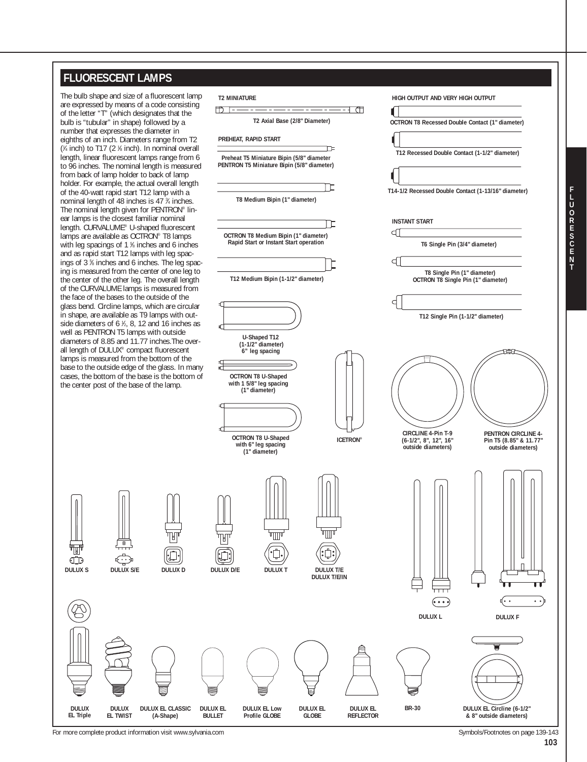# FLUORESCENT LAMPS

The bulb shape and size of a fluorescent lamp are expressed by means of a code consisting of the letter "T" (which designates that the bulb is "tubular" in shape) followed by a number that expresses the diameter in eighths of an inch. Diameters range from T2 (¼ inch) to T17 (2 ⅛ inch). In nominal overall length, linear fluorescent lamps range from 6 to 96 inches. The nominal length is measured from back of lamp holder to back of lamp holder. For example, the actual overall length of the 40-watt rapid start T12 lamp with a nominal length of 48 inches is 47 ¾ inches. The nominal length given for PENTRON® linear lamps is the closest familiar nominal length. CURVALUME® U-shaped fluorescent lamps are available as OCTRON® T8 lamps with leg spacings of 1 ⅝ inches and 6 inches and as rapid start T12 lamps with leg spacings of 3 ⅝ inches and 6 inches. The leg spacing is measured from the center of one leg to the center of the other leg. The overall length of the CURVALUME lamps is measured from the face of the bases to the outside of the glass bend. Circline lamps, which are circular in shape, are available as T9 lamps with outside diameters of 6 ½, 8, 12 and 16 inches as well as PENTRON T5 lamps with outside diameters of 8.85 and 11.77 inches.The overall length of DULUX® compact fluorescent lamps is measured from the bottom of the base to the outside edge of the glass. In many cases, the bottom of the base is the bottom of the center post of the base of the lamp.

**T2 MINIATURE**

T2 Axial Base (2/8" Diameter)

**PREHEAT, RAPID START**

Preheat T5 Miniature Bipin (5/8" diameter
PENTRON T5 Miniature Bipin (5/8" diameter)

T8 Medium Bipin (1" diameter)

OCTRON T8 Medium Bipin (1" diameter)
Rapid Start or Instant Start operation

T12 Medium Bipin (1-1/2" diameter)

**HIGH OUTPUT AND VERY HIGH OUTPUT**

OCTRON T8 Recessed Double Contact (1" diameter)

T12 Recessed Double Contact (1-1/2" diameter)

T14-1/2 Recessed Double Contact (1-13/16" diameter)

**INSTANT START**

T6 Single Pin (3/4" diameter)

T8 Single Pin (1" diameter)
OCTRON T8 Single Pin (1" diameter)

T12 Single Pin (1-1/2" diameter)

U-Shaped T12
(1-1/2" diameter)
6" leg spacing

OCTRON T8 U-Shaped
with 1 5/8" leg spacing
(1" diameter)

OCTRON T8 U-Shaped
with 6" leg spacing
(1" diameter)

ICETRON®

CIRCLINE 4-Pin T-9
(6-1/2", 8", 12", 16"
outside diameters)

PENTRON CIRCLINE 4-Pin T5 (8.85" & 11.77"
outside diameters)

DULUX S | DULUX S/E | DULUX D | DULUX D/E | DULUX T | DULUX T/E, DULUX T/E/IN | DULUX L | DULUX F

DULUX EL Triple | DULUX EL TWIST | DULUX EL CLASSIC (A-Shape) | DULUX EL BULLET | DULUX EL Low Profile GLOBE | DULUX EL GLOBE | DULUX EL REFLECTOR | BR-30 | DULUX EL Circline (6-1/2" & 8" outside diameters)

For more complete product information visit www.sylvania.com

Symbols/Footnotes on page 139-143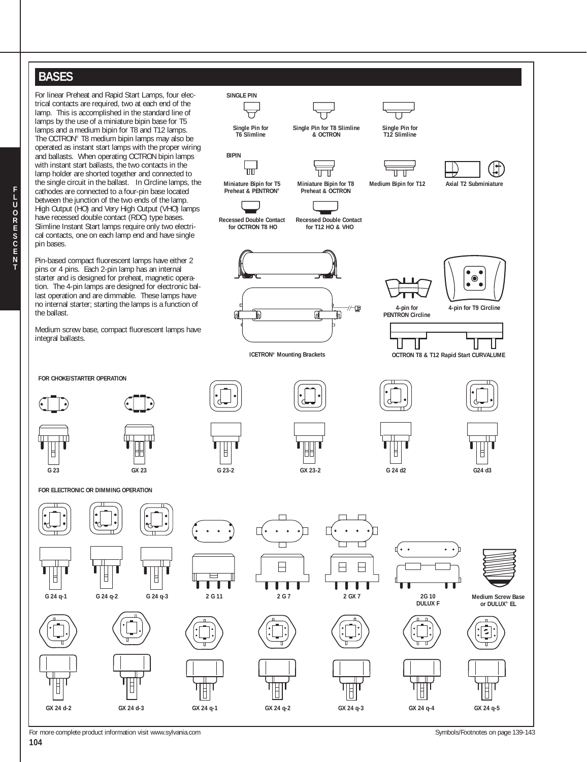## BASES

For linear Preheat and Rapid Start Lamps, four electrical contacts are required, two at each end of the lamp. This is accomplished in the standard line of lamps by the use of a miniature bipin base for T5 lamps and a medium bipin for T8 and T12 lamps. The OCTRON® T8 medium bipin lamps may also be operated as instant start lamps with the proper wiring and ballasts. When operating OCTRON bipin lamps with instant start ballasts, the two contacts in the lamp holder are shorted together and connected to the single circuit in the ballast. In Circline lamps, the cathodes are connected to a four-pin base located between the junction of the two ends of the lamp. High Output (HO) and Very High Output (VHO) lamps have recessed double contact (RDC) type bases. Slimline Instant Start lamps require only two electrical contacts, one on each lamp end and have single pin bases.

Pin-based compact fluorescent lamps have either 2 pins or 4 pins. Each 2-pin lamp has an internal starter and is designed for preheat, magnetic operation. The 4-pin lamps are designed for electronic ballast operation and are dimmable. These lamps have no internal starter; starting the lamps is a function of the ballast.

Medium screw base, compact fluorescent lamps have integral ballasts.

**SINGLE PIN**

Single Pin for T6 Slimline

Single Pin for T8 Slimline & OCTRON

Single Pin for T12 Slimline

**BIPIN**

Miniature Bipin for T5 Preheat & PENTRON®

Miniature Bipin for T8 Preheat & OCTRON

Medium Bipin for T12

Axial T2 Subminiature

Recessed Double Contact for OCTRON T8 HO

Recessed Double Contact for T12 HO & VHO

ICETRON® Mounting Brackets

4-pin for PENTRON Circline

4-pin for T9 Circline

OCTRON T8 & T12 Rapid Start CURVALUME

**FOR CHOKE/STARTER OPERATION**

G 23 | GX 23 | G 23-2 | GX 23-2 | G 24 d2 | G24 d3

**FOR ELECTRONIC OR DIMMING OPERATION**

G 24 q-1 | G 24 q-2 | G 24 q-3 | 2 G 11 | 2 G 7 | 2 GX 7 | 2G 10 DULUX F | Medium Screw Base or DULUX® EL

GX 24 d-2 | GX 24 d-3 | GX 24 q-1 | GX 24 q-2 | GX 24 q-3 | GX 24 q-4 | GX 24 q-5

For more complete product information visit www.sylvania.com

Symbols/Footnotes on page 139-143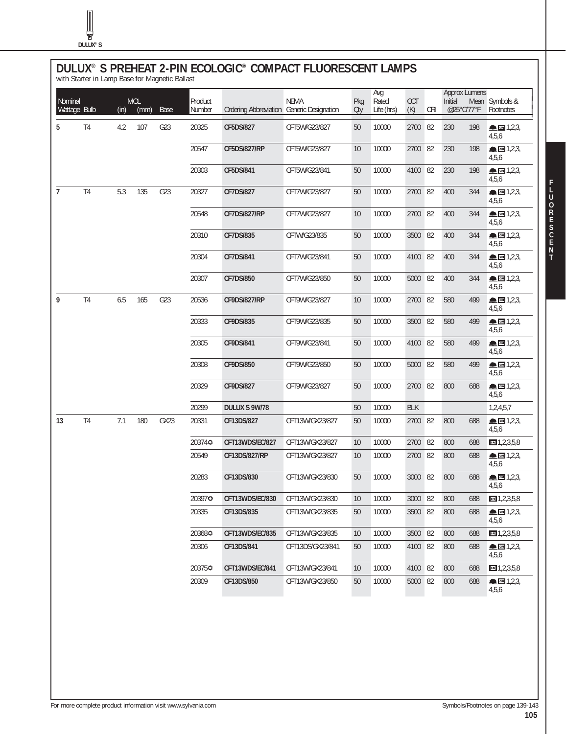# DULUX® S PREHEAT 2-PIN ECOLOGIC® COMPACT FLUORESCENT LAMPS

with Starter in Lamp Base for Magnetic Ballast

| Nominal Wattage | Bulb | MOL (in) | MOL (mm) | Base | Product Number | Ordering Abbreviation | NEMA Generic Designation | Pkg Qty | Avg Rated Life (hrs) | CCT (K) | CRI | Approx Lumens Initial @25°C/77°F | Approx Lumens Mean @25°C/77°F | Symbols & Footnotes |
|---|---|---|---|---|---|---|---|---|---|---|---|---|---|---|
| 5 | T4 | 4.2 | 107 | G23 | 20325 | **CF5DS/827** | CFT5W/G23/827 | 50 | 10000 | 2700 | 82 | 230 | 198 | 1,2,3,4,5,6 |
| | | | | | 20547 | **CF5DS/827/RP** | CFT5W/G23/827 | 10 | 10000 | 2700 | 82 | 230 | 198 | 1,2,3,4,5,6 |
| | | | | | 20303 | **CF5DS/841** | CFT5W/G23/841 | 50 | 10000 | 4100 | 82 | 230 | 198 | 1,2,3,4,5,6 |
| 7 | T4 | 5.3 | 135 | G23 | 20327 | **CF7DS/827** | CFT7W/G23/827 | 50 | 10000 | 2700 | 82 | 400 | 344 | 1,2,3,4,5,6 |
| | | | | | 20548 | **CF7DS/827/RP** | CFT7W/G23/827 | 10 | 10000 | 2700 | 82 | 400 | 344 | 1,2,3,4,5,6 |
| | | | | | 20310 | **CF7DS/835** | CFTW/G23/835 | 50 | 10000 | 3500 | 82 | 400 | 344 | 1,2,3,4,5,6 |
| | | | | | 20304 | **CF7DS/841** | CFT7W/G23/841 | 50 | 10000 | 4100 | 82 | 400 | 344 | 1,2,3,4,5,6 |
| | | | | | 20307 | **CF7DS/850** | CFT7W/G23/850 | 50 | 10000 | 5000 | 82 | 400 | 344 | 1,2,3,4,5,6 |
| 9 | T4 | 6.5 | 165 | G23 | 20536 | **CF9DS/827/RP** | CFT9W/G23/827 | 10 | 10000 | 2700 | 82 | 580 | 499 | 1,2,3,4,5,6 |
| | | | | | 20333 | **CF9DS/835** | CFT9W/G23/835 | 50 | 10000 | 3500 | 82 | 580 | 499 | 1,2,3,4,5,6 |
| | | | | | 20305 | **CF9DS/841** | CFT9W/G23/841 | 50 | 10000 | 4100 | 82 | 580 | 499 | 1,2,3,4,5,6 |
| | | | | | 20308 | **CF9DS/850** | CFT9W/G23/850 | 50 | 10000 | 5000 | 82 | 580 | 499 | 1,2,3,4,5,6 |
| | | | | | 20329 | **CF9DS/827** | CFT9W/G23/827 | 50 | 10000 | 2700 | 82 | 800 | 688 | 1,2,3,4,5,6 |
| | | | | | 20299 | **DULUX S 9W/78** | | 50 | 10000 | BLK | | | | 1,2,4,5,7 |
| 13 | T4 | 7.1 | 180 | GX23 | 20331 | **CF13DS/827** | CFT13W/GX23/827 | 50 | 10000 | 2700 | 82 | 800 | 688 | 1,2,3,4,5,6 |
| | | | | | 20374✪ | **CFT13WDS/EC/827** | CFT13W/GX23/827 | 10 | 10000 | 2700 | 82 | 800 | 688 | 1,2,3,5,8 |
| | | | | | 20549 | **CF13DS/827/RP** | CFT13W/GX23/827 | 10 | 10000 | 2700 | 82 | 800 | 688 | 1,2,3,4,5,6 |
| | | | | | 20283 | **CF13DS/830** | CFT13W/GX23/830 | 50 | 10000 | 3000 | 82 | 800 | 688 | 1,2,3,4,5,6 |
| | | | | | 20397✪ | **CFT13WDS/EC/830** | CFT13W/GX23/830 | 10 | 10000 | 3000 | 82 | 800 | 688 | 1,2,3,5,8 |
| | | | | | 20335 | **CF13DS/835** | CFT13W/GX23/835 | 50 | 10000 | 3500 | 82 | 800 | 688 | 1,2,3,4,5,6 |
| | | | | | 20368✪ | **CFT13WDS/EC/835** | CFT13W/GX23/835 | 10 | 10000 | 3500 | 82 | 800 | 688 | 1,2,3,5,8 |
| | | | | | 20306 | **CF13DS/841** | CFT13DS/GX23/841 | 50 | 10000 | 4100 | 82 | 800 | 688 | 1,2,3,4,5,6 |
| | | | | | 20375✪ | **CFT13WDS/EC/841** | CFT13W/GX23/841 | 10 | 10000 | 4100 | 82 | 800 | 688 | 1,2,3,5,8 |
| | | | | | 20309 | **CF13DS/850** | CFT13W/GX23/850 | 50 | 10000 | 5000 | 82 | 800 | 688 | 1,2,3,4,5,6 |

For more complete product information visit www.sylvania.com

Symbols/Footnotes on page 139-143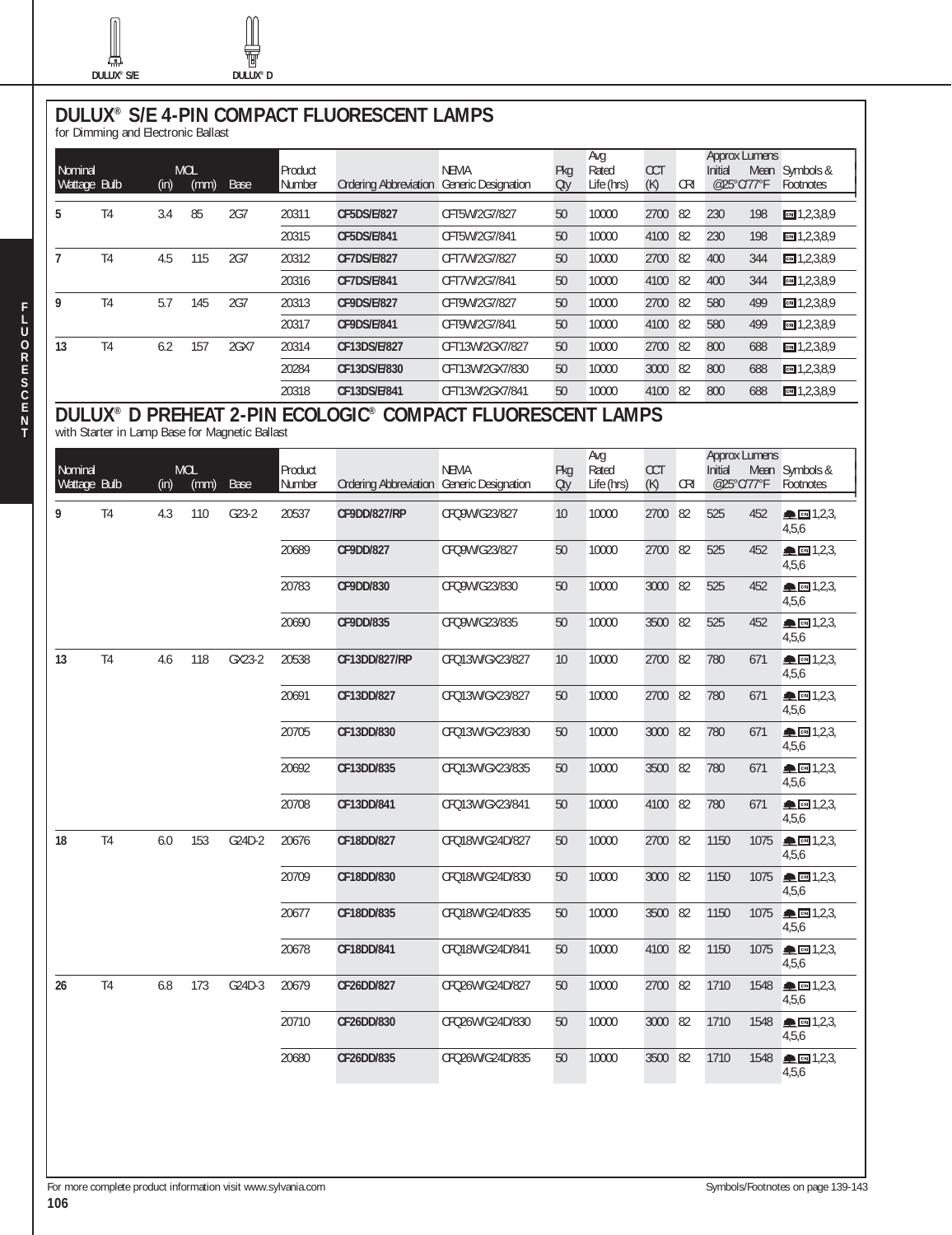DULUX® S/E DULUX® D

# DULUX® S/E 4-PIN COMPACT FLUORESCENT LAMPS

for Dimming and Electronic Ballast

| Nominal Wattage | Bulb | MOL (in) | MOL (mm) | Base | Product Number | Ordering Abbreviation | NEMA Generic Designation | Pkg Qty | Avg Rated Life (hrs) | CCT (K) | CRI | Approx Lumens Initial | @25°C/77°F Mean | Symbols & Footnotes |
|---|---|---|---|---|---|---|---|---|---|---|---|---|---|---|
| **5** | T4 | 3.4 | 85 | 2G7 | 20311 | **CF5DS/E/827** | CFT5W/2G7/827 | 50 | 10000 | 2700 | 82 | 230 | 198 | 1,2,3,8,9 |
| | | | | | 20315 | **CF5DS/E/841** | CFT5W/2G7/841 | 50 | 10000 | 4100 | 82 | 230 | 198 | 1,2,3,8,9 |
| **7** | T4 | 4.5 | 115 | 2G7 | 20312 | **CF7DS/E/827** | CFT7W/2G7/827 | 50 | 10000 | 2700 | 82 | 400 | 344 | 1,2,3,8,9 |
| | | | | | 20316 | **CF7DS/E/841** | CFT7W/2G7/841 | 50 | 10000 | 4100 | 82 | 400 | 344 | 1,2,3,8,9 |
| **9** | T4 | 5.7 | 145 | 2G7 | 20313 | **CF9DS/E/827** | CFT9W/2G7/827 | 50 | 10000 | 2700 | 82 | 580 | 499 | 1,2,3,8,9 |
| | | | | | 20317 | **CF9DS/E/841** | CFT9W/2G7/841 | 50 | 10000 | 4100 | 82 | 580 | 499 | 1,2,3,8,9 |
| **13** | T4 | 6.2 | 157 | 2GX7 | 20314 | **CF13DS/E/827** | CFT13W/2GX7/827 | 50 | 10000 | 2700 | 82 | 800 | 688 | 1,2,3,8,9 |
| | | | | | 20284 | **CF13DS/E/830** | CFT13W/2GX7/830 | 50 | 10000 | 3000 | 82 | 800 | 688 | 1,2,3,8,9 |
| | | | | | 20318 | **CF13DS/E/841** | CFT13W/2GX7/841 | 50 | 10000 | 4100 | 82 | 800 | 688 | 1,2,3,8,9 |

# DULUX® D PREHEAT 2-PIN ECOLOGIC® COMPACT FLUORESCENT LAMPS

with Starter in Lamp Base for Magnetic Ballast

| Nominal Wattage | Bulb | MOL (in) | MOL (mm) | Base | Product Number | Ordering Abbreviation | NEMA Generic Designation | Pkg Qty | Avg Rated Life (hrs) | CCT (K) | CRI | Approx Lumens Initial | @25°C/77°F Mean | Symbols & Footnotes |
|---|---|---|---|---|---|---|---|---|---|---|---|---|---|---|
| **9** | T4 | 4.3 | 110 | G23-2 | 20537 | **CF9DD/827/RP** | CFQ9W/G23/827 | 10 | 10000 | 2700 | 82 | 525 | 452 | 1,2,3,4,5,6 |
| | | | | | 20689 | **CF9DD/827** | CFQ9W/G23/827 | 50 | 10000 | 2700 | 82 | 525 | 452 | 1,2,3,4,5,6 |
| | | | | | 20783 | **CF9DD/830** | CFQ9W/G23/830 | 50 | 10000 | 3000 | 82 | 525 | 452 | 1,2,3,4,5,6 |
| | | | | | 20690 | **CF9DD/835** | CFQ9W/G23/835 | 50 | 10000 | 3500 | 82 | 525 | 452 | 1,2,3,4,5,6 |
| **13** | T4 | 4.6 | 118 | GX23-2 | 20538 | **CF13DD/827/RP** | CFQ13W/GX23/827 | 10 | 10000 | 2700 | 82 | 780 | 671 | 1,2,3,4,5,6 |
| | | | | | 20691 | **CF13DD/827** | CFQ13W/GX23/827 | 50 | 10000 | 2700 | 82 | 780 | 671 | 1,2,3,4,5,6 |
| | | | | | 20705 | **CF13DD/830** | CFQ13W/GX23/830 | 50 | 10000 | 3000 | 82 | 780 | 671 | 1,2,3,4,5,6 |
| | | | | | 20692 | **CF13DD/835** | CFQ13W/GX23/835 | 50 | 10000 | 3500 | 82 | 780 | 671 | 1,2,3,4,5,6 |
| | | | | | 20708 | **CF13DD/841** | CFQ13W/GX23/841 | 50 | 10000 | 4100 | 82 | 780 | 671 | 1,2,3,4,5,6 |
| **18** | T4 | 6.0 | 153 | G24D-2 | 20676 | **CF18DD/827** | CFQ18W/G24D/827 | 50 | 10000 | 2700 | 82 | 1150 | 1075 | 1,2,3,4,5,6 |
| | | | | | 20709 | **CF18DD/830** | CFQ18W/G24D/830 | 50 | 10000 | 3000 | 82 | 1150 | 1075 | 1,2,3,4,5,6 |
| | | | | | 20677 | **CF18DD/835** | CFQ18W/G24D/835 | 50 | 10000 | 3500 | 82 | 1150 | 1075 | 1,2,3,4,5,6 |
| | | | | | 20678 | **CF18DD/841** | CFQ18W/G24D/841 | 50 | 10000 | 4100 | 82 | 1150 | 1075 | 1,2,3,4,5,6 |
| **26** | T4 | 6.8 | 173 | G24D-3 | 20679 | **CF26DD/827** | CFQ26W/G24D/827 | 50 | 10000 | 2700 | 82 | 1710 | 1548 | 1,2,3,4,5,6 |
| | | | | | 20710 | **CF26DD/830** | CFQ26W/G24D/830 | 50 | 10000 | 3000 | 82 | 1710 | 1548 | 1,2,3,4,5,6 |
| | | | | | 20680 | **CF26DD/835** | CFQ26W/G24D/835 | 50 | 10000 | 3500 | 82 | 1710 | 1548 | 1,2,3,4,5,6 |

For more complete product information visit www.sylvania.com

Symbols/Footnotes on page 139-143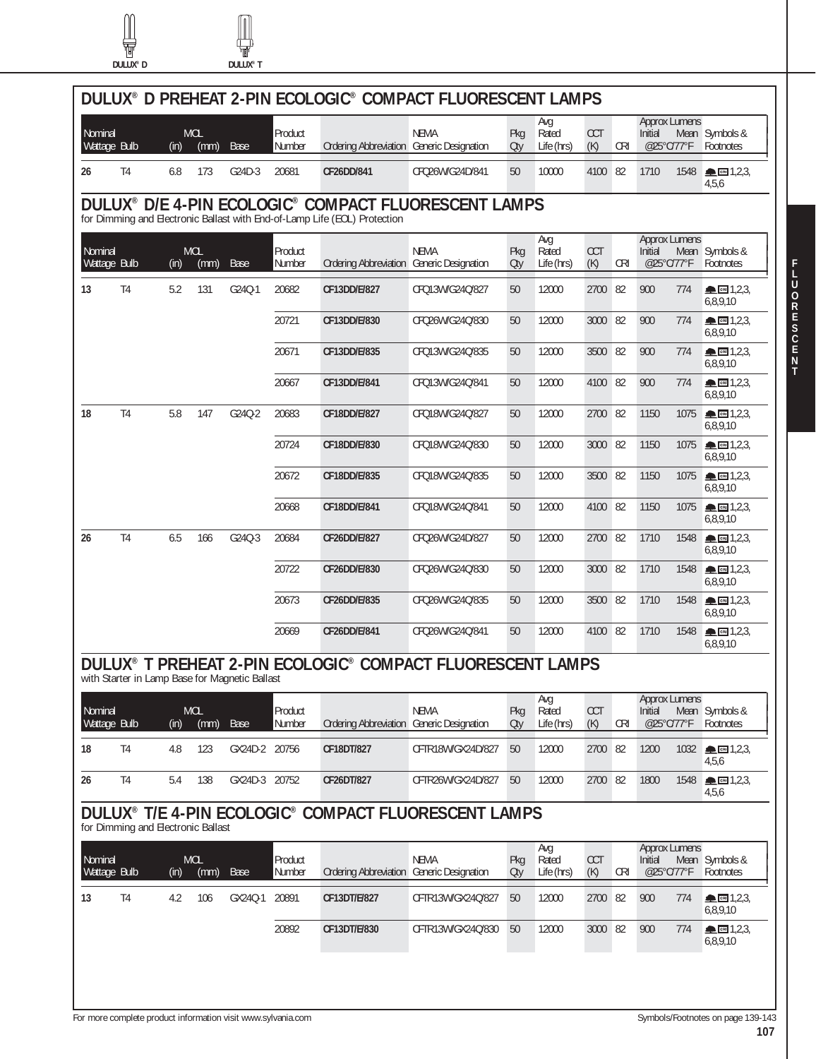DULUX® D    DULUX® T

## DULUX® D PREHEAT 2-PIN ECOLOGIC® COMPACT FLUORESCENT LAMPS

| Nominal Wattage | Bulb | MOL (in) | MOL (mm) | Base | Product Number | Ordering Abbreviation | NEMA Generic Designation | Pkg Qty | Avg Rated Life (hrs) | CCT (K) | CRI | Approx Lumens Initial @25°C/77°F | Approx Lumens Mean @25°C/77°F | Symbols & Footnotes |
|---|---|---|---|---|---|---|---|---|---|---|---|---|---|---|
| 26 | T4 | 6.8 | 173 | G24D-3 | 20681 | **CF26DD/841** | CFQ26W/G24D/841 | 50 | 10000 | 4100 | 82 | 1710 | 1548 | 1,2,3,4,5,6 |

## DULUX® D/E 4-PIN ECOLOGIC® COMPACT FLUORESCENT LAMPS

for Dimming and Electronic Ballast with End-of-Lamp Life (EOL) Protection

| Nominal Wattage | Bulb | MOL (in) | MOL (mm) | Base | Product Number | Ordering Abbreviation | NEMA Generic Designation | Pkg Qty | Avg Rated Life (hrs) | CCT (K) | CRI | Approx Lumens Initial @25°C/77°F | Approx Lumens Mean @25°C/77°F | Symbols & Footnotes |
|---|---|---|---|---|---|---|---|---|---|---|---|---|---|---|
| 13 | T4 | 5.2 | 131 | G24Q-1 | 20682 | **CF13DD/E/827** | CFQ13W/G24Q/827 | 50 | 12000 | 2700 | 82 | 900 | 774 | 1,2,3,6,8,9,10 |
| | | | | | 20721 | **CF13DD/E/830** | CFQ26W/G24Q/830 | 50 | 12000 | 3000 | 82 | 900 | 774 | 1,2,3,6,8,9,10 |
| | | | | | 20671 | **CF13DD/E/835** | CFQ13W/G24Q/835 | 50 | 12000 | 3500 | 82 | 900 | 774 | 1,2,3,6,8,9,10 |
| | | | | | 20667 | **CF13DD/E/841** | CFQ13W/G24Q/841 | 50 | 12000 | 4100 | 82 | 900 | 774 | 1,2,3,6,8,9,10 |
| 18 | T4 | 5.8 | 147 | G24Q-2 | 20683 | **CF18DD/E/827** | CFQ18W/G24Q/827 | 50 | 12000 | 2700 | 82 | 1150 | 1075 | 1,2,3,6,8,9,10 |
| | | | | | 20724 | **CF18DD/E/830** | CFQ18W/G24Q/830 | 50 | 12000 | 3000 | 82 | 1150 | 1075 | 1,2,3,6,8,9,10 |
| | | | | | 20672 | **CF18DD/E/835** | CFQ18W/G24Q/835 | 50 | 12000 | 3500 | 82 | 1150 | 1075 | 1,2,3,6,8,9,10 |
| | | | | | 20668 | **CF18DD/E/841** | CFQ18W/G24Q/841 | 50 | 12000 | 4100 | 82 | 1150 | 1075 | 1,2,3,6,8,9,10 |
| 26 | T4 | 6.5 | 166 | G24Q-3 | 20684 | **CF26DD/E/827** | CFQ26W/G24D/827 | 50 | 12000 | 2700 | 82 | 1710 | 1548 | 1,2,3,6,8,9,10 |
| | | | | | 20722 | **CF26DD/E/830** | CFQ26W/G24Q/830 | 50 | 12000 | 3000 | 82 | 1710 | 1548 | 1,2,3,6,8,9,10 |
| | | | | | 20673 | **CF26DD/E/835** | CFQ26W/G24Q/835 | 50 | 12000 | 3500 | 82 | 1710 | 1548 | 1,2,3,6,8,9,10 |
| | | | | | 20669 | **CF26DD/E/841** | CFQ26W/G24Q/841 | 50 | 12000 | 4100 | 82 | 1710 | 1548 | 1,2,3,6,8,9,10 |

## DULUX® T PREHEAT 2-PIN ECOLOGIC® COMPACT FLUORESCENT LAMPS

with Starter in Lamp Base for Magnetic Ballast

| Nominal Wattage | Bulb | MOL (in) | MOL (mm) | Base | Product Number | Ordering Abbreviation | NEMA Generic Designation | Pkg Qty | Avg Rated Life (hrs) | CCT (K) | CRI | Approx Lumens Initial @25°C/77°F | Approx Lumens Mean @25°C/77°F | Symbols & Footnotes |
|---|---|---|---|---|---|---|---|---|---|---|---|---|---|---|
| 18 | T4 | 4.8 | 123 | GX24D-2 | 20756 | **CF18DT/827** | CFTR18W/GX24D/827 | 50 | 12000 | 2700 | 82 | 1200 | 1032 | 1,2,3,4,5,6 |
| 26 | T4 | 5.4 | 138 | GX24D-3 | 20752 | **CF26DT/827** | CFTR26W/GX24D/827 | 50 | 12000 | 2700 | 82 | 1800 | 1548 | 1,2,3,4,5,6 |

## DULUX® T/E 4-PIN ECOLOGIC® COMPACT FLUORESCENT LAMPS

for Dimming and Electronic Ballast

| Nominal Wattage | Bulb | MOL (in) | MOL (mm) | Base | Product Number | Ordering Abbreviation | NEMA Generic Designation | Pkg Qty | Avg Rated Life (hrs) | CCT (K) | CRI | Approx Lumens Initial @25°C/77°F | Approx Lumens Mean @25°C/77°F | Symbols & Footnotes |
|---|---|---|---|---|---|---|---|---|---|---|---|---|---|---|
| 13 | T4 | 4.2 | 106 | GX24Q-1 | 20891 | **CF13DT/E/827** | CFTR13W/GX24Q/827 | 50 | 12000 | 2700 | 82 | 900 | 774 | 1,2,3,6,8,9,10 |
| | | | | | 20892 | **CF13DT/E/830** | CFTR13W/GX24Q/830 | 50 | 12000 | 3000 | 82 | 900 | 774 | 1,2,3,6,8,9,10 |

For more complete product information visit www.sylvania.com

Symbols/Footnotes on page 139-143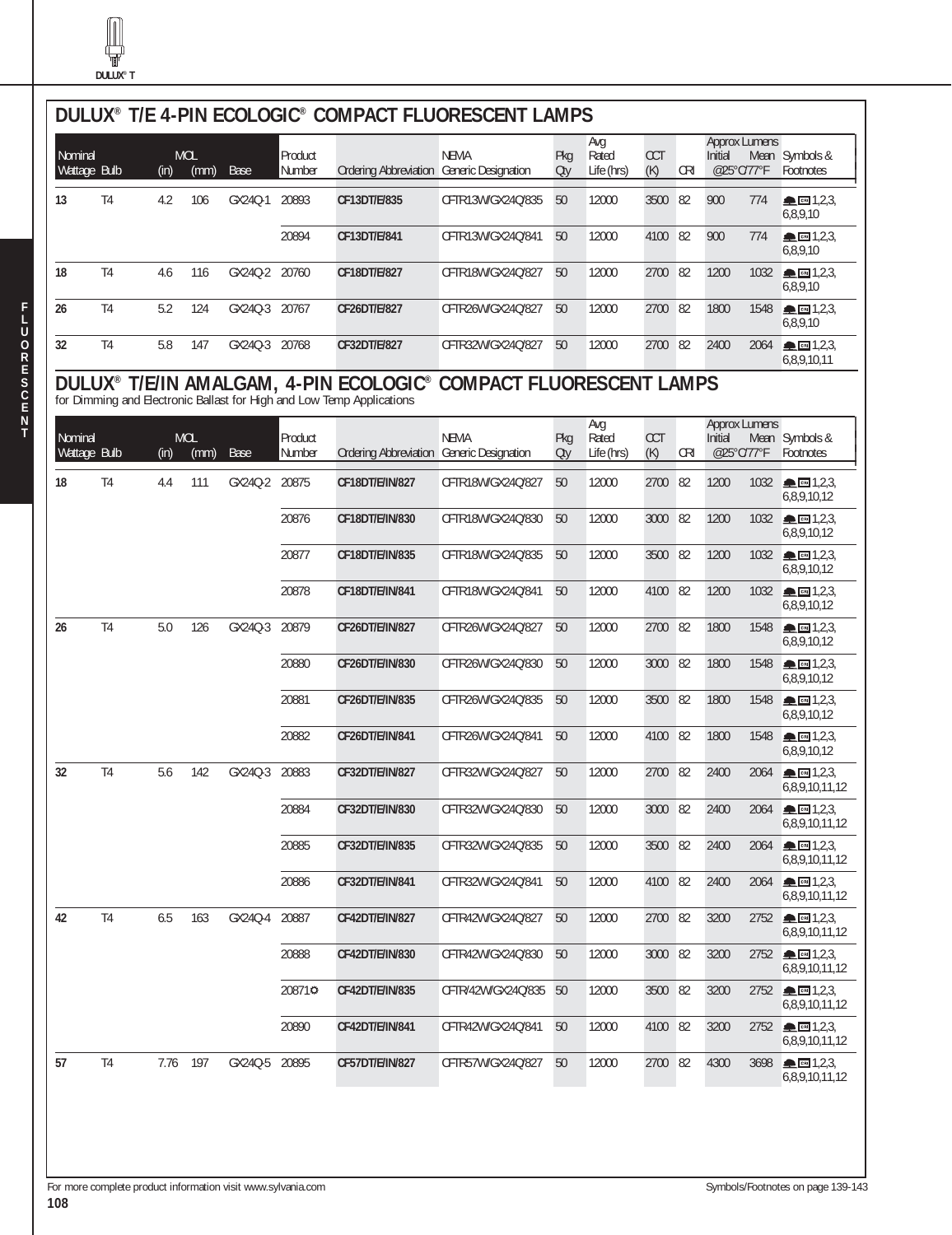## DULUX® T/E 4-PIN ECOLOGIC® COMPACT FLUORESCENT LAMPS

| Nominal Wattage | Bulb | MOL (in) | MOL (mm) | Base | Product Number | Ordering Abbreviation | NEMA Generic Designation | Pkg Qty | Avg Rated Life (hrs) | CCT (K) | CRI | Approx Lumens Initial @25°C/77°F | Approx Lumens Mean @25°C/77°F | Symbols & Footnotes |
|---|---|---|---|---|---|---|---|---|---|---|---|---|---|---|
| 13 | T4 | 4.2 | 106 | GX24Q-1 | 20893 | **CF13DT/E/835** | CFTR13W/GX24Q/835 | 50 | 12000 | 3500 | 82 | 900 | 774 | 1,2,3, 6,8,9,10 |
| | | | | | 20894 | **CF13DT/E/841** | CFTR13W/GX24Q/841 | 50 | 12000 | 4100 | 82 | 900 | 774 | 1,2,3, 6,8,9,10 |
| 18 | T4 | 4.6 | 116 | GX24Q-2 | 20760 | **CF18DT/E/827** | CFTR18W/GX24Q/827 | 50 | 12000 | 2700 | 82 | 1200 | 1032 | 1,2,3, 6,8,9,10 |
| 26 | T4 | 5.2 | 124 | GX24Q-3 | 20767 | **CF26DT/E/827** | CFTR26W/GX24Q/827 | 50 | 12000 | 2700 | 82 | 1800 | 1548 | 1,2,3, 6,8,9,10 |
| 32 | T4 | 5.8 | 147 | GX24Q-3 | 20768 | **CF32DT/E/827** | CFTR32W/GX24Q/827 | 50 | 12000 | 2700 | 82 | 2400 | 2064 | 1,2,3, 6,8,9,10,11 |

## DULUX® T/E/IN AMALGAM, 4-PIN ECOLOGIC® COMPACT FLUORESCENT LAMPS

for Dimming and Electronic Ballast for High and Low Temp Applications

| Nominal Wattage | Bulb | MOL (in) | MOL (mm) | Base | Product Number | Ordering Abbreviation | NEMA Generic Designation | Pkg Qty | Avg Rated Life (hrs) | CCT (K) | CRI | Approx Lumens Initial @25°C/77°F | Approx Lumens Mean @25°C/77°F | Symbols & Footnotes |
|---|---|---|---|---|---|---|---|---|---|---|---|---|---|---|
| 18 | T4 | 4.4 | 111 | GX24Q-2 | 20875 | **CF18DT/E/IN/827** | CFTR18W/GX24Q/827 | 50 | 12000 | 2700 | 82 | 1200 | 1032 | 1,2,3, 6,8,9,10,12 |
| | | | | | 20876 | **CF18DT/E/IN/830** | CFTR18W/GX24Q/830 | 50 | 12000 | 3000 | 82 | 1200 | 1032 | 1,2,3, 6,8,9,10,12 |
| | | | | | 20877 | **CF18DT/E/IN/835** | CFTR18W/GX24Q/835 | 50 | 12000 | 3500 | 82 | 1200 | 1032 | 1,2,3, 6,8,9,10,12 |
| | | | | | 20878 | **CF18DT/E/IN/841** | CFTR18W/GX24Q/841 | 50 | 12000 | 4100 | 82 | 1200 | 1032 | 1,2,3, 6,8,9,10,12 |
| 26 | T4 | 5.0 | 126 | GX24Q-3 | 20879 | **CF26DT/E/IN/827** | CFTR26W/GX24Q/827 | 50 | 12000 | 2700 | 82 | 1800 | 1548 | 1,2,3, 6,8,9,10,12 |
| | | | | | 20880 | **CF26DT/E/IN/830** | CFTR26W/GX24Q/830 | 50 | 12000 | 3000 | 82 | 1800 | 1548 | 1,2,3, 6,8,9,10,12 |
| | | | | | 20881 | **CF26DT/E/IN/835** | CFTR26W/GX24Q/835 | 50 | 12000 | 3500 | 82 | 1800 | 1548 | 1,2,3, 6,8,9,10,12 |
| | | | | | 20882 | **CF26DT/E/IN/841** | CFTR26W/GX24Q/841 | 50 | 12000 | 4100 | 82 | 1800 | 1548 | 1,2,3, 6,8,9,10,12 |
| 32 | T4 | 5.6 | 142 | GX24Q-3 | 20883 | **CF32DT/E/IN/827** | CFTR32W/GX24Q/827 | 50 | 12000 | 2700 | 82 | 2400 | 2064 | 1,2,3, 6,8,9,10,11,12 |
| | | | | | 20884 | **CF32DT/E/IN/830** | CFTR32W/GX24Q/830 | 50 | 12000 | 3000 | 82 | 2400 | 2064 | 1,2,3, 6,8,9,10,11,12 |
| | | | | | 20885 | **CF32DT/E/IN/835** | CFTR32W/GX24Q/835 | 50 | 12000 | 3500 | 82 | 2400 | 2064 | 1,2,3, 6,8,9,10,11,12 |
| | | | | | 20886 | **CF32DT/E/IN/841** | CFTR32W/GX24Q/841 | 50 | 12000 | 4100 | 82 | 2400 | 2064 | 1,2,3, 6,8,9,10,11,12 |
| 42 | T4 | 6.5 | 163 | GX24Q-4 | 20887 | **CF42DT/E/IN/827** | CFTR42W/GX24Q/827 | 50 | 12000 | 2700 | 82 | 3200 | 2752 | 1,2,3, 6,8,9,10,11,12 |
| | | | | | 20888 | **CF42DT/E/IN/830** | CFTR42W/GX24Q/830 | 50 | 12000 | 3000 | 82 | 3200 | 2752 | 1,2,3, 6,8,9,10,11,12 |
| | | | | | 20871☼ | **CF42DT/E/IN/835** | CFTR42W/GX24Q/835 | 50 | 12000 | 3500 | 82 | 3200 | 2752 | 1,2,3, 6,8,9,10,11,12 |
| | | | | | 20890 | **CF42DT/E/IN/841** | CFTR42W/GX24Q/841 | 50 | 12000 | 4100 | 82 | 3200 | 2752 | 1,2,3, 6,8,9,10,11,12 |
| 57 | T4 | 7.76 | 197 | GX24Q-5 | 20895 | **CF57DT/E/IN/827** | CFTR57W/GX24Q/827 | 50 | 12000 | 2700 | 82 | 4300 | 3698 | 1,2,3, 6,8,9,10,11,12 |

For more complete product information visit www.sylvania.com

Symbols/Footnotes on page 139-143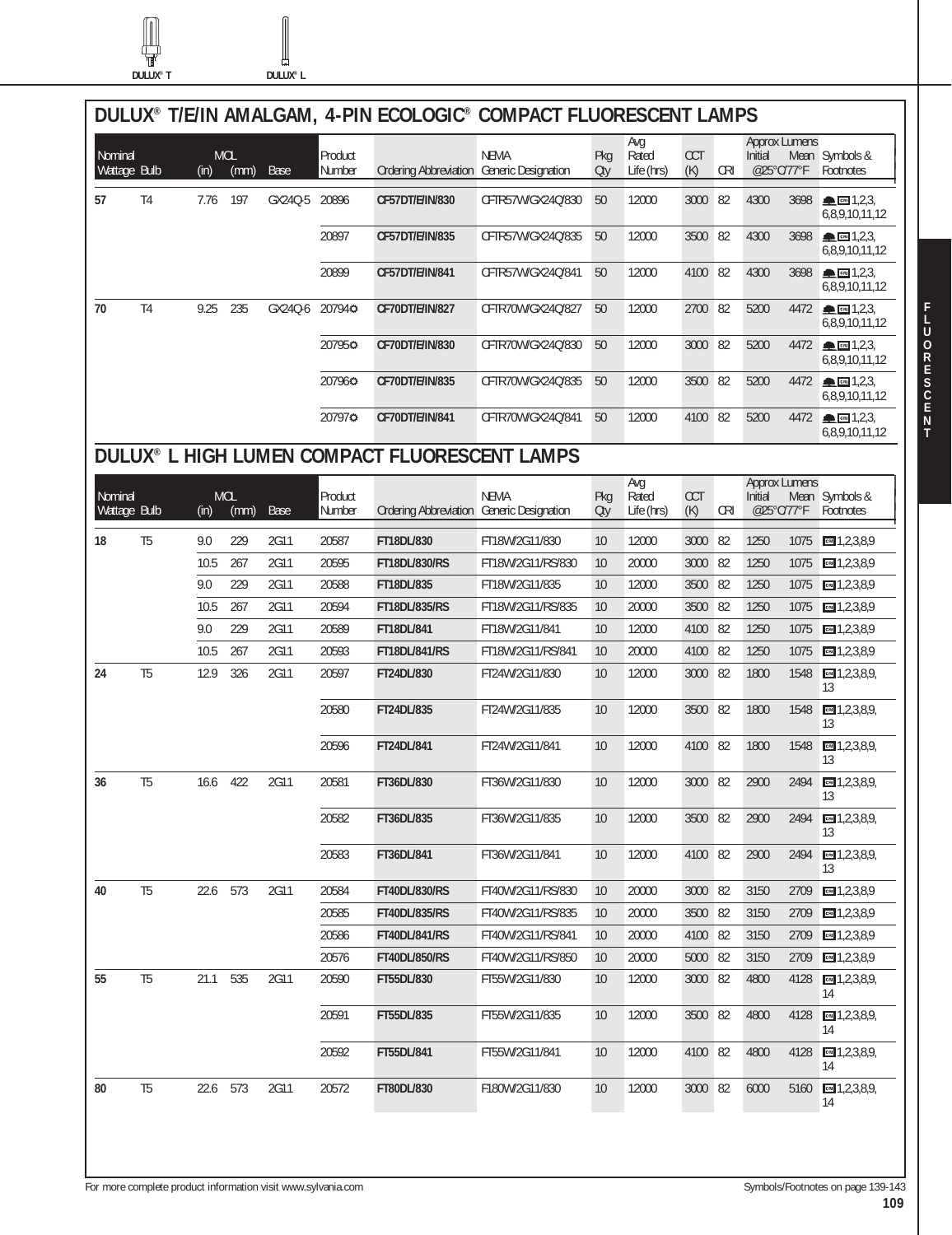DULUX® T DULUX® L

# DULUX® T/E/IN AMALGAM, 4-PIN ECOLOGIC® COMPACT FLUORESCENT LAMPS

| Nominal Wattage | Bulb | MOL (in) | MOL (mm) | Base | Product Number | Ordering Abbreviation | NEMA Generic Designation | Pkg Qty | Avg Rated Life (hrs) | CCT (K) | CRI | Approx Lumens Initial @25°C/77°F | Approx Lumens Mean @25°C/77°F | Symbols & Footnotes |
|---|---|---|---|---|---|---|---|---|---|---|---|---|---|---|
| 57 | T4 | 7.76 | 197 | GX24Q-5 | 20896 | CF57DT/E/IN/830 | CFTR57W/GX24Q/830 | 50 | 12000 | 3000 | 82 | 4300 | 3698 | 1,2,3,6,8,9,10,11,12 |
| | | | | | 20897 | CF57DT/E/IN/835 | CFTR57W/GX24Q/835 | 50 | 12000 | 3500 | 82 | 4300 | 3698 | 1,2,3,6,8,9,10,11,12 |
| | | | | | 20899 | CF57DT/E/IN/841 | CFTR57W/GX24Q/841 | 50 | 12000 | 4100 | 82 | 4300 | 3698 | 1,2,3,6,8,9,10,11,12 |
| 70 | T4 | 9.25 | 235 | GX24Q-6 | 20794✪ | CF70DT/E/IN/827 | CFTR70W/GX24Q/827 | 50 | 12000 | 2700 | 82 | 5200 | 4472 | 1,2,3,6,8,9,10,11,12 |
| | | | | | 20795✪ | CF70DT/E/IN/830 | CFTR70W/GX24Q/830 | 50 | 12000 | 3000 | 82 | 5200 | 4472 | 1,2,3,6,8,9,10,11,12 |
| | | | | | 20796✪ | CF70DT/E/IN/835 | CFTR70W/GX24Q/835 | 50 | 12000 | 3500 | 82 | 5200 | 4472 | 1,2,3,6,8,9,10,11,12 |
| | | | | | 20797✪ | CF70DT/E/IN/841 | CFTR70W/GX24Q/841 | 50 | 12000 | 4100 | 82 | 5200 | 4472 | 1,2,3,6,8,9,10,11,12 |

# DULUX® L HIGH LUMEN COMPACT FLUORESCENT LAMPS

| Nominal Wattage | Bulb | MOL (in) | MOL (mm) | Base | Product Number | Ordering Abbreviation | NEMA Generic Designation | Pkg Qty | Avg Rated Life (hrs) | CCT (K) | CRI | Approx Lumens Initial @25°C/77°F | Approx Lumens Mean @25°C/77°F | Symbols & Footnotes |
|---|---|---|---|---|---|---|---|---|---|---|---|---|---|---|
| 18 | T5 | 9.0 | 229 | 2G11 | 20587 | FT18DL/830 | FT18W/2G11/830 | 10 | 12000 | 3000 | 82 | 1250 | 1075 | 1,2,3,8,9 |
| | | 10.5 | 267 | 2G11 | 20595 | FT18DL/830/RS | FT18W/2G11/RS/830 | 10 | 20000 | 3000 | 82 | 1250 | 1075 | 1,2,3,8,9 |
| | | 9.0 | 229 | 2G11 | 20588 | FT18DL/835 | FT18W/2G11/835 | 10 | 12000 | 3500 | 82 | 1250 | 1075 | 1,2,3,8,9 |
| | | 10.5 | 267 | 2G11 | 20594 | FT18DL/835/RS | FT18W/2G11/RS/835 | 10 | 20000 | 3500 | 82 | 1250 | 1075 | 1,2,3,8,9 |
| | | 9.0 | 229 | 2G11 | 20589 | FT18DL/841 | FT18W/2G11/841 | 10 | 12000 | 4100 | 82 | 1250 | 1075 | 1,2,3,8,9 |
| | | 10.5 | 267 | 2G11 | 20593 | FT18DL/841/RS | FT18W/2G11/RS/841 | 10 | 20000 | 4100 | 82 | 1250 | 1075 | 1,2,3,8,9 |
| 24 | T5 | 12.9 | 326 | 2G11 | 20597 | FT24DL/830 | FT24W/2G11/830 | 10 | 12000 | 3000 | 82 | 1800 | 1548 | 1,2,3,8,9,13 |
| | | | | | 20580 | FT24DL/835 | FT24W/2G11/835 | 10 | 12000 | 3500 | 82 | 1800 | 1548 | 1,2,3,8,9,13 |
| | | | | | 20596 | FT24DL/841 | FT24W/2G11/841 | 10 | 12000 | 4100 | 82 | 1800 | 1548 | 1,2,3,8,9,13 |
| 36 | T5 | 16.6 | 422 | 2G11 | 20581 | FT36DL/830 | FT36W/2G11/830 | 10 | 12000 | 3000 | 82 | 2900 | 2494 | 1,2,3,8,9,13 |
| | | | | | 20582 | FT36DL/835 | FT36W/2G11/835 | 10 | 12000 | 3500 | 82 | 2900 | 2494 | 1,2,3,8,9,13 |
| | | | | | 20583 | FT36DL/841 | FT36W/2G11/841 | 10 | 12000 | 4100 | 82 | 2900 | 2494 | 1,2,3,8,9,13 |
| 40 | T5 | 22.6 | 573 | 2G11 | 20584 | FT40DL/830/RS | FT40W/2G11/RS/830 | 10 | 20000 | 3000 | 82 | 3150 | 2709 | 1,2,3,8,9 |
| | | | | | 20585 | FT40DL/835/RS | FT40W/2G11/RS/835 | 10 | 20000 | 3500 | 82 | 3150 | 2709 | 1,2,3,8,9 |
| | | | | | 20586 | FT40DL/841/RS | FT40W/2G11/RS/841 | 10 | 20000 | 4100 | 82 | 3150 | 2709 | 1,2,3,8,9 |
| | | | | | 20576 | FT40DL/850/RS | FT40W/2G11/RS/850 | 10 | 20000 | 5000 | 82 | 3150 | 2709 | 1,2,3,8,9 |
| 55 | T5 | 21.1 | 535 | 2G11 | 20590 | FT55DL/830 | FT55W/2G11/830 | 10 | 12000 | 3000 | 82 | 4800 | 4128 | 1,2,3,8,9,14 |
| | | | | | 20591 | FT55DL/835 | FT55W/2G11/835 | 10 | 12000 | 3500 | 82 | 4800 | 4128 | 1,2,3,8,9,14 |
| | | | | | 20592 | FT55DL/841 | FT55W/2G11/841 | 10 | 12000 | 4100 | 82 | 4800 | 4128 | 1,2,3,8,9,14 |
| 80 | T5 | 22.6 | 573 | 2G11 | 20572 | FT80DL/830 | F180W/2G11/830 | 10 | 12000 | 3000 | 82 | 6000 | 5160 | 1,2,3,8,9,14 |

For more complete product information visit www.sylvania.com

Symbols/Footnotes on page 139-143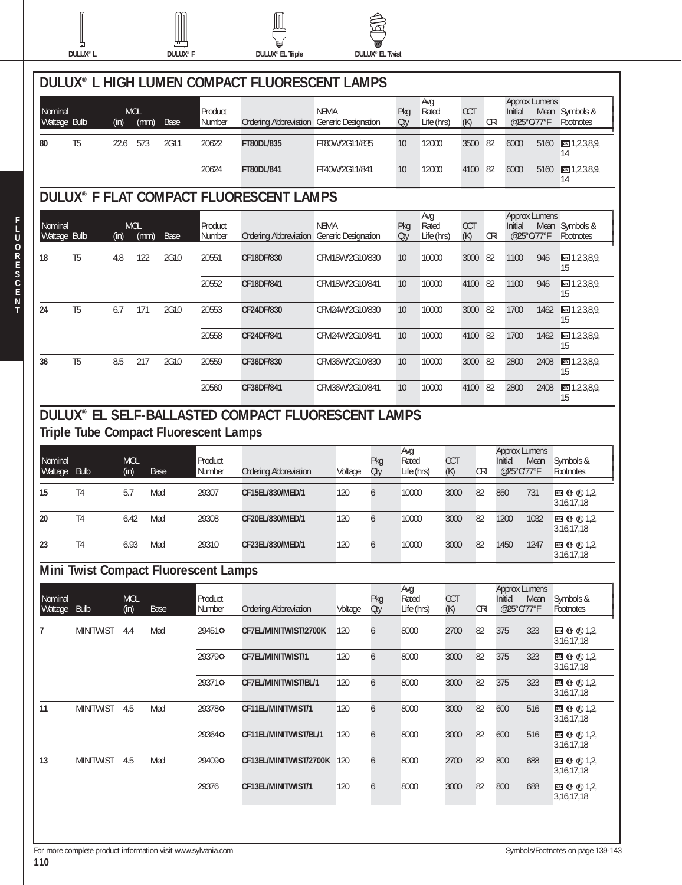DULUX® L DULUX® F DULUX® EL Triple DULUX® EL Twist

FLUORESCENT

## DULUX® L HIGH LUMEN COMPACT FLUORESCENT LAMPS

| Nominal Wattage | Bulb | MOL (in) | MOL (mm) | Base | Product Number | Ordering Abbreviation | NEMA Generic Designation | Pkg Qty | Avg Rated Life (hrs) | CCT (K) | CRI | Approx Lumens Initial @25°C/77°F | Approx Lumens Mean @25°C/77°F | Symbols & Footnotes |
|---|---|---|---|---|---|---|---|---|---|---|---|---|---|---|
| 80 | T5 | 22.6 | 573 | 2G11 | 20622 | **FT80DL/835** | FT80W/2G11/835 | 10 | 12000 | 3500 | 82 | 6000 | 5160 | CRI 1,2,3,8,9, 14 |
| | | | | | 20624 | **FT80DL/841** | FT40W/2G11/841 | 10 | 12000 | 4100 | 82 | 6000 | 5160 | CRI 1,2,3,8,9, 14 |

## DULUX® F FLAT COMPACT FLUORESCENT LAMPS

| Nominal Wattage | Bulb | MOL (in) | MOL (mm) | Base | Product Number | Ordering Abbreviation | NEMA Generic Designation | Pkg Qty | Avg Rated Life (hrs) | CCT (K) | CRI | Approx Lumens Initial @25°C/77°F | Approx Lumens Mean @25°C/77°F | Symbols & Footnotes |
|---|---|---|---|---|---|---|---|---|---|---|---|---|---|---|
| 18 | T5 | 4.8 | 122 | 2G10 | 20551 | **CF18DF/830** | CFM18W/2G10/830 | 10 | 10000 | 3000 | 82 | 1100 | 946 | CRI 1,2,3,8,9, 15 |
| | | | | | 20552 | **CF18DF/841** | CFM18W/2G10/841 | 10 | 10000 | 4100 | 82 | 1100 | 946 | CRI 1,2,3,8,9, 15 |
| 24 | T5 | 6.7 | 171 | 2G10 | 20553 | **CF24DF/830** | CFM24W/2G10/830 | 10 | 10000 | 3000 | 82 | 1700 | 1462 | CRI 1,2,3,8,9, 15 |
| | | | | | 20558 | **CF24DF/841** | CFM24W/2G10/841 | 10 | 10000 | 4100 | 82 | 1700 | 1462 | CRI 1,2,3,8,9, 15 |
| 36 | T5 | 8.5 | 217 | 2G10 | 20559 | **CF36DF/830** | CFM36W/2G10/830 | 10 | 10000 | 3000 | 82 | 2800 | 2408 | CRI 1,2,3,8,9, 15 |
| | | | | | 20560 | **CF36DF/841** | CFM36W/2G10/841 | 10 | 10000 | 4100 | 82 | 2800 | 2408 | CRI 1,2,3,8,9, 15 |

## DULUX® EL SELF-BALLASTED COMPACT FLUORESCENT LAMPS

### Triple Tube Compact Fluorescent Lamps

| Nominal Wattage | Bulb | MOL (in) | Base | Product Number | Ordering Abbreviation | Voltage | Pkg Qty | Avg Rated Life (hrs) | CCT (K) | CRI | Approx Lumens Initial @25°C/77°F | Approx Lumens Mean @25°C/77°F | Symbols & Footnotes |
|---|---|---|---|---|---|---|---|---|---|---|---|---|---|
| 15 | T4 | 5.7 | Med | 29307 | **CF15EL/830/MED/1** | 120 | 6 | 10000 | 3000 | 82 | 850 | 731 | CRI 1,2, 3,16,17,18 |
| 20 | T4 | 6.42 | Med | 29308 | **CF20EL/830/MED/1** | 120 | 6 | 10000 | 3000 | 82 | 1200 | 1032 | CRI 1,2, 3,16,17,18 |
| 23 | T4 | 6.93 | Med | 29310 | **CF23EL/830/MED/1** | 120 | 6 | 10000 | 3000 | 82 | 1450 | 1247 | CRI 1,2, 3,16,17,18 |

### Mini Twist Compact Fluorescent Lamps

| Nominal Wattage | Bulb | MOL (in) | Base | Product Number | Ordering Abbreviation | Voltage | Pkg Qty | Avg Rated Life (hrs) | CCT (K) | CRI | Approx Lumens Initial @25°C/77°F | Approx Lumens Mean @25°C/77°F | Symbols & Footnotes |
|---|---|---|---|---|---|---|---|---|---|---|---|---|---|
| 7 | MINITWIST | 4.4 | Med | 29451✪ | **CF7EL/MINITWIST/2700K** | 120 | 6 | 8000 | 2700 | 82 | 375 | 323 | CRI 1,2, 3,16,17,18 |
| | | | | 29379✪ | **CF7EL/MINITWIST/1** | 120 | 6 | 8000 | 3000 | 82 | 375 | 323 | CRI 1,2, 3,16,17,18 |
| | | | | 29371✪ | **CF7EL/MINITWIST/BL/1** | 120 | 6 | 8000 | 3000 | 82 | 375 | 323 | CRI 1,2, 3,16,17,18 |
| 11 | MINITWIST | 4.5 | Med | 29378✪ | **CF11EL/MINITWIST/1** | 120 | 6 | 8000 | 3000 | 82 | 600 | 516 | CRI 1,2, 3,16,17,18 |
| | | | | 29364✪ | **CF11EL/MINITWIST/BL/1** | 120 | 6 | 8000 | 3000 | 82 | 600 | 516 | CRI 1,2, 3,16,17,18 |
| 13 | MINITWIST | 4.5 | Med | 29409✪ | **CF13EL/MINITWIST/2700K** | 120 | 6 | 8000 | 2700 | 82 | 800 | 688 | CRI 1,2, 3,16,17,18 |
| | | | | 29376 | **CF13EL/MINITWIST/1** | 120 | 6 | 8000 | 3000 | 82 | 800 | 688 | CRI 1,2, 3,16,17,18 |

For more complete product information visit www.sylvania.com

Symbols/Footnotes on page 139-143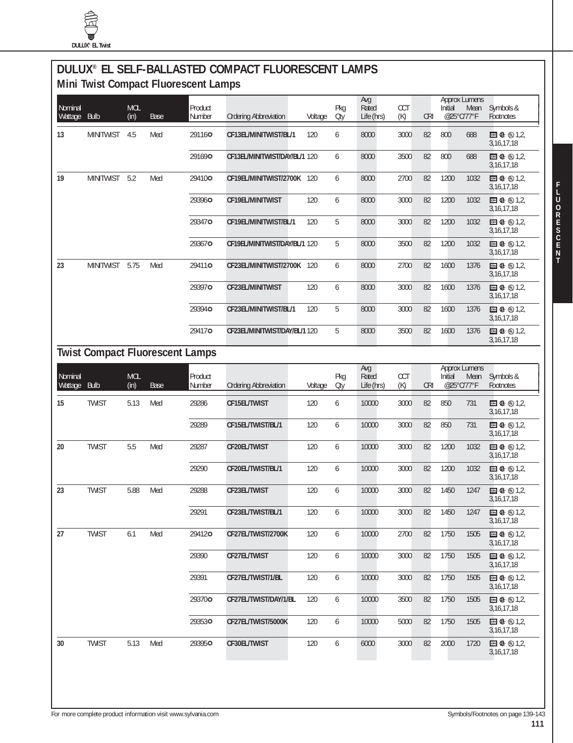# DULUX® EL SELF-BALLASTED COMPACT FLUORESCENT LAMPS

## Mini Twist Compact Fluorescent Lamps

| Nominal Wattage | Bulb | MOL (in) | Base | Product Number | Ordering Abbreviation | Voltage | Pkg Qty | Avg Rated Life (hrs) | CCT (K) | CRI | Approx Lumens Initial @25°C/77°F | Approx Lumens Mean @25°C/77°F | Symbols & Footnotes |
|---|---|---|---|---|---|---|---|---|---|---|---|---|---|
| 13 | MINITWIST | 4.5 | Med | 29116✪ | **CF13EL/MINITWIST/BL/1** | 120 | 6 | 8000 | 3000 | 82 | 800 | 688 | 1,2, 3,16,17,18 |
| | | | | 29169✪ | **CF13EL/MINITWIST/DAY/BL/1** | 120 | 6 | 8000 | 3500 | 82 | 800 | 688 | 1,2, 3,16,17,18 |
| 19 | MINITWIST | 5.2 | Med | 29410✪ | **CF19EL/MINITWIST/2700K** | 120 | 6 | 8000 | 2700 | 82 | 1200 | 1032 | 1,2, 3,16,17,18 |
| | | | | 29396✪ | **CF19EL/MINITWIST** | 120 | 6 | 8000 | 3000 | 82 | 1200 | 1032 | 1,2, 3,16,17,18 |
| | | | | 29347✪ | **CF19EL/MINITWIST/BL/1** | 120 | 5 | 8000 | 3000 | 82 | 1200 | 1032 | 1,2, 3,16,17,18 |
| | | | | 29367✪ | **CF19EL/MINITWIST/DAY/BL/1** | 120 | 5 | 8000 | 3500 | 82 | 1200 | 1032 | 1,2, 3,16,17,18 |
| 23 | MINITWIST | 5.75 | Med | 29411✪ | **CF23EL/MINITWIST/2700K** | 120 | 6 | 8000 | 2700 | 82 | 1600 | 1376 | 1,2, 3,16,17,18 |
| | | | | 29397✪ | **CF23EL/MINITWIST** | 120 | 6 | 8000 | 3000 | 82 | 1600 | 1376 | 1,2, 3,16,17,18 |
| | | | | 29394✪ | **CF23EL/MINITWIST/BL/1** | 120 | 5 | 8000 | 3000 | 82 | 1600 | 1376 | 1,2, 3,16,17,18 |
| | | | | 29417✪ | **CF23EL/MINITWIST/DAY/BL/1** | 120 | 5 | 8000 | 3500 | 82 | 1600 | 1376 | 1,2, 3,16,17,18 |

## Twist Compact Fluorescent Lamps

| Nominal Wattage | Bulb | MOL (in) | Base | Product Number | Ordering Abbreviation | Voltage | Pkg Qty | Avg Rated Life (hrs) | CCT (K) | CRI | Approx Lumens Initial @25°C/77°F | Approx Lumens Mean @25°C/77°F | Symbols & Footnotes |
|---|---|---|---|---|---|---|---|---|---|---|---|---|---|
| 15 | TWIST | 5.13 | Med | 29286 | **CF15EL/TWIST** | 120 | 6 | 10000 | 3000 | 82 | 850 | 731 | 1,2, 3,16,17,18 |
| | | | | 29289 | **CF15EL/TWIST/BL/1** | 120 | 6 | 10000 | 3000 | 82 | 850 | 731 | 1,2, 3,16,17,18 |
| 20 | TWIST | 5.5 | Med | 29287 | **CF20EL/TWIST** | 120 | 6 | 10000 | 3000 | 82 | 1200 | 1032 | 1,2, 3,16,17,18 |
| | | | | 29290 | **CF20EL/TWIST/BL/1** | 120 | 6 | 10000 | 3000 | 82 | 1200 | 1032 | 1,2, 3,16,17,18 |
| 23 | TWIST | 5.88 | Med | 29288 | **CF23EL/TWIST** | 120 | 6 | 10000 | 3000 | 82 | 1450 | 1247 | 1,2, 3,16,17,18 |
| | | | | 29291 | **CF23EL/TWIST/BL/1** | 120 | 6 | 10000 | 3000 | 82 | 1450 | 1247 | 1,2, 3,16,17,18 |
| 27 | TWIST | 6.1 | Med | 29412✪ | **CF27EL/TWIST/2700K** | 120 | 6 | 10000 | 2700 | 82 | 1750 | 1505 | 1,2, 3,16,17,18 |
| | | | | 29390 | **CF27EL/TWIST** | 120 | 6 | 10000 | 3000 | 82 | 1750 | 1505 | 1,2, 3,16,17,18 |
| | | | | 29391 | **CF27EL/TWIST/1/BL** | 120 | 6 | 10000 | 3000 | 82 | 1750 | 1505 | 1,2, 3,16,17,18 |
| | | | | 29370✪ | **CF27EL/TWIST/DAY/1/BL** | 120 | 6 | 10000 | 3500 | 82 | 1750 | 1505 | 1,2, 3,16,17,18 |
| | | | | 29353✪ | **CF27EL/TWIST/5000K** | 120 | 6 | 10000 | 5000 | 82 | 1750 | 1505 | 1,2, 3,16,17,18 |
| 30 | TWIST | 5.13 | Med | 29395✪ | **CF30EL/TWIST** | 120 | 6 | 6000 | 3000 | 82 | 2000 | 1720 | 1,2, 3,16,17,18 |

For more complete product information visit www.sylvania.com

Symbols/Footnotes on page 139-143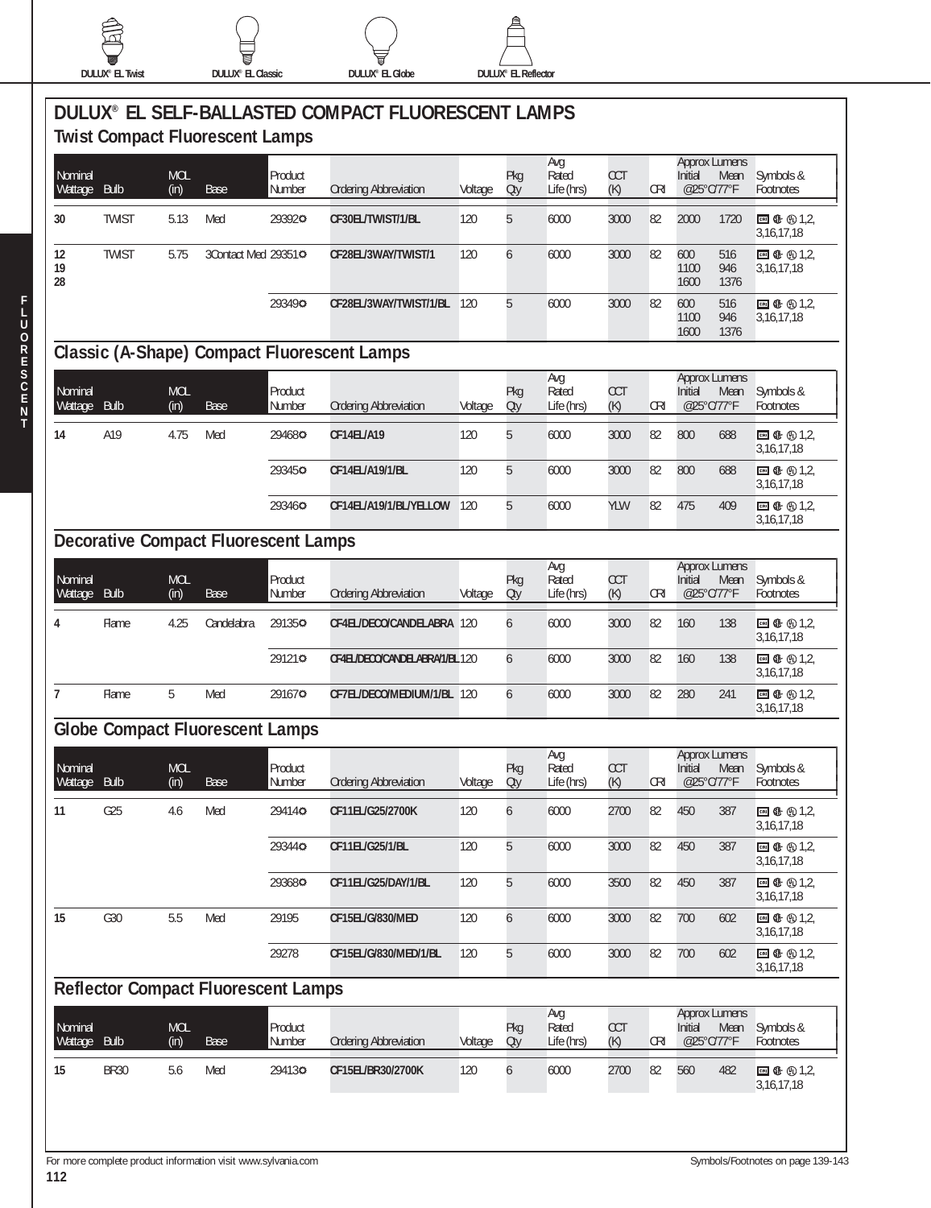DULUX® EL Twist DULUX® EL Classic DULUX® EL Globe DULUX® EL Reflector

# DULUX® EL SELF-BALLASTED COMPACT FLUORESCENT LAMPS

## Twist Compact Fluorescent Lamps

| Nominal Wattage | Bulb | MOL (in) | Base | Product Number | Ordering Abbreviation | Voltage | Pkg Qty | Avg Rated Life (hrs) | CCT (K) | CRI | Approx Lumens Initial @25°C/77°F | Approx Lumens Mean @25°C/77°F | Symbols & Footnotes |
|---|---|---|---|---|---|---|---|---|---|---|---|---|---|
| 30 | TWIST | 5.13 | Med | 29392✪ | CF30EL/TWIST/1/BL | 120 | 5 | 6000 | 3000 | 82 | 2000 | 1720 | 1,2, 3,16,17,18 |
| 12 19 28 | TWIST | 5.75 | 3Contact Med | 29351✪ | CF28EL/3WAY/TWIST/1 | 120 | 6 | 6000 | 3000 | 82 | 600 1100 1600 | 516 946 1376 | 1,2, 3,16,17,18 |
| | | | | 29349✪ | CF28EL/3WAY/TWIST/1/BL | 120 | 5 | 6000 | 3000 | 82 | 600 1100 1600 | 516 946 1376 | 1,2, 3,16,17,18 |

## Classic (A-Shape) Compact Fluorescent Lamps

| Nominal Wattage | Bulb | MOL (in) | Base | Product Number | Ordering Abbreviation | Voltage | Pkg Qty | Avg Rated Life (hrs) | CCT (K) | CRI | Approx Lumens Initial @25°C/77°F | Approx Lumens Mean @25°C/77°F | Symbols & Footnotes |
|---|---|---|---|---|---|---|---|---|---|---|---|---|---|
| 14 | A19 | 4.75 | Med | 29468✪ | CF14EL/A19 | 120 | 5 | 6000 | 3000 | 82 | 800 | 688 | 1,2, 3,16,17,18 |
| | | | | 29345✪ | CF14EL/A19/1/BL | 120 | 5 | 6000 | 3000 | 82 | 800 | 688 | 1,2, 3,16,17,18 |
| | | | | 29346✪ | CF14EL/A19/1/BL/YELLOW | 120 | 5 | 6000 | YLW | 82 | 475 | 409 | 1,2, 3,16,17,18 |

## Decorative Compact Fluorescent Lamps

| Nominal Wattage | Bulb | MOL (in) | Base | Product Number | Ordering Abbreviation | Voltage | Pkg Qty | Avg Rated Life (hrs) | CCT (K) | CRI | Approx Lumens Initial @25°C/77°F | Approx Lumens Mean @25°C/77°F | Symbols & Footnotes |
|---|---|---|---|---|---|---|---|---|---|---|---|---|---|
| 4 | Flame | 4.25 | Candelabra | 29135✪ | CF4EL/DECO/CANDELABRA | 120 | 6 | 6000 | 3000 | 82 | 160 | 138 | 1,2, 3,16,17,18 |
| | | | | 29121✪ | CF4EL/DECO/CANDELABRA/1/BL | 120 | 6 | 6000 | 3000 | 82 | 160 | 138 | 1,2, 3,16,17,18 |
| 7 | Flame | 5 | Med | 29167✪ | CF7EL/DECO/MEDIUM/1/BL | 120 | 6 | 6000 | 3000 | 82 | 280 | 241 | 1,2, 3,16,17,18 |

## Globe Compact Fluorescent Lamps

| Nominal Wattage | Bulb | MOL (in) | Base | Product Number | Ordering Abbreviation | Voltage | Pkg Qty | Avg Rated Life (hrs) | CCT (K) | CRI | Approx Lumens Initial @25°C/77°F | Approx Lumens Mean @25°C/77°F | Symbols & Footnotes |
|---|---|---|---|---|---|---|---|---|---|---|---|---|---|
| 11 | G25 | 4.6 | Med | 29414✪ | CF11EL/G25/2700K | 120 | 6 | 6000 | 2700 | 82 | 450 | 387 | 1,2, 3,16,17,18 |
| | | | | 29344✪ | CF11EL/G25/1/BL | 120 | 5 | 6000 | 3000 | 82 | 450 | 387 | 1,2, 3,16,17,18 |
| | | | | 29368✪ | CF11EL/G25/DAY/1/BL | 120 | 5 | 6000 | 3500 | 82 | 450 | 387 | 1,2, 3,16,17,18 |
| 15 | G30 | 5.5 | Med | 29195 | CF15EL/G/830/MED | 120 | 6 | 6000 | 3000 | 82 | 700 | 602 | 1,2, 3,16,17,18 |
| | | | | 29278 | CF15EL/G/830/MED/1/BL | 120 | 5 | 6000 | 3000 | 82 | 700 | 602 | 1,2, 3,16,17,18 |

## Reflector Compact Fluorescent Lamps

| Nominal Wattage | Bulb | MOL (in) | Base | Product Number | Ordering Abbreviation | Voltage | Pkg Qty | Avg Rated Life (hrs) | CCT (K) | CRI | Approx Lumens Initial @25°C/77°F | Approx Lumens Mean @25°C/77°F | Symbols & Footnotes |
|---|---|---|---|---|---|---|---|---|---|---|---|---|---|
| 15 | BR30 | 5.6 | Med | 29413✪ | CF15EL/BR30/2700K | 120 | 6 | 6000 | 2700 | 82 | 560 | 482 | 1,2, 3,16,17,18 |

For more complete product information visit www.sylvania.com

Symbols/Footnotes on page 139-143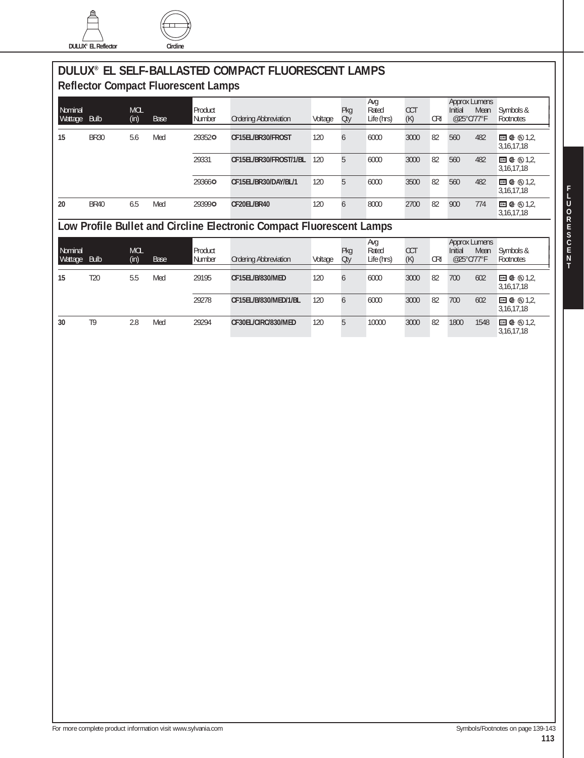DULUX® EL Reflector    Circline

# DULUX® EL SELF-BALLASTED COMPACT FLUORESCENT LAMPS

## Reflector Compact Fluorescent Lamps

| Nominal Wattage | Bulb | MOL (in) | Base | Product Number | Ordering Abbreviation | Voltage | Pkg Qty | Avg Rated Life (hrs) | CCT (K) | CRI | Approx Lumens Initial @25°C/77°F | Approx Lumens Mean @25°C/77°F | Symbols & Footnotes |
|---|---|---|---|---|---|---|---|---|---|---|---|---|---|
| **15** | BR30 | 5.6 | Med | 29352☼ | **CF15EL/BR30/FROST** | 120 | 6 | 6000 | 3000 | 82 | 560 | 482 | CRI cUL UL 1,2, 3,16,17,18 |
| | | | | 29331 | **CF15EL/BR30/FROST/1/BL** | 120 | 5 | 6000 | 3000 | 82 | 560 | 482 | CRI cUL UL 1,2, 3,16,17,18 |
| | | | | 29366☼ | **CF15EL/BR30/DAY/BL/1** | 120 | 5 | 6000 | 3500 | 82 | 560 | 482 | CRI cUL UL 1,2, 3,16,17,18 |
| **20** | BR40 | 6.5 | Med | 29399☼ | **CF20EL/BR40** | 120 | 6 | 8000 | 2700 | 82 | 900 | 774 | CRI cUL UL 1,2, 3,16,17,18 |

## Low Profile Bullet and Circline Electronic Compact Fluorescent Lamps

| Nominal Wattage | Bulb | MOL (in) | Base | Product Number | Ordering Abbreviation | Voltage | Pkg Qty | Avg Rated Life (hrs) | CCT (K) | CRI | Approx Lumens Initial @25°C/77°F | Approx Lumens Mean @25°C/77°F | Symbols & Footnotes |
|---|---|---|---|---|---|---|---|---|---|---|---|---|---|
| **15** | T20 | 5.5 | Med | 29195 | **CF15EL/B/830/MED** | 120 | 6 | 6000 | 3000 | 82 | 700 | 602 | CRI cUL UL 1,2, 3,16,17,18 |
| | | | | 29278 | **CF15EL/B/830/MED/1/BL** | 120 | 6 | 6000 | 3000 | 82 | 700 | 602 | CRI cUL UL 1,2, 3,16,17,18 |
| **30** | T9 | 2.8 | Med | 29294 | **CF30EL/CIRC/830/MED** | 120 | 5 | 10000 | 3000 | 82 | 1800 | 1548 | CRI cUL UL 1,2, 3,16,17,18 |

For more complete product information visit www.sylvania.com

Symbols/Footnotes on page 139-143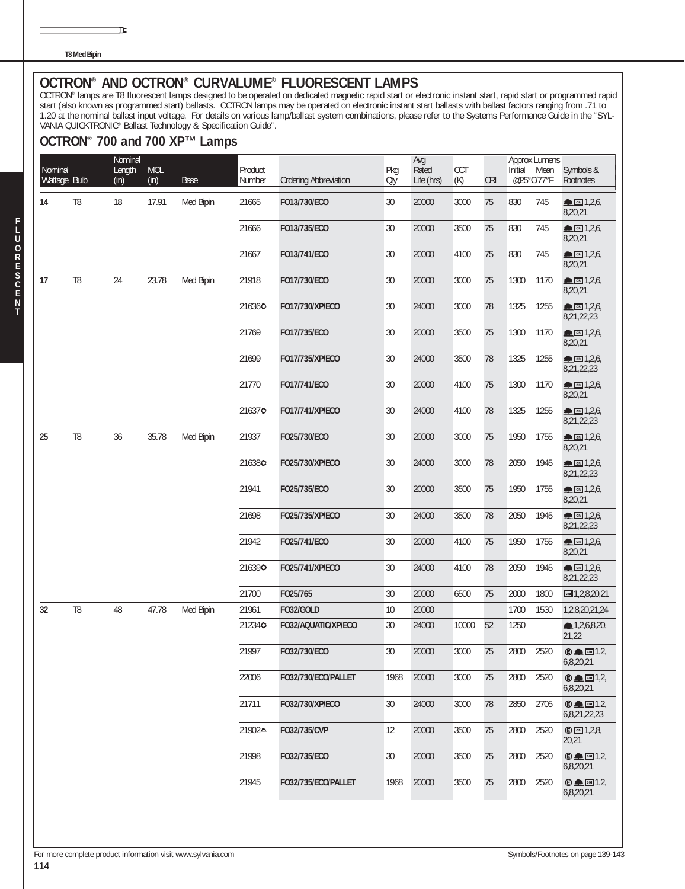T8 Med Bipin

# OCTRON® AND OCTRON® CURVALUME® FLUORESCENT LAMPS

OCTRON® lamps are T8 fluorescent lamps designed to be operated on dedicated magnetic rapid start or electronic instant start, rapid start or programmed rapid start (also known as programmed start) ballasts. OCTRON lamps may be operated on electronic instant start ballasts with ballast factors ranging from .71 to 1.20 at the nominal ballast input voltage. For details on various lamp/ballast system combinations, please refer to the Systems Performance Guide in the "SYLVANIA QUICKTRONIC® Ballast Technology & Specification Guide".

## OCTRON® 700 and 700 XP™ Lamps

| Nominal Wattage | Bulb | Nominal Length (in) | MOL (in) | Base | Product Number | Ordering Abbreviation | Pkg Qty | Avg Rated Life (hrs) | CCT (K) | CRI | Approx Lumens Initial | Approx Lumens Mean @25°C/77°F | Symbols & Footnotes |
|---|---|---|---|---|---|---|---|---|---|---|---|---|---|
| 14 | T8 | 18 | 17.91 | Med Bipin | 21665 | FO13/730/ECO | 30 | 20000 | 3000 | 75 | 830 | 745 | 1,2,6,8,20,21 |
| | | | | | 21666 | FO13/735/ECO | 30 | 20000 | 3500 | 75 | 830 | 745 | 1,2,6,8,20,21 |
| | | | | | 21667 | FO13/741/ECO | 30 | 20000 | 4100 | 75 | 830 | 745 | 1,2,6,8,20,21 |
| 17 | T8 | 24 | 23.78 | Med Bipin | 21918 | FO17/730/ECO | 30 | 20000 | 3000 | 75 | 1300 | 1170 | 1,2,6,8,20,21 |
| | | | | | 21636 | FO17/730/XP/ECO | 30 | 24000 | 3000 | 78 | 1325 | 1255 | 1,2,6,8,21,22,23 |
| | | | | | 21769 | FO17/735/ECO | 30 | 20000 | 3500 | 75 | 1300 | 1170 | 1,2,6,8,20,21 |
| | | | | | 21699 | FO17/735/XP/ECO | 30 | 24000 | 3500 | 78 | 1325 | 1255 | 1,2,6,8,21,22,23 |
| | | | | | 21770 | FO17/741/ECO | 30 | 20000 | 4100 | 75 | 1300 | 1170 | 1,2,6,8,20,21 |
| | | | | | 21637 | FO17/741/XP/ECO | 30 | 24000 | 4100 | 78 | 1325 | 1255 | 1,2,6,8,21,22,23 |
| 25 | T8 | 36 | 35.78 | Med Bipin | 21937 | FO25/730/ECO | 30 | 20000 | 3000 | 75 | 1950 | 1755 | 1,2,6,8,20,21 |
| | | | | | 21638 | FO25/730/XP/ECO | 30 | 24000 | 3000 | 78 | 2050 | 1945 | 1,2,6,8,21,22,23 |
| | | | | | 21941 | FO25/735/ECO | 30 | 20000 | 3500 | 75 | 1950 | 1755 | 1,2,6,8,20,21 |
| | | | | | 21698 | FO25/735/XP/ECO | 30 | 24000 | 3500 | 78 | 2050 | 1945 | 1,2,6,8,21,22,23 |
| | | | | | 21942 | FO25/741/ECO | 30 | 20000 | 4100 | 75 | 1950 | 1755 | 1,2,6,8,20,21 |
| | | | | | 21639 | FO25/741/XP/ECO | 30 | 24000 | 4100 | 78 | 2050 | 1945 | 1,2,6,8,21,22,23 |
| | | | | | 21700 | FO25/765 | 30 | 20000 | 6500 | 75 | 2000 | 1800 | 1,2,8,20,21 |
| 32 | T8 | 48 | 47.78 | Med Bipin | 21961 | FO32/GOLD | 10 | 20000 | | | 1700 | 1530 | 1,2,8,20,21,24 |
| | | | | | 21234 | FO32/AQUATIC/XP/ECO | 30 | 24000 | 10000 | 52 | 1250 | | 1,2,6,8,20,21,22 |
| | | | | | 21997 | FO32/730/ECO | 30 | 20000 | 3000 | 75 | 2800 | 2520 | 1,2,6,8,20,21 |
| | | | | | 22006 | FO32/730/ECO/PALLET | 1968 | 20000 | 3000 | 75 | 2800 | 2520 | 1,2,6,8,20,21 |
| | | | | | 21711 | FO32/730/XP/ECO | 30 | 24000 | 3000 | 78 | 2850 | 2705 | 1,2,6,8,21,22,23 |
| | | | | | 21902 | FO32/735/CVP | 12 | 20000 | 3500 | 75 | 2800 | 2520 | 1,2,8,20,21 |
| | | | | | 21998 | FO32/735/ECO | 30 | 20000 | 3500 | 75 | 2800 | 2520 | 1,2,6,8,20,21 |
| | | | | | 21945 | FO32/735/ECO/PALLET | 1968 | 20000 | 3500 | 75 | 2800 | 2520 | 1,2,6,8,20,21 |

For more complete product information visit www.sylvania.com

Symbols/Footnotes on page 139-143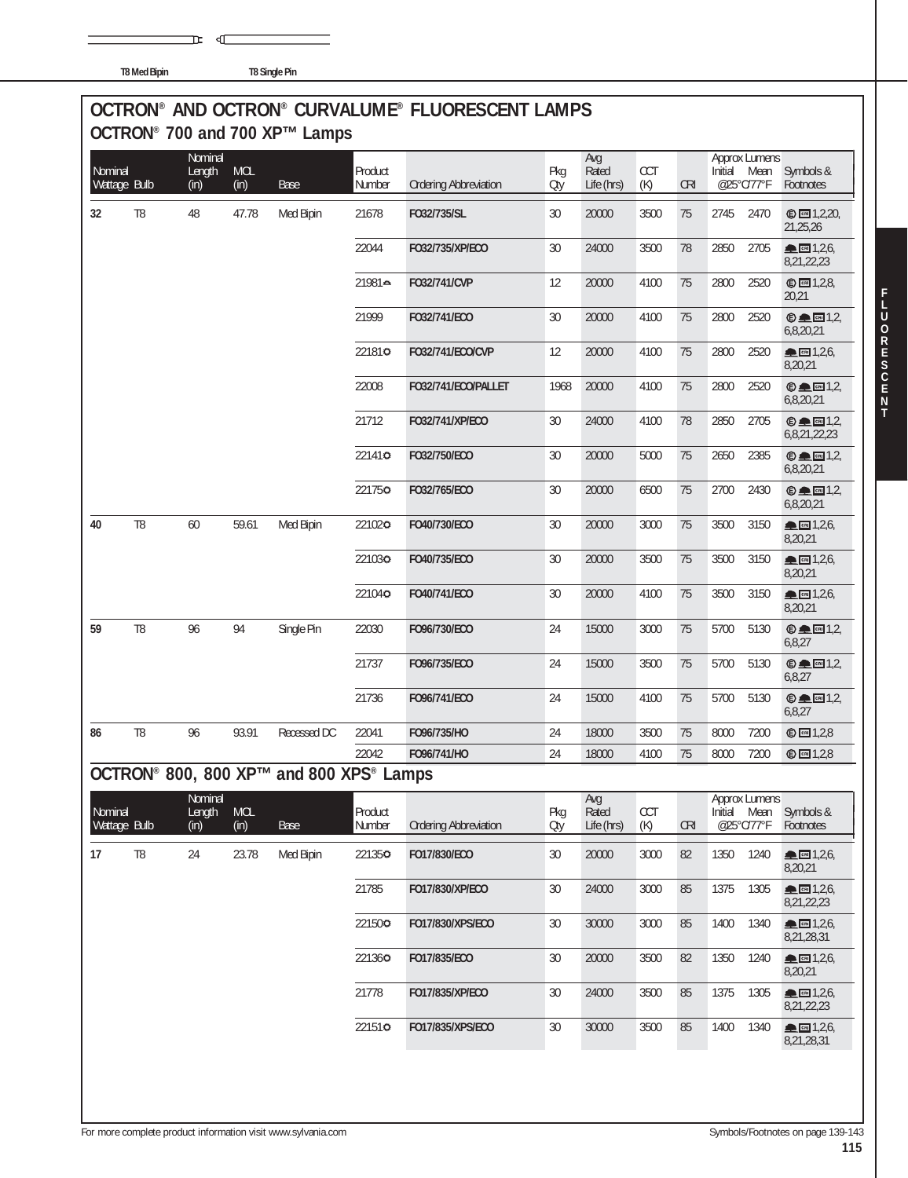T8 Med Bipin    T8 Single Pin

# OCTRON® AND OCTRON® CURVALUME® FLUORESCENT LAMPS

## OCTRON® 700 and 700 XP™ Lamps

| Nominal Wattage | Bulb | Nominal Length (in) | MOL (in) | Base | Product Number | Ordering Abbreviation | Pkg Qty | Avg Rated Life (hrs) | CCT (K) | CRI | Approx Lumens Initial @25°C/77°F | Approx Lumens Mean @25°C/77°F | Symbols & Footnotes |
|---|---|---|---|---|---|---|---|---|---|---|---|---|---|
| 32 | T8 | 48 | 47.78 | Med Bipin | 21678 | FO32/735/SL | 30 | 20000 | 3500 | 75 | 2745 | 2470 | 1,2,20,21,25,26 |
| | | | | | 22044 | FO32/735/XP/ECO | 30 | 24000 | 3500 | 78 | 2850 | 2705 | 1,2,6,8,21,22,23 |
| | | | | | 21981 | FO32/741/CVP | 12 | 20000 | 4100 | 75 | 2800 | 2520 | 1,2,8,20,21 |
| | | | | | 21999 | FO32/741/ECO | 30 | 20000 | 4100 | 75 | 2800 | 2520 | 1,2,6,8,20,21 |
| | | | | | 22181 | FO32/741/ECO/CVP | 12 | 20000 | 4100 | 75 | 2800 | 2520 | 1,2,6,8,20,21 |
| | | | | | 22008 | FO32/741/ECO/PALLET | 1968 | 20000 | 4100 | 75 | 2800 | 2520 | 1,2,6,8,20,21 |
| | | | | | 21712 | FO32/741/XP/ECO | 30 | 24000 | 4100 | 78 | 2850 | 2705 | 1,2,6,8,21,22,23 |
| | | | | | 22141 | FO32/750/ECO | 30 | 20000 | 5000 | 75 | 2650 | 2385 | 1,2,6,8,20,21 |
| | | | | | 22175 | FO32/765/ECO | 30 | 20000 | 6500 | 75 | 2700 | 2430 | 1,2,6,8,20,21 |
| 40 | T8 | 60 | 59.61 | Med Bipin | 22102 | FO40/730/ECO | 30 | 20000 | 3000 | 75 | 3500 | 3150 | 1,2,6,8,20,21 |
| | | | | | 22103 | FO40/735/ECO | 30 | 20000 | 3500 | 75 | 3500 | 3150 | 1,2,6,8,20,21 |
| | | | | | 22104 | FO40/741/ECO | 30 | 20000 | 4100 | 75 | 3500 | 3150 | 1,2,6,8,20,21 |
| 59 | T8 | 96 | 94 | Single Pin | 22030 | FO96/730/ECO | 24 | 15000 | 3000 | 75 | 5700 | 5130 | 1,2,6,8,27 |
| | | | | | 21737 | FO96/735/ECO | 24 | 15000 | 3500 | 75 | 5700 | 5130 | 1,2,6,8,27 |
| | | | | | 21736 | FO96/741/ECO | 24 | 15000 | 4100 | 75 | 5700 | 5130 | 1,2,6,8,27 |
| 86 | T8 | 96 | 93.91 | Recessed DC | 22041 | FO96/735/HO | 24 | 18000 | 3500 | 75 | 8000 | 7200 | 1,2,8 |
| | | | | | 22042 | FO96/741/HO | 24 | 18000 | 4100 | 75 | 8000 | 7200 | 1,2,8 |

## OCTRON® 800, 800 XP™ and 800 XPS® Lamps

| Nominal Wattage | Bulb | Nominal Length (in) | MOL (in) | Base | Product Number | Ordering Abbreviation | Pkg Qty | Avg Rated Life (hrs) | CCT (K) | CRI | Approx Lumens Initial @25°C/77°F | Approx Lumens Mean @25°C/77°F | Symbols & Footnotes |
|---|---|---|---|---|---|---|---|---|---|---|---|---|---|
| 17 | T8 | 24 | 23.78 | Med Bipin | 22135 | FO17/830/ECO | 30 | 20000 | 3000 | 82 | 1350 | 1240 | 1,2,6,8,20,21 |
| | | | | | 21785 | FO17/830/XP/ECO | 30 | 24000 | 3000 | 85 | 1375 | 1305 | 1,2,6,8,21,22,23 |
| | | | | | 22150 | FO17/830/XPS/ECO | 30 | 30000 | 3000 | 85 | 1400 | 1340 | 1,2,6,8,21,28,31 |
| | | | | | 22136 | FO17/835/ECO | 30 | 20000 | 3500 | 82 | 1350 | 1240 | 1,2,6,8,20,21 |
| | | | | | 21778 | FO17/835/XP/ECO | 30 | 24000 | 3500 | 85 | 1375 | 1305 | 1,2,6,8,21,22,23 |
| | | | | | 22151 | FO17/835/XPS/ECO | 30 | 30000 | 3500 | 85 | 1400 | 1340 | 1,2,6,8,21,28,31 |

For more complete product information visit www.sylvania.com

Symbols/Footnotes on page 139-143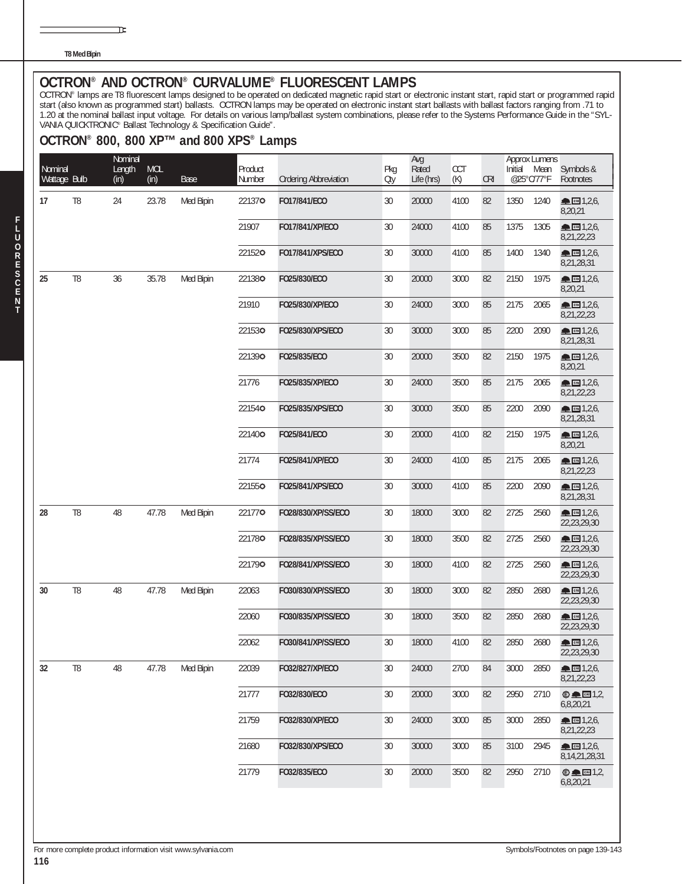T8 Med Bipin

# OCTRON® AND OCTRON® CURVALUME® FLUORESCENT LAMPS

OCTRON® lamps are T8 fluorescent lamps designed to be operated on dedicated magnetic rapid start or electronic instant start, rapid start or programmed rapid start (also known as programmed start) ballasts. OCTRON lamps may be operated on electronic instant start ballasts with ballast factors ranging from .71 to 1.20 at the nominal ballast input voltage. For details on various lamp/ballast system combinations, please refer to the Systems Performance Guide in the "SYLVANIA QUICKTRONIC® Ballast Technology & Specification Guide".

## OCTRON® 800, 800 XP™ and 800 XPS® Lamps

| Nominal Wattage | Bulb | Nominal Length (in) | MOL (in) | Base | Product Number | Ordering Abbreviation | Pkg Qty | Avg Rated Life (hrs) | CCT (K) | CRI | Approx Lumens Initial @25°C/77°F | Approx Lumens Mean @25°C/77°F | Symbols & Footnotes |
|---|---|---|---|---|---|---|---|---|---|---|---|---|---|
| 17 | T8 | 24 | 23.78 | Med Bipin | 22137✪ | **FO17/841/ECO** | 30 | 20000 | 4100 | 82 | 1350 | 1240 | 1,2,6,8,20,21 |
| | | | | | 21907 | **FO17/841/XP/ECO** | 30 | 24000 | 4100 | 85 | 1375 | 1305 | 1,2,6,8,21,22,23 |
| | | | | | 22152✪ | **FO17/841/XPS/ECO** | 30 | 30000 | 4100 | 85 | 1400 | 1340 | 1,2,6,8,21,28,31 |
| 25 | T8 | 36 | 35.78 | Med Bipin | 22138✪ | **FO25/830/ECO** | 30 | 20000 | 3000 | 82 | 2150 | 1975 | 1,2,6,8,20,21 |
| | | | | | 21910 | **FO25/830/XP/ECO** | 30 | 24000 | 3000 | 85 | 2175 | 2065 | 1,2,6,8,21,22,23 |
| | | | | | 22153✪ | **FO25/830/XPS/ECO** | 30 | 30000 | 3000 | 85 | 2200 | 2090 | 1,2,6,8,21,28,31 |
| | | | | | 22139✪ | **FO25/835/ECO** | 30 | 20000 | 3500 | 82 | 2150 | 1975 | 1,2,6,8,20,21 |
| | | | | | 21776 | **FO25/835/XP/ECO** | 30 | 24000 | 3500 | 85 | 2175 | 2065 | 1,2,6,8,21,22,23 |
| | | | | | 22154✪ | **FO25/835/XPS/ECO** | 30 | 30000 | 3500 | 85 | 2200 | 2090 | 1,2,6,8,21,28,31 |
| | | | | | 22140✪ | **FO25/841/ECO** | 30 | 20000 | 4100 | 82 | 2150 | 1975 | 1,2,6,8,20,21 |
| | | | | | 21774 | **FO25/841/XP/ECO** | 30 | 24000 | 4100 | 85 | 2175 | 2065 | 1,2,6,8,21,22,23 |
| | | | | | 22155✪ | **FO25/841/XPS/ECO** | 30 | 30000 | 4100 | 85 | 2200 | 2090 | 1,2,6,8,21,28,31 |
| 28 | T8 | 48 | 47.78 | Med Bipin | 22177✪ | **FO28/830/XP/SS/ECO** | 30 | 18000 | 3000 | 82 | 2725 | 2560 | 1,2,6,22,23,29,30 |
| | | | | | 22178✪ | **FO28/835/XP/SS/ECO** | 30 | 18000 | 3500 | 82 | 2725 | 2560 | 1,2,6,22,23,29,30 |
| | | | | | 22179✪ | **FO28/841/XP/SS/ECO** | 30 | 18000 | 4100 | 82 | 2725 | 2560 | 1,2,6,22,23,29,30 |
| 30 | T8 | 48 | 47.78 | Med Bipin | 22063 | **FO30/830/XP/SS/ECO** | 30 | 18000 | 3000 | 82 | 2850 | 2680 | 1,2,6,22,23,29,30 |
| | | | | | 22060 | **FO30/835/XP/SS/ECO** | 30 | 18000 | 3500 | 82 | 2850 | 2680 | 1,2,6,22,23,29,30 |
| | | | | | 22062 | **FO30/841/XP/SS/ECO** | 30 | 18000 | 4100 | 82 | 2850 | 2680 | 1,2,6,22,23,29,30 |
| 32 | T8 | 48 | 47.78 | Med Bipin | 22039 | **FO32/827/XP/ECO** | 30 | 24000 | 2700 | 84 | 3000 | 2850 | 1,2,6,8,21,22,23 |
| | | | | | 21777 | **FO32/830/ECO** | 30 | 20000 | 3000 | 82 | 2950 | 2710 | 1,2,6,8,20,21 |
| | | | | | 21759 | **FO32/830/XP/ECO** | 30 | 24000 | 3000 | 85 | 3000 | 2850 | 1,2,6,8,21,22,23 |
| | | | | | 21680 | **FO32/830/XPS/ECO** | 30 | 30000 | 3000 | 85 | 3100 | 2945 | 1,2,6,8,14,21,28,31 |
| | | | | | 21779 | **FO32/835/ECO** | 30 | 20000 | 3500 | 82 | 2950 | 2710 | 1,2,6,8,20,21 |

For more complete product information visit www.sylvania.com

Symbols/Footnotes on page 139-143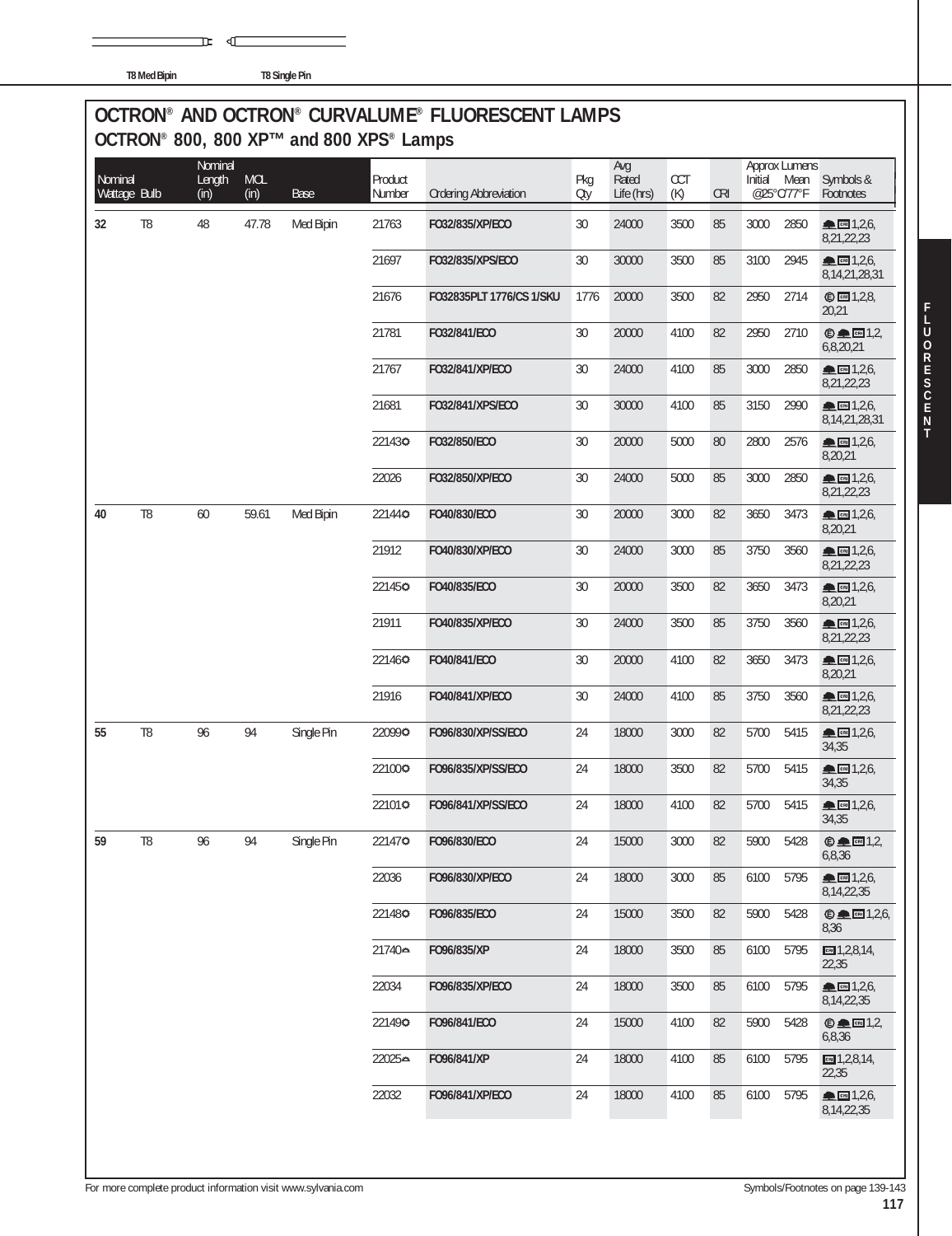T8 Med Bipin T8 Single Pin

# OCTRON® AND OCTRON® CURVALUME® FLUORESCENT LAMPS

## OCTRON® 800, 800 XP™ and 800 XPS® Lamps

| Nominal Wattage | Bulb | Nominal Length (in) | MOL (in) | Base | Product Number | Ordering Abbreviation | Pkg Qty | Avg Rated Life (hrs) | CCT (K) | CRI | Approx Lumens Initial @25°C/77°F | Approx Lumens Mean @25°C/77°F | Symbols & Footnotes |
|---|---|---|---|---|---|---|---|---|---|---|---|---|---|
| 32 | T8 | 48 | 47.78 | Med Bipin | 21763 | FO32/835/XP/ECO | 30 | 24000 | 3500 | 85 | 3000 | 2850 | 1,2,6, 8,21,22,23 |
| | | | | | 21697 | FO32/835/XPS/ECO | 30 | 30000 | 3500 | 85 | 3100 | 2945 | 1,2,6, 8,14,21,28,31 |
| | | | | | 21676 | FO32835PLT 1776/CS 1/SKU | 1776 | 20000 | 3500 | 82 | 2950 | 2714 | 1,2,8, 20,21 |
| | | | | | 21781 | FO32/841/ECO | 30 | 20000 | 4100 | 82 | 2950 | 2710 | 1,2, 6,8,20,21 |
| | | | | | 21767 | FO32/841/XP/ECO | 30 | 24000 | 4100 | 85 | 3000 | 2850 | 1,2,6, 8,21,22,23 |
| | | | | | 21681 | FO32/841/XPS/ECO | 30 | 30000 | 4100 | 85 | 3150 | 2990 | 1,2,6, 8,14,21,28,31 |
| | | | | | 22143 | FO32/850/ECO | 30 | 20000 | 5000 | 80 | 2800 | 2576 | 1,2,6, 8,20,21 |
| | | | | | 22026 | FO32/850/XP/ECO | 30 | 24000 | 5000 | 85 | 3000 | 2850 | 1,2,6, 8,21,22,23 |
| 40 | T8 | 60 | 59.61 | Med Bipin | 22144 | FO40/830/ECO | 30 | 20000 | 3000 | 82 | 3650 | 3473 | 1,2,6, 8,20,21 |
| | | | | | 21912 | FO40/830/XP/ECO | 30 | 24000 | 3000 | 85 | 3750 | 3560 | 1,2,6, 8,21,22,23 |
| | | | | | 22145 | FO40/835/ECO | 30 | 20000 | 3500 | 82 | 3650 | 3473 | 1,2,6, 8,20,21 |
| | | | | | 21911 | FO40/835/XP/ECO | 30 | 24000 | 3500 | 85 | 3750 | 3560 | 1,2,6, 8,21,22,23 |
| | | | | | 22146 | FO40/841/ECO | 30 | 20000 | 4100 | 82 | 3650 | 3473 | 1,2,6, 8,20,21 |
| | | | | | 21916 | FO40/841/XP/ECO | 30 | 24000 | 4100 | 85 | 3750 | 3560 | 1,2,6, 8,21,22,23 |
| 55 | T8 | 96 | 94 | Single Pin | 22099 | FO96/830/XP/SS/ECO | 24 | 18000 | 3000 | 82 | 5700 | 5415 | 1,2,6, 34,35 |
| | | | | | 22100 | FO96/835/XP/SS/ECO | 24 | 18000 | 3500 | 82 | 5700 | 5415 | 1,2,6, 34,35 |
| | | | | | 22101 | FO96/841/XP/SS/ECO | 24 | 18000 | 4100 | 82 | 5700 | 5415 | 1,2,6, 34,35 |
| 59 | T8 | 96 | 94 | Single Pin | 22147 | FO96/830/ECO | 24 | 15000 | 3000 | 82 | 5900 | 5428 | 1,2, 6,8,36 |
| | | | | | 22036 | FO96/830/XP/ECO | 24 | 18000 | 3000 | 85 | 6100 | 5795 | 1,2,6, 8,14,22,35 |
| | | | | | 22148 | FO96/835/ECO | 24 | 15000 | 3500 | 82 | 5900 | 5428 | 1,2,6, 8,36 |
| | | | | | 21740 | FO96/835/XP | 24 | 18000 | 3500 | 85 | 6100 | 5795 | 1,2,8,14, 22,35 |
| | | | | | 22034 | FO96/835/XP/ECO | 24 | 18000 | 3500 | 85 | 6100 | 5795 | 1,2,6, 8,14,22,35 |
| | | | | | 22149 | FO96/841/ECO | 24 | 15000 | 4100 | 82 | 5900 | 5428 | 1,2, 6,8,36 |
| | | | | | 22025 | FO96/841/XP | 24 | 18000 | 4100 | 85 | 6100 | 5795 | 1,2,8,14, 22,35 |
| | | | | | 22032 | FO96/841/XP/ECO | 24 | 18000 | 4100 | 85 | 6100 | 5795 | 1,2,6, 8,14,22,35 |

For more complete product information visit www.sylvania.com

Symbols/Footnotes on page 139-143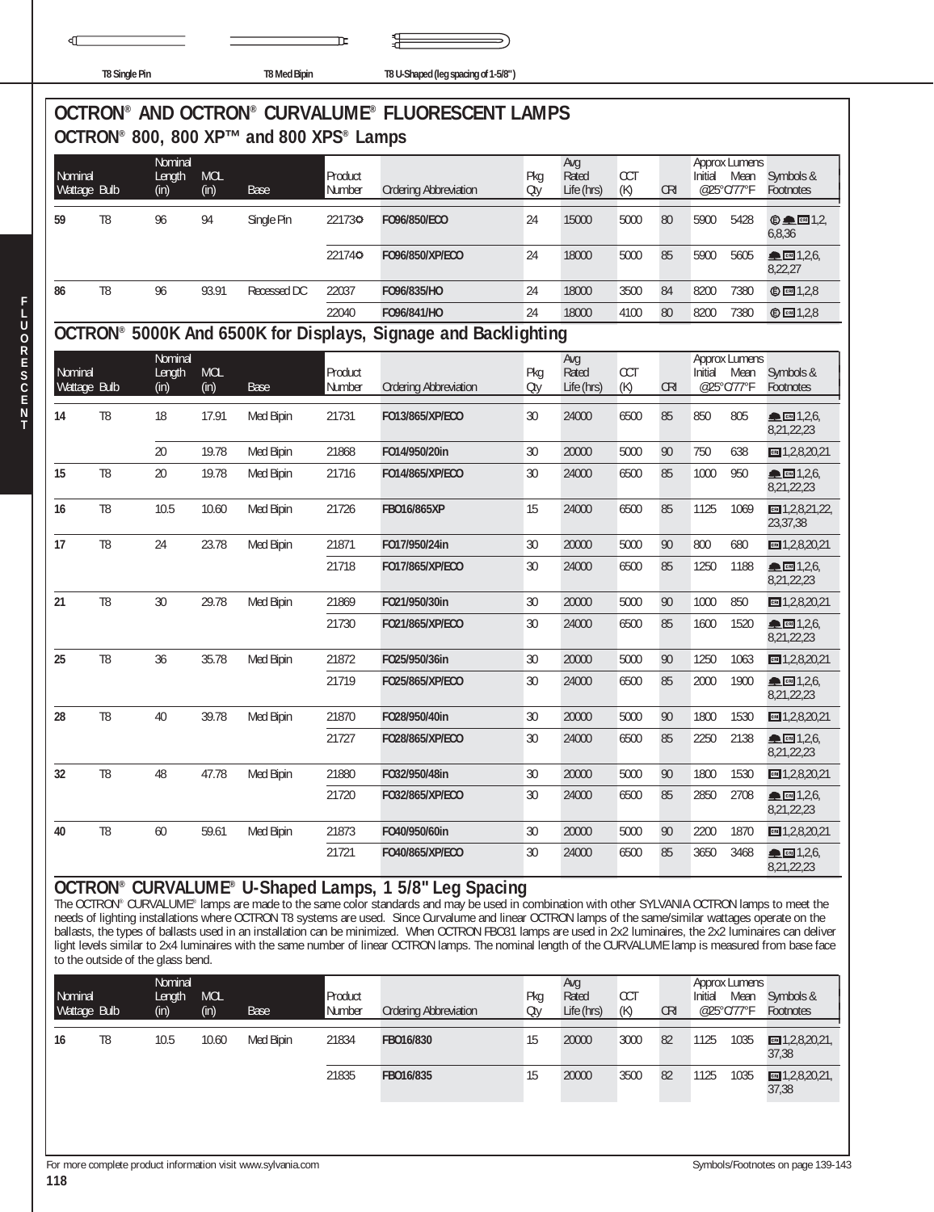T8 Single Pin | T8 Med Bipin | T8 U-Shaped (leg spacing of 1-5/8")

# OCTRON® AND OCTRON® CURVALUME® FLUORESCENT LAMPS

## OCTRON® 800, 800 XP™ and 800 XPS® Lamps

| Nominal Wattage | Bulb | Nominal Length (in) | MOL (in) | Base | Product Number | Ordering Abbreviation | Pkg Qty | Avg Rated Life (hrs) | CCT (K) | CRI | Approx Lumens Initial @25°C/77°F | Approx Lumens Mean @25°C/77°F | Symbols & Footnotes |
|---|---|---|---|---|---|---|---|---|---|---|---|---|---|
| 59 | T8 | 96 | 94 | Single Pin | 22173✪ | FO96/850/ECO | 24 | 15000 | 5000 | 80 | 5900 | 5428 | 1,2,6,8,36 |
| | | | | | 22174✪ | FO96/850/XP/ECO | 24 | 18000 | 5000 | 85 | 5900 | 5605 | 1,2,6,8,22,27 |
| 86 | T8 | 96 | 93.91 | Recessed DC | 22037 | FO96/835/HO | 24 | 18000 | 3500 | 84 | 8200 | 7380 | 1,2,8 |
| | | | | | 22040 | FO96/841/HO | 24 | 18000 | 4100 | 80 | 8200 | 7380 | 1,2,8 |

## OCTRON® 5000K And 6500K for Displays, Signage and Backlighting

| Nominal Wattage | Bulb | Nominal Length (in) | MOL (in) | Base | Product Number | Ordering Abbreviation | Pkg Qty | Avg Rated Life (hrs) | CCT (K) | CRI | Approx Lumens Initial @25°C/77°F | Approx Lumens Mean @25°C/77°F | Symbols & Footnotes |
|---|---|---|---|---|---|---|---|---|---|---|---|---|---|
| 14 | T8 | 18 | 17.91 | Med Bipin | 21731 | FO13/865/XP/ECO | 30 | 24000 | 6500 | 85 | 850 | 805 | 1,2,6,8,21,22,23 |
| | | 20 | 19.78 | Med Bipin | 21868 | FO14/950/20in | 30 | 20000 | 5000 | 90 | 750 | 638 | 1,2,8,20,21 |
| 15 | T8 | 20 | 19.78 | Med Bipin | 21716 | FO14/865/XP/ECO | 30 | 24000 | 6500 | 85 | 1000 | 950 | 1,2,6,8,21,22,23 |
| 16 | T8 | 10.5 | 10.60 | Med Bipin | 21726 | FBO16/865XP | 15 | 24000 | 6500 | 85 | 1125 | 1069 | 1,2,8,21,22,23,37,38 |
| 17 | T8 | 24 | 23.78 | Med Bipin | 21871 | FO17/950/24in | 30 | 20000 | 5000 | 90 | 800 | 680 | 1,2,8,20,21 |
| | | | | | 21718 | FO17/865/XP/ECO | 30 | 24000 | 6500 | 85 | 1250 | 1188 | 1,2,6,8,21,22,23 |
| 21 | T8 | 30 | 29.78 | Med Bipin | 21869 | FO21/950/30in | 30 | 20000 | 5000 | 90 | 1000 | 850 | 1,2,8,20,21 |
| | | | | | 21730 | FO21/865/XP/ECO | 30 | 24000 | 6500 | 85 | 1600 | 1520 | 1,2,6,8,21,22,23 |
| 25 | T8 | 36 | 35.78 | Med Bipin | 21872 | FO25/950/36in | 30 | 20000 | 5000 | 90 | 1250 | 1063 | 1,2,8,20,21 |
| | | | | | 21719 | FO25/865/XP/ECO | 30 | 24000 | 6500 | 85 | 2000 | 1900 | 1,2,6,8,21,22,23 |
| 28 | T8 | 40 | 39.78 | Med Bipin | 21870 | FO28/950/40in | 30 | 20000 | 5000 | 90 | 1800 | 1530 | 1,2,8,20,21 |
| | | | | | 21727 | FO28/865/XP/ECO | 30 | 24000 | 6500 | 85 | 2250 | 2138 | 1,2,6,8,21,22,23 |
| 32 | T8 | 48 | 47.78 | Med Bipin | 21880 | FO32/950/48in | 30 | 20000 | 5000 | 90 | 1800 | 1530 | 1,2,8,20,21 |
| | | | | | 21720 | FO32/865/XP/ECO | 30 | 24000 | 6500 | 85 | 2850 | 2708 | 1,2,6,8,21,22,23 |
| 40 | T8 | 60 | 59.61 | Med Bipin | 21873 | FO40/950/60in | 30 | 20000 | 5000 | 90 | 2200 | 1870 | 1,2,8,20,21 |
| | | | | | 21721 | FO40/865/XP/ECO | 30 | 24000 | 6500 | 85 | 3650 | 3468 | 1,2,6,8,21,22,23 |

## OCTRON® CURVALUME® U-Shaped Lamps, 1 5/8" Leg Spacing

The OCTRON® CURVALUME® lamps are made to the same color standards and may be used in combination with other SYLVANIA OCTRON lamps to meet the needs of lighting installations where OCTRON T8 systems are used. Since Curvalume and linear OCTRON lamps of the same/similar wattages operate on the ballasts, the types of ballasts used in an installation can be minimized. When OCTRON FBO31 lamps are used in 2x2 luminaires, the 2x2 luminaires can deliver light levels similar to 2x4 luminaires with the same number of linear OCTRON lamps. The nominal length of the CURVALUME lamp is measured from base face to the outside of the glass bend.

| Nominal Wattage | Bulb | Nominal Length (in) | MOL (in) | Base | Product Number | Ordering Abbreviation | Pkg Qty | Avg Rated Life (hrs) | CCT (K) | CRI | Approx Lumens Initial @25°C/77°F | Approx Lumens Mean @25°C/77°F | Symbols & Footnotes |
|---|---|---|---|---|---|---|---|---|---|---|---|---|---|
| 16 | T8 | 10.5 | 10.60 | Med Bipin | 21834 | FBO16/830 | 15 | 20000 | 3000 | 82 | 1125 | 1035 | 1,2,8,20,21,37,38 |
| | | | | | 21835 | FBO16/835 | 15 | 20000 | 3500 | 82 | 1125 | 1035 | 1,2,8,20,21,37,38 |

For more complete product information visit www.sylvania.com

Symbols/Footnotes on page 139-143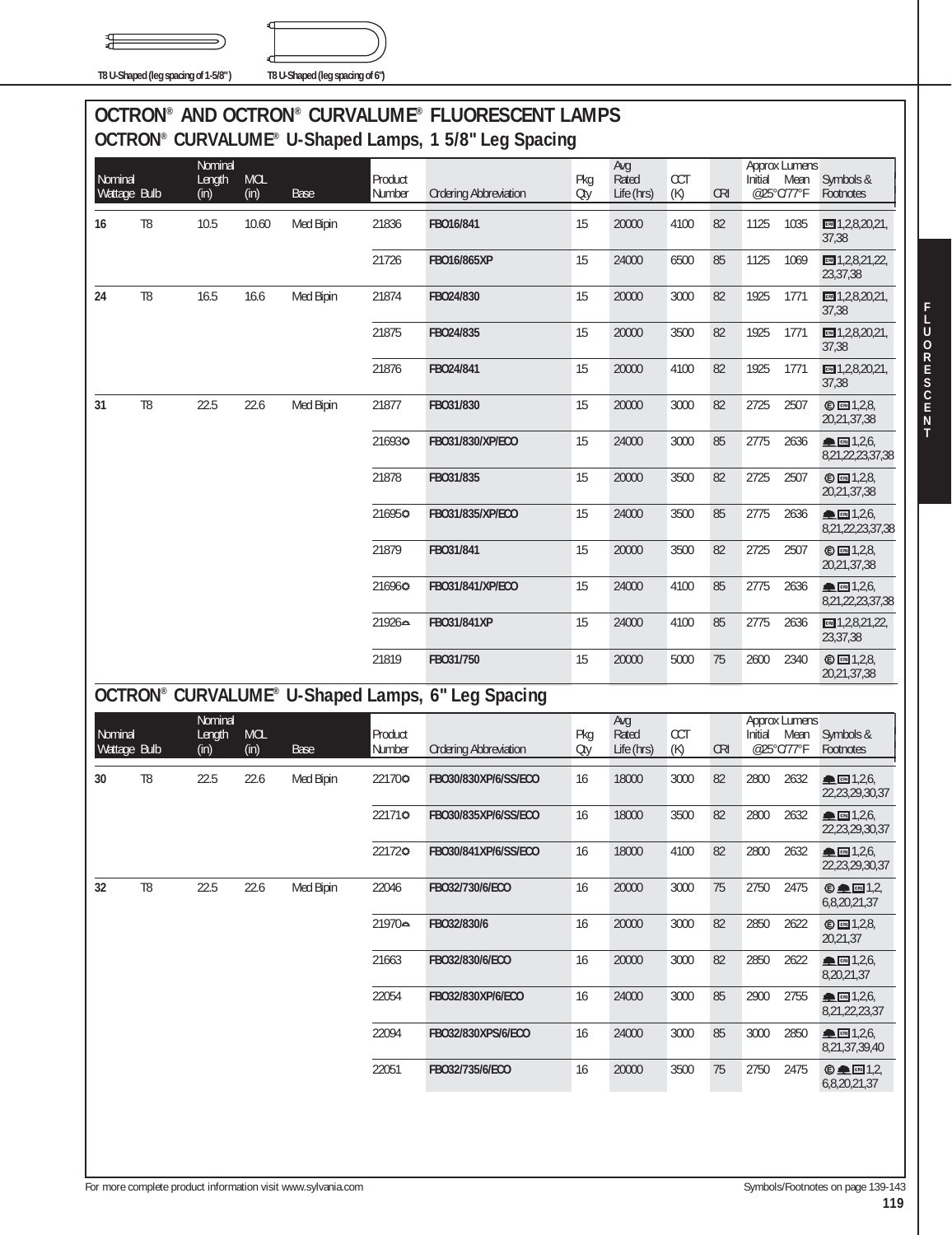T8 U-Shaped (leg spacing of 1-5/8") T8 U-Shaped (leg spacing of 6")

# OCTRON® AND OCTRON® CURVALUME® FLUORESCENT LAMPS

## OCTRON® CURVALUME® U-Shaped Lamps, 1 5/8" Leg Spacing

| Nominal Wattage | Bulb | Nominal Length (in) | MOL (in) | Base | Product Number | Ordering Abbreviation | Pkg Qty | Avg Rated Life (hrs) | CCT (K) | CRI | Approx Lumens Initial @25°C/77°F | Approx Lumens Mean @25°C/77°F | Symbols & Footnotes |
|---|---|---|---|---|---|---|---|---|---|---|---|---|---|
| 16 | T8 | 10.5 | 10.60 | Med Bipin | 21836 | FBO16/841 | 15 | 20000 | 4100 | 82 | 1125 | 1035 | 1,2,8,20,21,37,38 |
| | | | | | 21726 | FBO16/865XP | 15 | 24000 | 6500 | 85 | 1125 | 1069 | 1,2,8,21,22,23,37,38 |
| 24 | T8 | 16.5 | 16.6 | Med Bipin | 21874 | FBO24/830 | 15 | 20000 | 3000 | 82 | 1925 | 1771 | 1,2,8,20,21,37,38 |
| | | | | | 21875 | FBO24/835 | 15 | 20000 | 3500 | 82 | 1925 | 1771 | 1,2,8,20,21,37,38 |
| | | | | | 21876 | FBO24/841 | 15 | 20000 | 4100 | 82 | 1925 | 1771 | 1,2,8,20,21,37,38 |
| 31 | T8 | 22.5 | 22.6 | Med Bipin | 21877 | FBO31/830 | 15 | 20000 | 3000 | 82 | 2725 | 2507 | 1,2,8,20,21,37,38 |
| | | | | | 21693 | FBO31/830/XP/ECO | 15 | 24000 | 3000 | 85 | 2775 | 2636 | 1,2,6,8,21,22,23,37,38 |
| | | | | | 21878 | FBO31/835 | 15 | 20000 | 3500 | 82 | 2725 | 2507 | 1,2,8,20,21,37,38 |
| | | | | | 21695 | FBO31/835/XP/ECO | 15 | 24000 | 3500 | 85 | 2775 | 2636 | 1,2,6,8,21,22,23,37,38 |
| | | | | | 21879 | FBO31/841 | 15 | 20000 | 3500 | 82 | 2725 | 2507 | 1,2,8,20,21,37,38 |
| | | | | | 21696 | FBO31/841/XP/ECO | 15 | 24000 | 4100 | 85 | 2775 | 2636 | 1,2,6,8,21,22,23,37,38 |
| | | | | | 21926 | FBO31/841XP | 15 | 24000 | 4100 | 85 | 2775 | 2636 | 1,2,8,21,22,23,37,38 |
| | | | | | 21819 | FBO31/750 | 15 | 20000 | 5000 | 75 | 2600 | 2340 | 1,2,8,20,21,37,38 |

## OCTRON® CURVALUME® U-Shaped Lamps, 6" Leg Spacing

| Nominal Wattage | Bulb | Nominal Length (in) | MOL (in) | Base | Product Number | Ordering Abbreviation | Pkg Qty | Avg Rated Life (hrs) | CCT (K) | CRI | Approx Lumens Initial @25°C/77°F | Approx Lumens Mean @25°C/77°F | Symbols & Footnotes |
|---|---|---|---|---|---|---|---|---|---|---|---|---|---|
| 30 | T8 | 22.5 | 22.6 | Med Bipin | 22170 | FBO30/830XP/6/SS/ECO | 16 | 18000 | 3000 | 82 | 2800 | 2632 | 1,2,6,22,23,29,30,37 |
| | | | | | 22171 | FBO30/835XP/6/SS/ECO | 16 | 18000 | 3500 | 82 | 2800 | 2632 | 1,2,6,22,23,29,30,37 |
| | | | | | 22172 | FBO30/841XP/6/SS/ECO | 16 | 18000 | 4100 | 82 | 2800 | 2632 | 1,2,6,22,23,29,30,37 |
| 32 | T8 | 22.5 | 22.6 | Med Bipin | 22046 | FBO32/730/6/ECO | 16 | 20000 | 3000 | 75 | 2750 | 2475 | 1,2,6,8,20,21,37 |
| | | | | | 21970 | FBO32/830/6 | 16 | 20000 | 3000 | 82 | 2850 | 2622 | 1,2,8,20,21,37 |
| | | | | | 21663 | FBO32/830/6/ECO | 16 | 20000 | 3000 | 82 | 2850 | 2622 | 1,2,6,8,20,21,37 |
| | | | | | 22054 | FBO32/830XP/6/ECO | 16 | 24000 | 3000 | 85 | 2900 | 2755 | 1,2,6,8,21,22,23,37 |
| | | | | | 22094 | FBO32/830XPS/6/ECO | 16 | 24000 | 3000 | 85 | 3000 | 2850 | 1,2,6,8,21,37,39,40 |
| | | | | | 22051 | FBO32/735/6/ECO | 16 | 20000 | 3500 | 75 | 2750 | 2475 | 1,2,6,8,20,21,37 |

For more complete product information visit www.sylvania.com

Symbols/Footnotes on page 139-143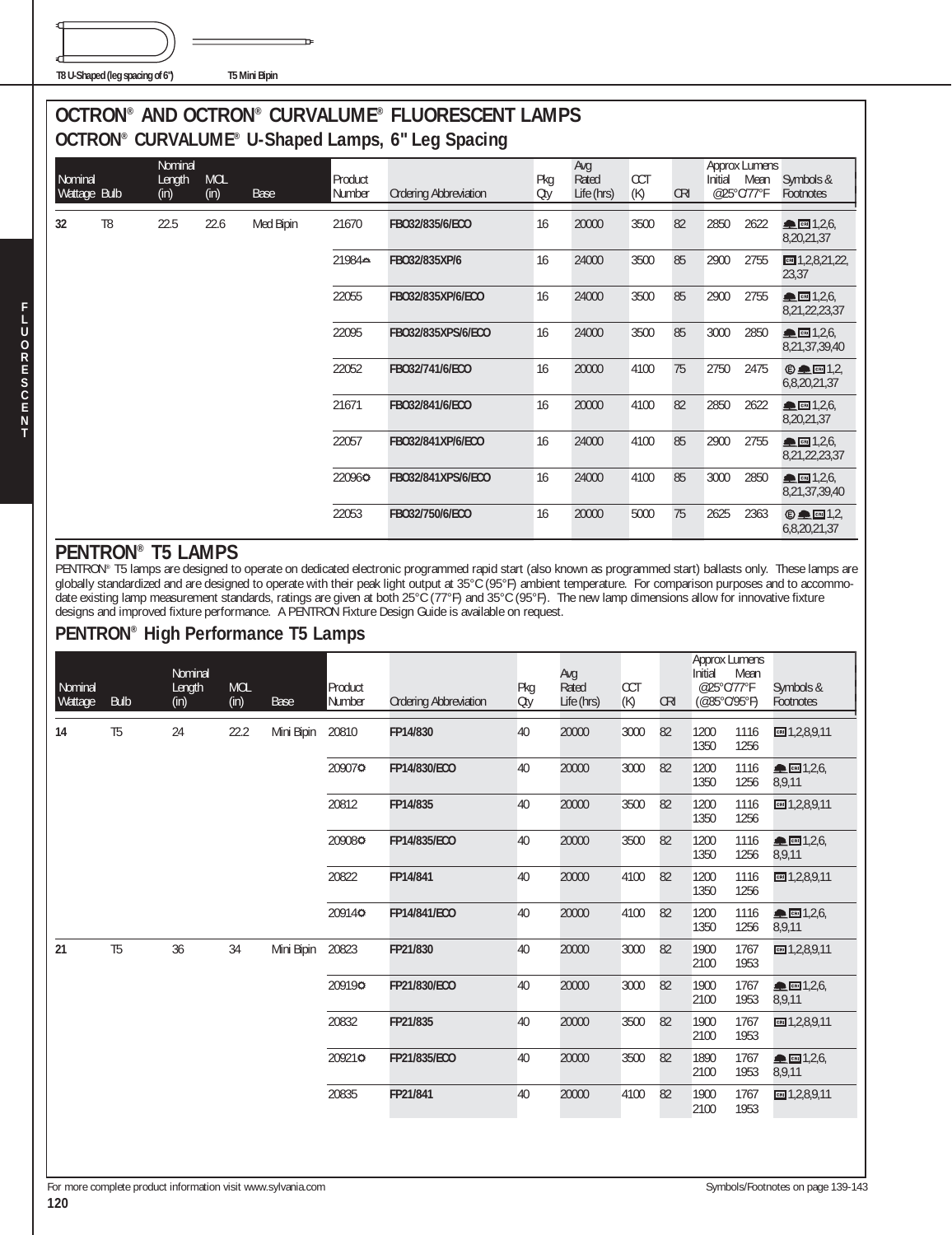T8 U-Shaped (leg spacing of 6") T5 Mini Bipin

# OCTRON® AND OCTRON® CURVALUME® FLUORESCENT LAMPS

## OCTRON® CURVALUME® U-Shaped Lamps, 6" Leg Spacing

| Nominal Wattage | Bulb | Nominal Length (in) | MOL (in) | Base | Product Number | Ordering Abbreviation | Pkg Qty | Avg Rated Life (hrs) | CCT (K) | CRI | Approx Lumens Initial @25°C/77°F | Mean @25°C/77°F | Symbols & Footnotes |
|---|---|---|---|---|---|---|---|---|---|---|---|---|---|
| 32 | T8 | 22.5 | 22.6 | Med Bipin | 21670 | FBO32/835/6/ECO | 16 | 20000 | 3500 | 82 | 2850 | 2622 | CRI 1,2,6, 8,20,21,37 |
| | | | | | 21984 | FBO32/835XP/6 | 16 | 24000 | 3500 | 85 | 2900 | 2755 | CRI 1,2,8,21,22, 23,37 |
| | | | | | 22055 | FBO32/835XP/6/ECO | 16 | 24000 | 3500 | 85 | 2900 | 2755 | CRI 1,2,6, 8,21,22,23,37 |
| | | | | | 22095 | FBO32/835XPS/6/ECO | 16 | 24000 | 3500 | 85 | 3000 | 2850 | CRI 1,2,6, 8,21,37,39,40 |
| | | | | | 22052 | FBO32/741/6/ECO | 16 | 20000 | 4100 | 75 | 2750 | 2475 | E CRI 1,2, 6,8,20,21,37 |
| | | | | | 21671 | FBO32/841/6/ECO | 16 | 20000 | 4100 | 82 | 2850 | 2622 | CRI 1,2,6, 8,20,21,37 |
| | | | | | 22057 | FBO32/841XP/6/ECO | 16 | 24000 | 4100 | 85 | 2900 | 2755 | CRI 1,2,6, 8,21,22,23,37 |
| | | | | | 22096 | FBO32/841XPS/6/ECO | 16 | 24000 | 4100 | 85 | 3000 | 2850 | CRI 1,2,6, 8,21,37,39,40 |
| | | | | | 22053 | FBO32/750/6/ECO | 16 | 20000 | 5000 | 75 | 2625 | 2363 | E CRI 1,2, 6,8,20,21,37 |

# PENTRON® T5 LAMPS

PENTRON® T5 lamps are designed to operate on dedicated electronic programmed rapid start (also known as programmed start) ballasts only. These lamps are globally standardized and are designed to operate with their peak light output at 35°C (95°F) ambient temperature. For comparison purposes and to accommodate existing lamp measurement standards, ratings are given at both 25°C (77°F) and 35°C (95°F). The new lamp dimensions allow for innovative fixture designs and improved fixture performance. A PENTRON Fixture Design Guide is available on request.

## PENTRON® High Performance T5 Lamps

| Nominal Wattage | Bulb | Nominal Length (in) | MOL (in) | Base | Product Number | Ordering Abbreviation | Pkg Qty | Avg Rated Life (hrs) | CCT (K) | CRI | Approx Lumens Initial @25°C/77°F (@35°C/95°F) | Mean @25°C/77°F (@35°C/95°F) | Symbols & Footnotes |
|---|---|---|---|---|---|---|---|---|---|---|---|---|---|
| 14 | T5 | 24 | 22.2 | Mini Bipin | 20810 | FP14/830 | 40 | 20000 | 3000 | 82 | 1200 1350 | 1116 1256 | CRI 1,2,8,9,11 |
| | | | | | 20907 | FP14/830/ECO | 40 | 20000 | 3000 | 82 | 1200 1350 | 1116 1256 | CRI 1,2,6, 8,9,11 |
| | | | | | 20812 | FP14/835 | 40 | 20000 | 3500 | 82 | 1200 1350 | 1116 1256 | CRI 1,2,8,9,11 |
| | | | | | 20908 | FP14/835/ECO | 40 | 20000 | 3500 | 82 | 1200 1350 | 1116 1256 | CRI 1,2,6, 8,9,11 |
| | | | | | 20822 | FP14/841 | 40 | 20000 | 4100 | 82 | 1200 1350 | 1116 1256 | CRI 1,2,8,9,11 |
| | | | | | 20914 | FP14/841/ECO | 40 | 20000 | 4100 | 82 | 1200 1350 | 1116 1256 | CRI 1,2,6, 8,9,11 |
| 21 | T5 | 36 | 34 | Mini Bipin | 20823 | FP21/830 | 40 | 20000 | 3000 | 82 | 1900 2100 | 1767 1953 | CRI 1,2,8,9,11 |
| | | | | | 20919 | FP21/830/ECO | 40 | 20000 | 3000 | 82 | 1900 2100 | 1767 1953 | CRI 1,2,6, 8,9,11 |
| | | | | | 20832 | FP21/835 | 40 | 20000 | 3500 | 82 | 1900 2100 | 1767 1953 | CRI 1,2,8,9,11 |
| | | | | | 20921 | FP21/835/ECO | 40 | 20000 | 3500 | 82 | 1890 2100 | 1767 1953 | CRI 1,2,6, 8,9,11 |
| | | | | | 20835 | FP21/841 | 40 | 20000 | 4100 | 82 | 1900 2100 | 1767 1953 | CRI 1,2,8,9,11 |

For more complete product information visit www.sylvania.com

Symbols/Footnotes on page 139-143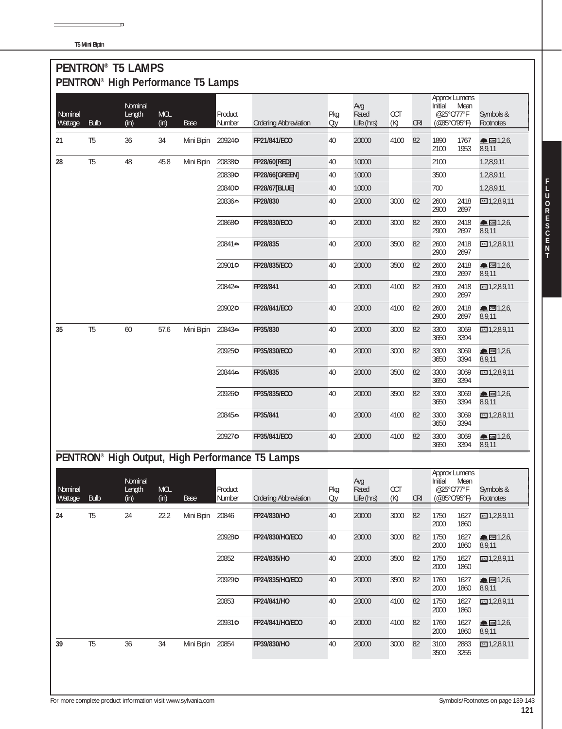# PENTRON® T5 LAMPS

## PENTRON® High Performance T5 Lamps

| Nominal Wattage | Bulb | Nominal Length (in) | MOL (in) | Base | Product Number | Ordering Abbreviation | Pkg Qty | Avg Rated Life (hrs) | CCT (K) | CRI | Approx Lumens Initial @25°C/77°F (@35°C/95°F) | Approx Lumens Mean @25°C/77°F (@35°C/95°F) | Symbols & Footnotes |
|---|---|---|---|---|---|---|---|---|---|---|---|---|---|
| **21** | T5 | 36 | 34 | Mini Bipin | 20924 | **FP21/841/ECO** | 40 | 20000 | 4100 | 82 | 1890 2100 | 1767 1953 | CRI 1,2,6, 8,9,11 |
| **28** | T5 | 48 | 45.8 | Mini Bipin | 20838 | **FP28/60[RED]** | 40 | 10000 | | | 2100 | | 1,2,8,9,11 |
| | | | | | 20839 | **FP28/66[GREEN]** | 40 | 10000 | | | 3500 | | 1,2,8,9,11 |
| | | | | | 20840 | **FP28/67[BLUE]** | 40 | 10000 | | | 700 | | 1,2,8,9,11 |
| | | | | | 20836 | **FP28/830** | 40 | 20000 | 3000 | 82 | 2600 2900 | 2418 2697 | CRI 1,2,8,9,11 |
| | | | | | 20868 | **FP28/830/ECO** | 40 | 20000 | 3000 | 82 | 2600 2900 | 2418 2697 | CRI 1,2,6, 8,9,11 |
| | | | | | 20841 | **FP28/835** | 40 | 20000 | 3500 | 82 | 2600 2900 | 2418 2697 | CRI 1,2,8,9,11 |
| | | | | | 20901 | **FP28/835/ECO** | 40 | 20000 | 3500 | 82 | 2600 2900 | 2418 2697 | CRI 1,2,6, 8,9,11 |
| | | | | | 20842 | **FP28/841** | 40 | 20000 | 4100 | 82 | 2600 2900 | 2418 2697 | CRI 1,2,8,9,11 |
| | | | | | 20902 | **FP28/841/ECO** | 40 | 20000 | 4100 | 82 | 2600 2900 | 2418 2697 | CRI 1,2,6, 8,9,11 |
| **35** | T5 | 60 | 57.6 | Mini Bipin | 20843 | **FP35/830** | 40 | 20000 | 3000 | 82 | 3300 3650 | 3069 3394 | CRI 1,2,8,9,11 |
| | | | | | 20925 | **FP35/830/ECO** | 40 | 20000 | 3000 | 82 | 3300 3650 | 3069 3394 | CRI 1,2,6, 8,9,11 |
| | | | | | 20844 | **FP35/835** | 40 | 20000 | 3500 | 82 | 3300 3650 | 3069 3394 | CRI 1,2,8,9,11 |
| | | | | | 20926 | **FP35/835/ECO** | 40 | 20000 | 3500 | 82 | 3300 3650 | 3069 3394 | CRI 1,2,6, 8,9,11 |
| | | | | | 20845 | **FP35/841** | 40 | 20000 | 4100 | 82 | 3300 3650 | 3069 3394 | CRI 1,2,8,9,11 |
| | | | | | 20927 | **FP35/841/ECO** | 40 | 20000 | 4100 | 82 | 3300 3650 | 3069 3394 | CRI 1,2,6, 8,9,11 |

## PENTRON® High Output, High Performance T5 Lamps

| Nominal Wattage | Bulb | Nominal Length (in) | MOL (in) | Base | Product Number | Ordering Abbreviation | Pkg Qty | Avg Rated Life (hrs) | CCT (K) | CRI | Approx Lumens Initial @25°C/77°F (@35°C/95°F) | Approx Lumens Mean @25°C/77°F (@35°C/95°F) | Symbols & Footnotes |
|---|---|---|---|---|---|---|---|---|---|---|---|---|---|
| **24** | T5 | 24 | 22.2 | Mini Bipin | 20846 | **FP24/830/HO** | 40 | 20000 | 3000 | 82 | 1750 2000 | 1627 1860 | CRI 1,2,8,9,11 |
| | | | | | 20928 | **FP24/830/HO/ECO** | 40 | 20000 | 3000 | 82 | 1750 2000 | 1627 1860 | CRI 1,2,6, 8,9,11 |
| | | | | | 20852 | **FP24/835/HO** | 40 | 20000 | 3500 | 82 | 1750 2000 | 1627 1860 | CRI 1,2,8,9,11 |
| | | | | | 20929 | **FP24/835/HO/ECO** | 40 | 20000 | 3500 | 82 | 1760 2000 | 1627 1860 | CRI 1,2,6, 8,9,11 |
| | | | | | 20853 | **FP24/841/HO** | 40 | 20000 | 4100 | 82 | 1750 2000 | 1627 1860 | CRI 1,2,8,9,11 |
| | | | | | 20931 | **FP24/841/HO/ECO** | 40 | 20000 | 4100 | 82 | 1760 2000 | 1627 1860 | CRI 1,2,6, 8,9,11 |
| **39** | T5 | 36 | 34 | Mini Bipin | 20854 | **FP39/830/HO** | 40 | 20000 | 3000 | 82 | 3100 3500 | 2883 3255 | CRI 1,2,8,9,11 |

For more complete product information visit www.sylvania.com

Symbols/Footnotes on page 139-143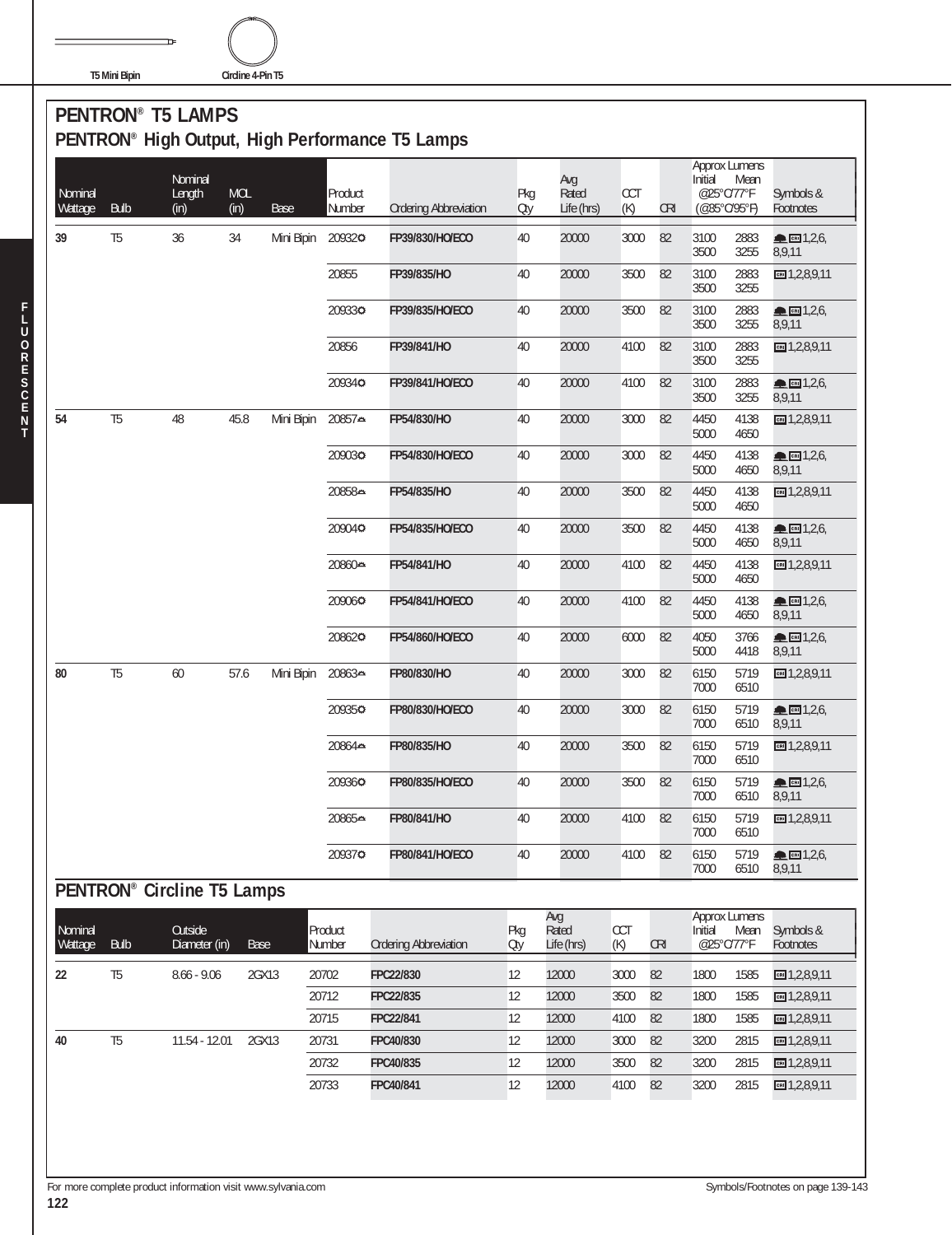T5 Mini Bipin

Circline 4-Pin T5

## PENTRON® T5 LAMPS

### PENTRON® High Output, High Performance T5 Lamps

| Nominal Wattage | Bulb | Nominal Length (in) | MOL (in) | Base | Product Number | Ordering Abbreviation | Pkg Qty | Avg Rated Life (hrs) | CCT (K) | CRI | Approx Lumens Initial @25°C/77°F (@35°C/95°F) | Approx Lumens Mean @25°C/77°F (@35°C/95°F) | Symbols & Footnotes |
|---|---|---|---|---|---|---|---|---|---|---|---|---|---|
| 39 | T5 | 36 | 34 | Mini Bipin | 20932 | FP39/830/HO/ECO | 40 | 20000 | 3000 | 82 | 3100 3500 | 2883 3255 | CRI 1,2,6, 8,9,11 |
| | | | | | 20855 | FP39/835/HO | 40 | 20000 | 3500 | 82 | 3100 3500 | 2883 3255 | CRI 1,2,8,9,11 |
| | | | | | 20933 | FP39/835/HO/ECO | 40 | 20000 | 3500 | 82 | 3100 3500 | 2883 3255 | CRI 1,2,6, 8,9,11 |
| | | | | | 20856 | FP39/841/HO | 40 | 20000 | 4100 | 82 | 3100 3500 | 2883 3255 | CRI 1,2,8,9,11 |
| | | | | | 20934 | FP39/841/HO/ECO | 40 | 20000 | 4100 | 82 | 3100 3500 | 2883 3255 | CRI 1,2,6, 8,9,11 |
| 54 | T5 | 48 | 45.8 | Mini Bipin | 20857 | FP54/830/HO | 40 | 20000 | 3000 | 82 | 4450 5000 | 4138 4650 | CRI 1,2,8,9,11 |
| | | | | | 20903 | FP54/830/HO/ECO | 40 | 20000 | 3000 | 82 | 4450 5000 | 4138 4650 | CRI 1,2,6, 8,9,11 |
| | | | | | 20858 | FP54/835/HO | 40 | 20000 | 3500 | 82 | 4450 5000 | 4138 4650 | CRI 1,2,8,9,11 |
| | | | | | 20904 | FP54/835/HO/ECO | 40 | 20000 | 3500 | 82 | 4450 5000 | 4138 4650 | CRI 1,2,6, 8,9,11 |
| | | | | | 20860 | FP54/841/HO | 40 | 20000 | 4100 | 82 | 4450 5000 | 4138 4650 | CRI 1,2,8,9,11 |
| | | | | | 20906 | FP54/841/HO/ECO | 40 | 20000 | 4100 | 82 | 4450 5000 | 4138 4650 | CRI 1,2,6, 8,9,11 |
| | | | | | 20862 | FP54/860/HO/ECO | 40 | 20000 | 6000 | 82 | 4050 5000 | 3766 4418 | CRI 1,2,6, 8,9,11 |
| 80 | T5 | 60 | 57.6 | Mini Bipin | 20863 | FP80/830/HO | 40 | 20000 | 3000 | 82 | 6150 7000 | 5719 6510 | CRI 1,2,8,9,11 |
| | | | | | 20935 | FP80/830/HO/ECO | 40 | 20000 | 3000 | 82 | 6150 7000 | 5719 6510 | CRI 1,2,6, 8,9,11 |
| | | | | | 20864 | FP80/835/HO | 40 | 20000 | 3500 | 82 | 6150 7000 | 5719 6510 | CRI 1,2,8,9,11 |
| | | | | | 20936 | FP80/835/HO/ECO | 40 | 20000 | 3500 | 82 | 6150 7000 | 5719 6510 | CRI 1,2,6, 8,9,11 |
| | | | | | 20865 | FP80/841/HO | 40 | 20000 | 4100 | 82 | 6150 7000 | 5719 6510 | CRI 1,2,8,9,11 |
| | | | | | 20937 | FP80/841/HO/ECO | 40 | 20000 | 4100 | 82 | 6150 7000 | 5719 6510 | CRI 1,2,6, 8,9,11 |

### PENTRON® Circline T5 Lamps

| Nominal Wattage | Bulb | Outside Diameter (in) | Base | Product Number | Ordering Abbreviation | Pkg Qty | Avg Rated Life (hrs) | CCT (K) | CRI | Approx Lumens Initial @25°C/77°F | Approx Lumens Mean @25°C/77°F | Symbols & Footnotes |
|---|---|---|---|---|---|---|---|---|---|---|---|---|
| 22 | T5 | 8.66 - 9.06 | 2GX13 | 20702 | FPC22/830 | 12 | 12000 | 3000 | 82 | 1800 | 1585 | CRI 1,2,8,9,11 |
| | | | | 20712 | FPC22/835 | 12 | 12000 | 3500 | 82 | 1800 | 1585 | CRI 1,2,8,9,11 |
| | | | | 20715 | FPC22/841 | 12 | 12000 | 4100 | 82 | 1800 | 1585 | CRI 1,2,8,9,11 |
| 40 | T5 | 11.54 - 12.01 | 2GX13 | 20731 | FPC40/830 | 12 | 12000 | 3000 | 82 | 3200 | 2815 | CRI 1,2,8,9,11 |
| | | | | 20732 | FPC40/835 | 12 | 12000 | 3500 | 82 | 3200 | 2815 | CRI 1,2,8,9,11 |
| | | | | 20733 | FPC40/841 | 12 | 12000 | 4100 | 82 | 3200 | 2815 | CRI 1,2,8,9,11 |

For more complete product information visit www.sylvania.com

Symbols/Footnotes on page 139-143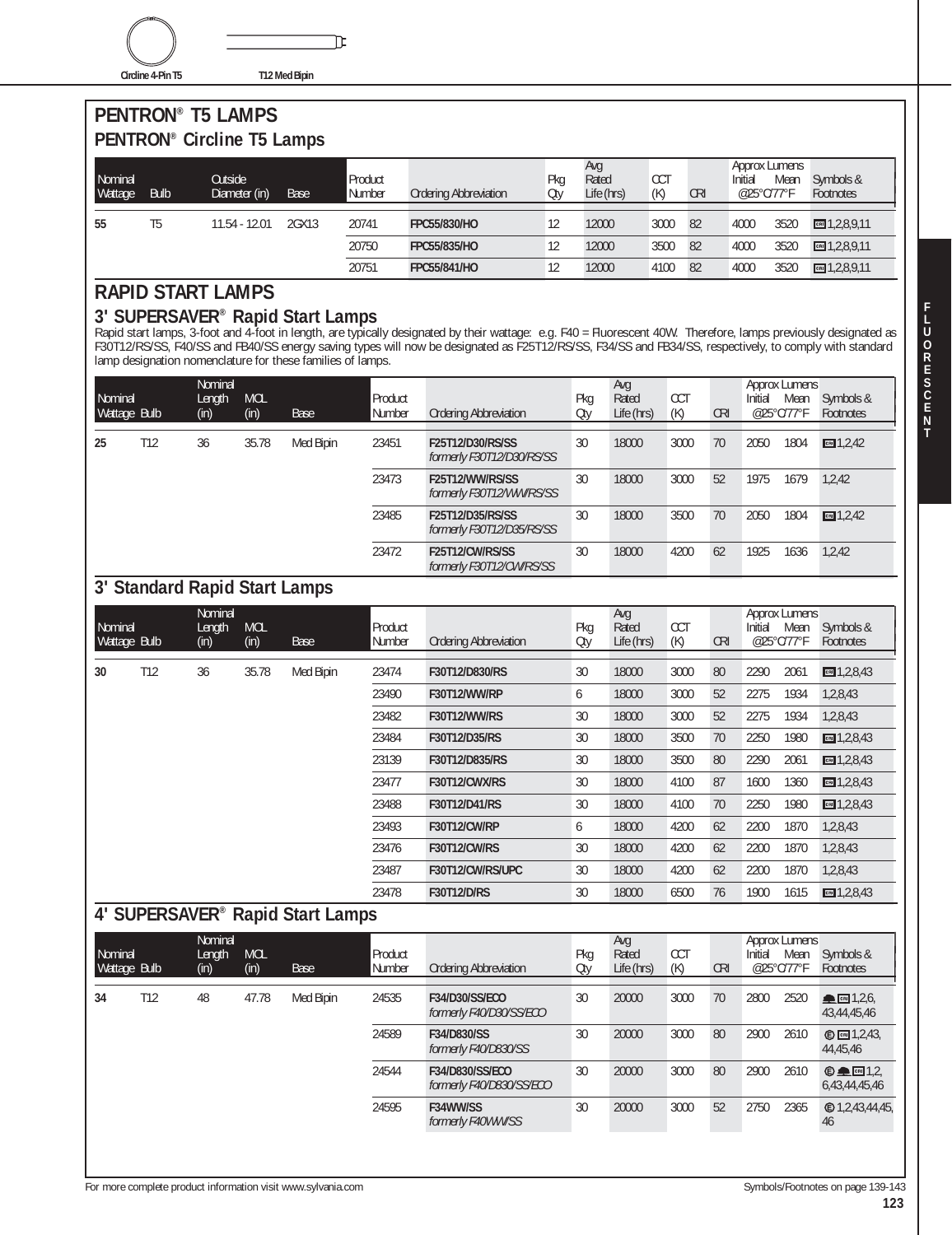Circline 4-Pin T5 | T12 Med Bipin

# PENTRON® T5 LAMPS

## PENTRON® Circline T5 Lamps

| Nominal Wattage | Bulb | Outside Diameter (in) | Base | Product Number | Ordering Abbreviation | Pkg Qty | Avg Rated Life (hrs) | CCT (K) | CRI | Approx Lumens Initial @25°C/77°F | Approx Lumens Mean @25°C/77°F | Symbols & Footnotes |
|---|---|---|---|---|---|---|---|---|---|---|---|---|
| 55 | T5 | 11.54 - 12.01 | 2GX13 | 20741 | **FPC55/830/HO** | 12 | 12000 | 3000 | 82 | 4000 | 3520 | CRI 1,2,8,9,11 |
| | | | | 20750 | **FPC55/835/HO** | 12 | 12000 | 3500 | 82 | 4000 | 3520 | CRI 1,2,8,9,11 |
| | | | | 20751 | **FPC55/841/HO** | 12 | 12000 | 4100 | 82 | 4000 | 3520 | CRI 1,2,8,9,11 |

# RAPID START LAMPS

## 3' SUPERSAVER® Rapid Start Lamps

Rapid start lamps, 3-foot and 4-foot in length, are typically designated by their wattage: e.g. F40 = Fluorescent 40W. Therefore, lamps previously designated as F30T12/RS/SS, F40/SS and FB40/SS energy saving types will now be designated as F25T12/RS/SS, F34/SS and FB34/SS, respectively, to comply with standard lamp designation nomenclature for these families of lamps.

| Nominal Wattage | Bulb | Nominal Length (in) | MOL (in) | Base | Product Number | Ordering Abbreviation | Pkg Qty | Avg Rated Life (hrs) | CCT (K) | CRI | Approx Lumens Initial @25°C/77°F | Approx Lumens Mean @25°C/77°F | Symbols & Footnotes |
|---|---|---|---|---|---|---|---|---|---|---|---|---|---|
| 25 | T12 | 36 | 35.78 | Med Bipin | 23451 | **F25T12/D30/RS/SS** *formerly F30T12/D30/RS/SS* | 30 | 18000 | 3000 | 70 | 2050 | 1804 | CRI 1,2,42 |
| | | | | | 23473 | **F25T12/WW/RS/SS** *formerly F30T12/WW/RS/SS* | 30 | 18000 | 3000 | 52 | 1975 | 1679 | 1,2,42 |
| | | | | | 23485 | **F25T12/D35/RS/SS** *formerly F30T12/D35/RS/SS* | 30 | 18000 | 3500 | 70 | 2050 | 1804 | CRI 1,2,42 |
| | | | | | 23472 | **F25T12/CW/RS/SS** *formerly F30T12/CW/RS/SS* | 30 | 18000 | 4200 | 62 | 1925 | 1636 | 1,2,42 |

## 3' Standard Rapid Start Lamps

| Nominal Wattage | Bulb | Nominal Length (in) | MOL (in) | Base | Product Number | Ordering Abbreviation | Pkg Qty | Avg Rated Life (hrs) | CCT (K) | CRI | Approx Lumens Initial @25°C/77°F | Approx Lumens Mean @25°C/77°F | Symbols & Footnotes |
|---|---|---|---|---|---|---|---|---|---|---|---|---|---|
| 30 | T12 | 36 | 35.78 | Med Bipin | 23474 | **F30T12/D830/RS** | 30 | 18000 | 3000 | 80 | 2290 | 2061 | CRI 1,2,8,43 |
| | | | | | 23490 | **F30T12/WW/RP** | 6 | 18000 | 3000 | 52 | 2275 | 1934 | 1,2,8,43 |
| | | | | | 23482 | **F30T12/WW/RS** | 30 | 18000 | 3000 | 52 | 2275 | 1934 | 1,2,8,43 |
| | | | | | 23484 | **F30T12/D35/RS** | 30 | 18000 | 3500 | 70 | 2250 | 1980 | CRI 1,2,8,43 |
| | | | | | 23139 | **F30T12/D835/RS** | 30 | 18000 | 3500 | 80 | 2290 | 2061 | CRI 1,2,8,43 |
| | | | | | 23477 | **F30T12/CWX/RS** | 30 | 18000 | 4100 | 87 | 1600 | 1360 | CRI 1,2,8,43 |
| | | | | | 23488 | **F30T12/D41/RS** | 30 | 18000 | 4100 | 70 | 2250 | 1980 | CRI 1,2,8,43 |
| | | | | | 23493 | **F30T12/CW/RP** | 6 | 18000 | 4200 | 62 | 2200 | 1870 | 1,2,8,43 |
| | | | | | 23476 | **F30T12/CW/RS** | 30 | 18000 | 4200 | 62 | 2200 | 1870 | 1,2,8,43 |
| | | | | | 23487 | **F30T12/CW/RS/UPC** | 30 | 18000 | 4200 | 62 | 2200 | 1870 | 1,2,8,43 |
| | | | | | 23478 | **F30T12/D/RS** | 30 | 18000 | 6500 | 76 | 1900 | 1615 | CRI 1,2,8,43 |

## 4' SUPERSAVER® Rapid Start Lamps

| Nominal Wattage | Bulb | Nominal Length (in) | MOL (in) | Base | Product Number | Ordering Abbreviation | Pkg Qty | Avg Rated Life (hrs) | CCT (K) | CRI | Approx Lumens Initial @25°C/77°F | Approx Lumens Mean @25°C/77°F | Symbols & Footnotes |
|---|---|---|---|---|---|---|---|---|---|---|---|---|---|
| 34 | T12 | 48 | 47.78 | Med Bipin | 24535 | **F34/D30/SS/ECO** *formerly F40/D30/SS/ECO* | 30 | 20000 | 3000 | 70 | 2800 | 2520 | CRI 1,2,6,43,44,45,46 |
| | | | | | 24589 | **F34/D830/SS** *formerly F40/D830/SS* | 30 | 20000 | 3000 | 80 | 2900 | 2610 | E CRI 1,2,43,44,45,46 |
| | | | | | 24544 | **F34/D830/SS/ECO** *formerly F40/D830/SS/ECO* | 30 | 20000 | 3000 | 80 | 2900 | 2610 | E CRI 1,2,6,43,44,45,46 |
| | | | | | 24595 | **F34WW/SS** *formerly F40WW/SS* | 30 | 20000 | 3000 | 52 | 2750 | 2365 | E 1,2,43,44,45,46 |

For more complete product information visit www.sylvania.com

Symbols/Footnotes on page 139-143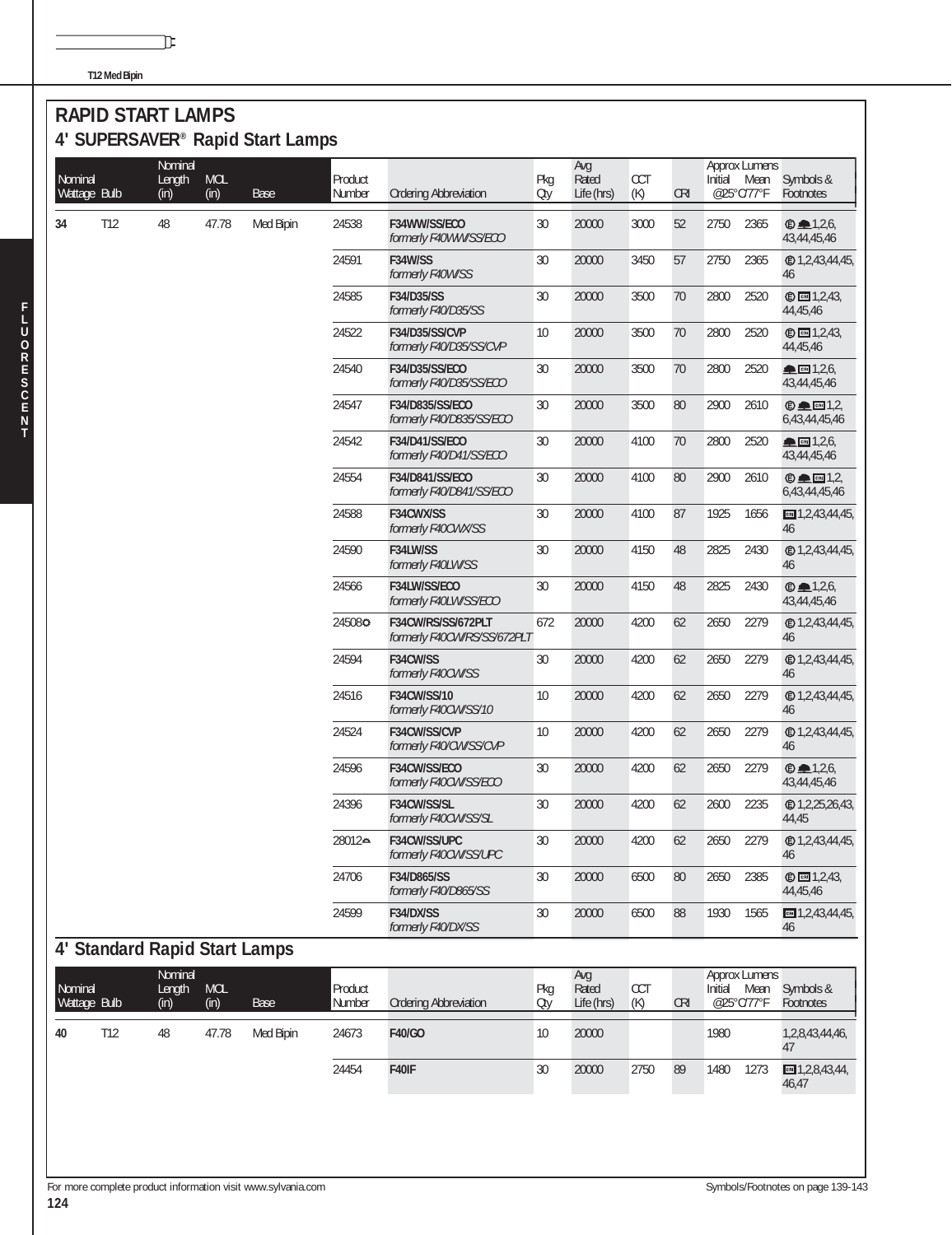# RAPID START LAMPS

## 4' SUPERSAVER® Rapid Start Lamps

| Nominal Wattage | Bulb | Nominal Length (in) | MOL (in) | Base | Product Number | Ordering Abbreviation | Pkg Qty | Avg Rated Life (hrs) | CCT (K) | CRI | Approx Lumens Initial @25°C/77°F | Approx Lumens Mean @25°C/77°F | Symbols & Footnotes |
|---|---|---|---|---|---|---|---|---|---|---|---|---|---|
| 34 | T12 | 48 | 47.78 | Med Bipin | 24538 | **F34WW/SS/ECO** *formerly F40WW/SS/ECO* | 30 | 20000 | 3000 | 52 | 2750 | 2365 | 1,2,6, 43,44,45,46 |
| | | | | | 24591 | **F34W/SS** *formerly F40W/SS* | 30 | 20000 | 3450 | 57 | 2750 | 2365 | 1,2,43,44,45, 46 |
| | | | | | 24585 | **F34/D35/SS** *formerly F40/D35/SS* | 30 | 20000 | 3500 | 70 | 2800 | 2520 | 1,2,43, 44,45,46 |
| | | | | | 24522 | **F34/D35/SS/CVP** *formerly F40/D35/SS/CVP* | 10 | 20000 | 3500 | 70 | 2800 | 2520 | 1,2,43, 44,45,46 |
| | | | | | 24540 | **F34/D35/SS/ECO** *formerly F40/D35/SS/ECO* | 30 | 20000 | 3500 | 70 | 2800 | 2520 | 1,2,6, 43,44,45,46 |
| | | | | | 24547 | **F34/D835/SS/ECO** *formerly F40/D835/SS/ECO* | 30 | 20000 | 3500 | 80 | 2900 | 2610 | 1,2, 6,43,44,45,46 |
| | | | | | 24542 | **F34/D41/SS/ECO** *formerly F40/D41/SS/ECO* | 30 | 20000 | 4100 | 70 | 2800 | 2520 | 1,2,6, 43,44,45,46 |
| | | | | | 24554 | **F34/D841/SS/ECO** *formerly F40/D841/SS/ECO* | 30 | 20000 | 4100 | 80 | 2900 | 2610 | 1,2, 6,43,44,45,46 |
| | | | | | 24588 | **F34CWX/SS** *formerly F40CWX/SS* | 30 | 20000 | 4100 | 87 | 1925 | 1656 | 1,2,43,44,45, 46 |
| | | | | | 24590 | **F34LW/SS** *formerly F40LW/SS* | 30 | 20000 | 4150 | 48 | 2825 | 2430 | 1,2,43,44,45, 46 |
| | | | | | 24566 | **F34LW/SS/ECO** *formerly F40LW/SS/ECO* | 30 | 20000 | 4150 | 48 | 2825 | 2430 | 1,2,6, 43,44,45,46 |
| | | | | | 24508 | **F34CW/RS/SS/672PLT** *formerly F40CW/RS/SS/672PLT* | 672 | 20000 | 4200 | 62 | 2650 | 2279 | 1,2,43,44,45, 46 |
| | | | | | 24594 | **F34CW/SS** *formerly F40CW/SS* | 30 | 20000 | 4200 | 62 | 2650 | 2279 | 1,2,43,44,45, 46 |
| | | | | | 24516 | **F34CW/SS/10** *formerly F40CW/SS/10* | 10 | 20000 | 4200 | 62 | 2650 | 2279 | 1,2,43,44,45, 46 |
| | | | | | 24524 | **F34CW/SS/CVP** *formerly F40/CW/SS/CVP* | 10 | 20000 | 4200 | 62 | 2650 | 2279 | 1,2,43,44,45, 46 |
| | | | | | 24596 | **F34CW/SS/ECO** *formerly F40CW/SS/ECO* | 30 | 20000 | 4200 | 62 | 2650 | 2279 | 1,2,6, 43,44,45,46 |
| | | | | | 24396 | **F34CW/SS/SL** *formerly F40CW/SS/SL* | 30 | 20000 | 4200 | 62 | 2600 | 2235 | 1,2,25,26,43, 44,45 |
| | | | | | 28012 | **F34CW/SS/UPC** *formerly F40CW/SS/UPC* | 30 | 20000 | 4200 | 62 | 2650 | 2279 | 1,2,43,44,45, 46 |
| | | | | | 24706 | **F34/D865/SS** *formerly F40/D865/SS* | 30 | 20000 | 6500 | 80 | 2650 | 2385 | 1,2,43, 44,45,46 |
| | | | | | 24599 | **F34/DX/SS** *formerly F40/DX/SS* | 30 | 20000 | 6500 | 88 | 1930 | 1565 | 1,2,43,44,45, 46 |

## 4' Standard Rapid Start Lamps

| Nominal Wattage | Bulb | Nominal Length (in) | MOL (in) | Base | Product Number | Ordering Abbreviation | Pkg Qty | Avg Rated Life (hrs) | CCT (K) | CRI | Approx Lumens Initial @25°C/77°F | Approx Lumens Mean @25°C/77°F | Symbols & Footnotes |
|---|---|---|---|---|---|---|---|---|---|---|---|---|---|
| 40 | T12 | 48 | 47.78 | Med Bipin | 24673 | **F40/GO** | 10 | 20000 | | | 1980 | | 1,2,8,43,44,46, 47 |
| | | | | | 24454 | **F40IF** | 30 | 20000 | 2750 | 89 | 1480 | 1273 | 1,2,8,43,44, 46,47 |

For more complete product information visit www.sylvania.com

Symbols/Footnotes on page 139-143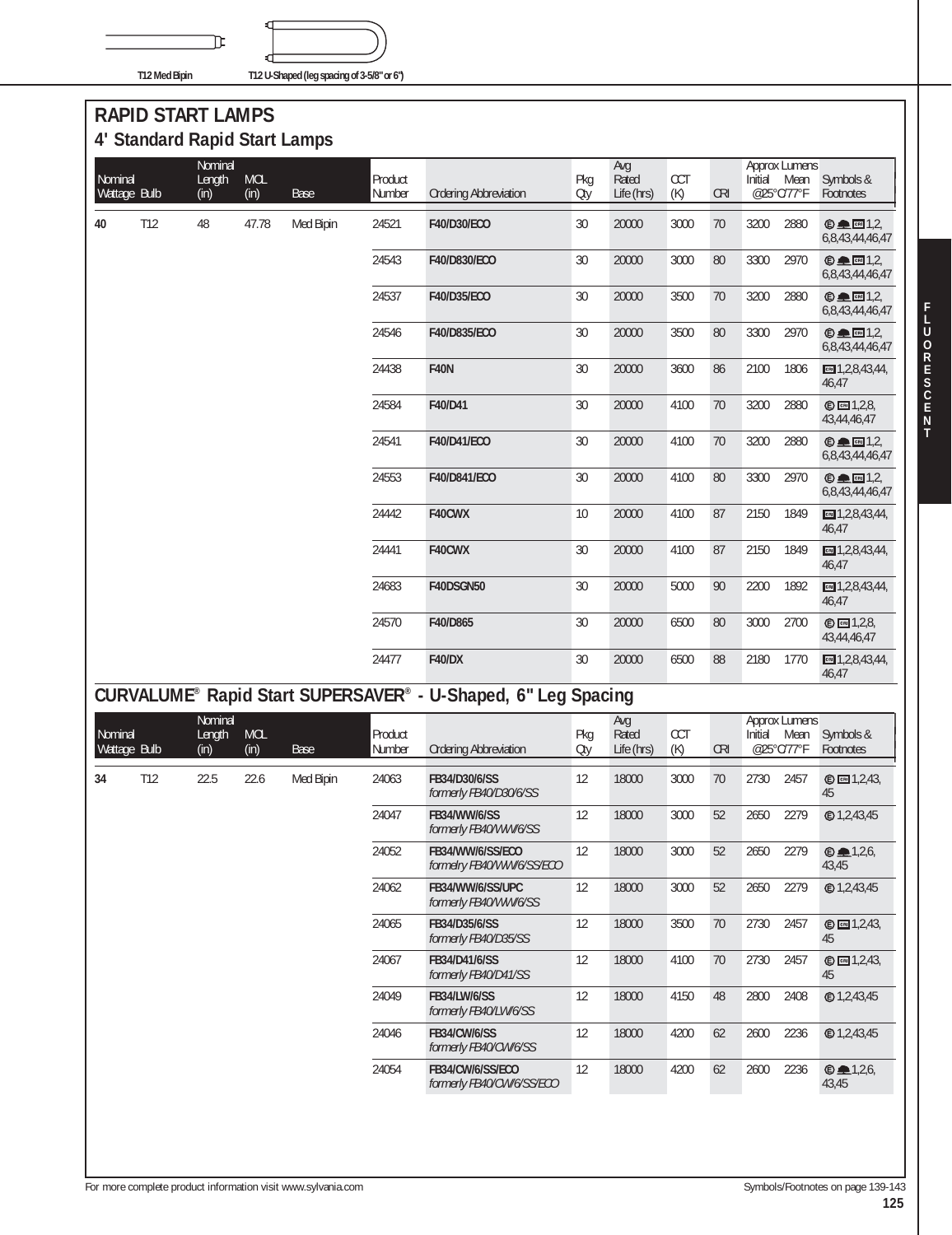T12 Med Bipin    T12 U-Shaped (leg spacing of 3-5/8" or 6")

# RAPID START LAMPS

## 4' Standard Rapid Start Lamps

| Nominal Wattage | Bulb | Nominal Length (in) | MOL (in) | Base | Product Number | Ordering Abbreviation | Pkg Qty | Avg Rated Life (hrs) | CCT (K) | CRI | Approx Lumens Initial @25°C/77°F | Approx Lumens Mean @25°C/77°F | Symbols & Footnotes |
|---|---|---|---|---|---|---|---|---|---|---|---|---|---|
| 40 | T12 | 48 | 47.78 | Med Bipin | 24521 | **F40/D30/ECO** | 30 | 20000 | 3000 | 70 | 3200 | 2880 | 1,2,6,8,43,44,46,47 |
| | | | | | 24543 | **F40/D830/ECO** | 30 | 20000 | 3000 | 80 | 3300 | 2970 | 1,2,6,8,43,44,46,47 |
| | | | | | 24537 | **F40/D35/ECO** | 30 | 20000 | 3500 | 70 | 3200 | 2880 | 1,2,6,8,43,44,46,47 |
| | | | | | 24546 | **F40/D835/ECO** | 30 | 20000 | 3500 | 80 | 3300 | 2970 | 1,2,6,8,43,44,46,47 |
| | | | | | 24438 | **F40N** | 30 | 20000 | 3600 | 86 | 2100 | 1806 | 1,2,8,43,44,46,47 |
| | | | | | 24584 | **F40/D41** | 30 | 20000 | 4100 | 70 | 3200 | 2880 | 1,2,8,43,44,46,47 |
| | | | | | 24541 | **F40/D41/ECO** | 30 | 20000 | 4100 | 70 | 3200 | 2880 | 1,2,6,8,43,44,46,47 |
| | | | | | 24553 | **F40/D841/ECO** | 30 | 20000 | 4100 | 80 | 3300 | 2970 | 1,2,6,8,43,44,46,47 |
| | | | | | 24442 | **F40CWX** | 10 | 20000 | 4100 | 87 | 2150 | 1849 | 1,2,8,43,44,46,47 |
| | | | | | 24441 | **F40CWX** | 30 | 20000 | 4100 | 87 | 2150 | 1849 | 1,2,8,43,44,46,47 |
| | | | | | 24683 | **F40DSGN50** | 30 | 20000 | 5000 | 90 | 2200 | 1892 | 1,2,8,43,44,46,47 |
| | | | | | 24570 | **F40/D865** | 30 | 20000 | 6500 | 80 | 3000 | 2700 | 1,2,8,43,44,46,47 |
| | | | | | 24477 | **F40/DX** | 30 | 20000 | 6500 | 88 | 2180 | 1770 | 1,2,8,43,44,46,47 |

## CURVALUME® Rapid Start SUPERSAVER® - U-Shaped, 6" Leg Spacing

| Nominal Wattage | Bulb | Nominal Length (in) | MOL (in) | Base | Product Number | Ordering Abbreviation | Pkg Qty | Avg Rated Life (hrs) | CCT (K) | CRI | Approx Lumens Initial @25°C/77°F | Approx Lumens Mean @25°C/77°F | Symbols & Footnotes |
|---|---|---|---|---|---|---|---|---|---|---|---|---|---|
| 34 | T12 | 22.5 | 22.6 | Med Bipin | 24063 | **FB34/D30/6/SS** *formerly FB40/D30/6/SS* | 12 | 18000 | 3000 | 70 | 2730 | 2457 | 1,2,43,45 |
| | | | | | 24047 | **FB34/WW/6/SS** *formerly FB40/WW/6/SS* | 12 | 18000 | 3000 | 52 | 2650 | 2279 | 1,2,43,45 |
| | | | | | 24052 | **FB34/WW/6/SS/ECO** *formerly FB40/WW/6/SS/ECO* | 12 | 18000 | 3000 | 52 | 2650 | 2279 | 1,2,6,43,45 |
| | | | | | 24062 | **FB34/WW/6/SS/UPC** *formerly FB40/WW/6/SS* | 12 | 18000 | 3000 | 52 | 2650 | 2279 | 1,2,43,45 |
| | | | | | 24065 | **FB34/D35/6/SS** *formerly FB40/D35/SS* | 12 | 18000 | 3500 | 70 | 2730 | 2457 | 1,2,43,45 |
| | | | | | 24067 | **FB34/D41/6/SS** *formerly FB40/D41/SS* | 12 | 18000 | 4100 | 70 | 2730 | 2457 | 1,2,43,45 |
| | | | | | 24049 | **FB34/LW/6/SS** *formerly FB40/LW/6/SS* | 12 | 18000 | 4150 | 48 | 2800 | 2408 | 1,2,43,45 |
| | | | | | 24046 | **FB34/CW/6/SS** *formerly FB40/CW/6/SS* | 12 | 18000 | 4200 | 62 | 2600 | 2236 | 1,2,43,45 |
| | | | | | 24054 | **FB34/CW/6/SS/ECO** *formerly FB40/CW/6/SS/ECO* | 12 | 18000 | 4200 | 62 | 2600 | 2236 | 1,2,6,43,45 |

For more complete product information visit www.sylvania.com

Symbols/Footnotes on page 139-143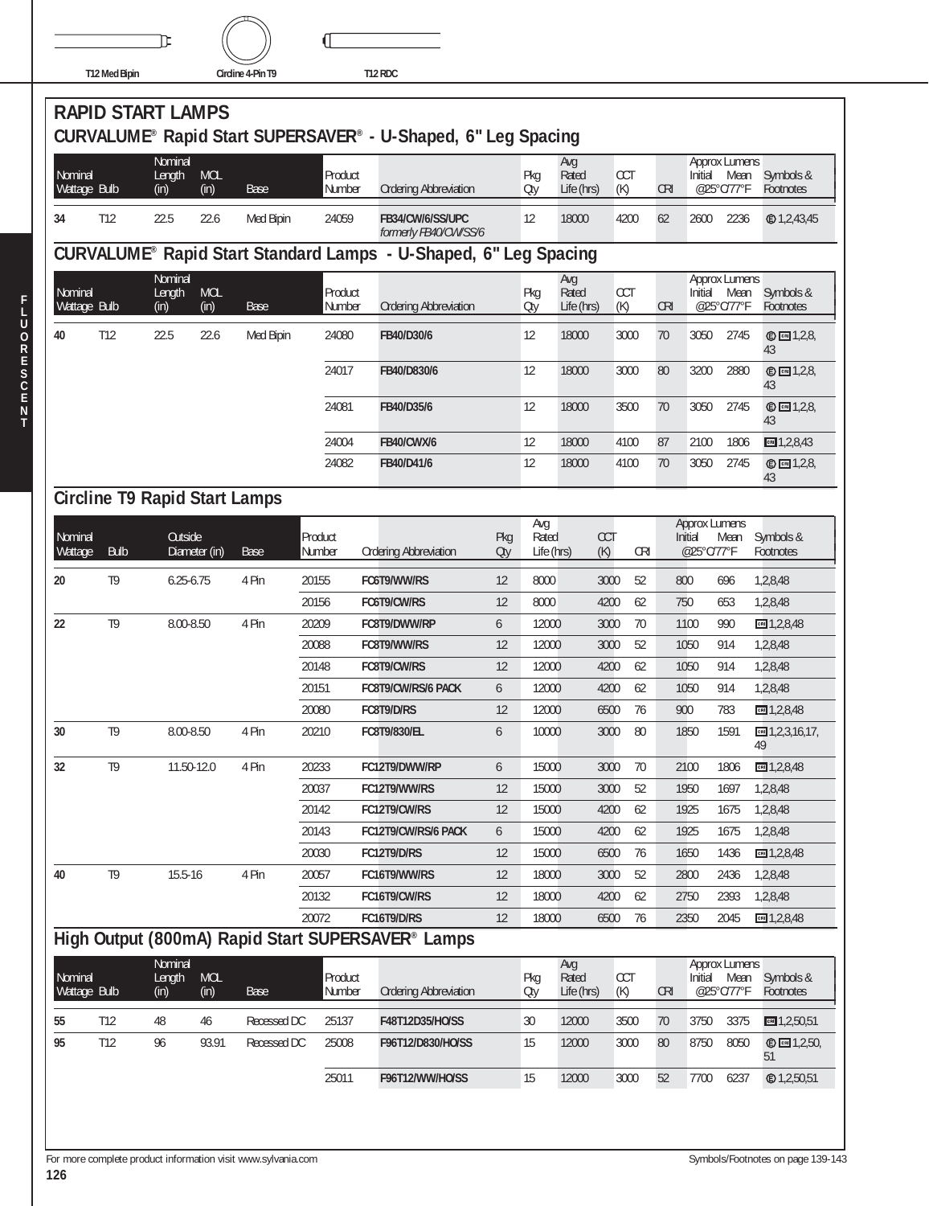T12 Med Bipin | Circline 4-Pin T9 | T12 RDC

# RAPID START LAMPS

## CURVALUME® Rapid Start SUPERSAVER® - U-Shaped, 6" Leg Spacing

| Nominal Wattage | Bulb | Nominal Length (in) | MOL (in) | Base | Product Number | Ordering Abbreviation | Pkg Qty | Avg Rated Life (hrs) | CCT (K) | CRI | Approx Lumens Initial @25°C/77°F | Approx Lumens Mean @25°C/77°F | Symbols & Footnotes |
|---|---|---|---|---|---|---|---|---|---|---|---|---|---|
| 34 | T12 | 22.5 | 22.6 | Med Bipin | 24059 | **FB34/CW/6/SS/UPC** *formerly FB40/CW/SS/6* | 12 | 18000 | 4200 | 62 | 2600 | 2236 | Ⓔ 1,2,43,45 |

## CURVALUME® Rapid Start Standard Lamps - U-Shaped, 6" Leg Spacing

| Nominal Wattage | Bulb | Nominal Length (in) | MOL (in) | Base | Product Number | Ordering Abbreviation | Pkg Qty | Avg Rated Life (hrs) | CCT (K) | CRI | Approx Lumens Initial @25°C/77°F | Approx Lumens Mean @25°C/77°F | Symbols & Footnotes |
|---|---|---|---|---|---|---|---|---|---|---|---|---|---|
| 40 | T12 | 22.5 | 22.6 | Med Bipin | 24080 | **FB40/D30/6** | 12 | 18000 | 3000 | 70 | 3050 | 2745 | Ⓔ CRI 1,2,8,43 |
| | | | | | 24017 | **FB40/D830/6** | 12 | 18000 | 3000 | 80 | 3200 | 2880 | Ⓔ CRI 1,2,8,43 |
| | | | | | 24081 | **FB40/D35/6** | 12 | 18000 | 3500 | 70 | 3050 | 2745 | Ⓔ CRI 1,2,8,43 |
| | | | | | 24004 | **FB40/CWX/6** | 12 | 18000 | 4100 | 87 | 2100 | 1806 | CRI 1,2,8,43 |
| | | | | | 24082 | **FB40/D41/6** | 12 | 18000 | 4100 | 70 | 3050 | 2745 | Ⓔ CRI 1,2,8,43 |

## Circline T9 Rapid Start Lamps

| Nominal Wattage | Bulb | Outside Diameter (in) | Base | Product Number | Ordering Abbreviation | Pkg Qty | Avg Rated Life (hrs) | CCT (K) | CRI | Approx Lumens Initial @25°C/77°F | Approx Lumens Mean @25°C/77°F | Symbols & Footnotes |
|---|---|---|---|---|---|---|---|---|---|---|---|---|
| 20 | T9 | 6.25-6.75 | 4 Pin | 20155 | **FC6T9/WW/RS** | 12 | 8000 | 3000 | 52 | 800 | 696 | 1,2,8,48 |
| | | | | 20156 | **FC6T9/CW/RS** | 12 | 8000 | 4200 | 62 | 750 | 653 | 1,2,8,48 |
| 22 | T9 | 8.00-8.50 | 4 Pin | 20209 | **FC8T9/DWW/RP** | 6 | 12000 | 3000 | 70 | 1100 | 990 | CRI 1,2,8,48 |
| | | | | 20088 | **FC8T9/WW/RS** | 12 | 12000 | 3000 | 52 | 1050 | 914 | 1,2,8,48 |
| | | | | 20148 | **FC8T9/CW/RS** | 12 | 12000 | 4200 | 62 | 1050 | 914 | 1,2,8,48 |
| | | | | 20151 | **FC8T9/CW/RS/6 PACK** | 6 | 12000 | 4200 | 62 | 1050 | 914 | 1,2,8,48 |
| | | | | 20080 | **FC8T9/D/RS** | 12 | 12000 | 6500 | 76 | 900 | 783 | CRI 1,2,8,48 |
| 30 | T9 | 8.00-8.50 | 4 Pin | 20210 | **FC8T9/830/EL** | 6 | 10000 | 3000 | 80 | 1850 | 1591 | CRI 1,2,3,16,17,49 |
| 32 | T9 | 11.50-12.0 | 4 Pin | 20233 | **FC12T9/DWW/RP** | 6 | 15000 | 3000 | 70 | 2100 | 1806 | CRI 1,2,8,48 |
| | | | | 20037 | **FC12T9/WW/RS** | 12 | 15000 | 3000 | 52 | 1950 | 1697 | 1,2,8,48 |
| | | | | 20142 | **FC12T9/CW/RS** | 12 | 15000 | 4200 | 62 | 1925 | 1675 | 1,2,8,48 |
| | | | | 20143 | **FC12T9/CW/RS/6 PACK** | 6 | 15000 | 4200 | 62 | 1925 | 1675 | 1,2,8,48 |
| | | | | 20030 | **FC12T9/D/RS** | 12 | 15000 | 6500 | 76 | 1650 | 1436 | CRI 1,2,8,48 |
| 40 | T9 | 15.5-16 | 4 Pin | 20057 | **FC16T9/WW/RS** | 12 | 18000 | 3000 | 52 | 2800 | 2436 | 1,2,8,48 |
| | | | | 20132 | **FC16T9/CW/RS** | 12 | 18000 | 4200 | 62 | 2750 | 2393 | 1,2,8,48 |
| | | | | 20072 | **FC16T9/D/RS** | 12 | 18000 | 6500 | 76 | 2350 | 2045 | CRI 1,2,8,48 |

## High Output (800mA) Rapid Start SUPERSAVER® Lamps

| Nominal Wattage | Bulb | Nominal Length (in) | MOL (in) | Base | Product Number | Ordering Abbreviation | Pkg Qty | Avg Rated Life (hrs) | CCT (K) | CRI | Approx Lumens Initial @25°C/77°F | Approx Lumens Mean @25°C/77°F | Symbols & Footnotes |
|---|---|---|---|---|---|---|---|---|---|---|---|---|---|
| 55 | T12 | 48 | 46 | Recessed DC | 25137 | **F48T12D35/HO/SS** | 30 | 12000 | 3500 | 70 | 3750 | 3375 | CRI 1,2,50,51 |
| 95 | T12 | 96 | 93.91 | Recessed DC | 25008 | **F96T12/D830/HO/SS** | 15 | 12000 | 3000 | 80 | 8750 | 8050 | Ⓔ CRI 1,2,50,51 |
| | | | | | 25011 | **F96T12/WW/HO/SS** | 15 | 12000 | 3000 | 52 | 7700 | 6237 | Ⓔ 1,2,50,51 |

For more complete product information visit www.sylvania.com

Symbols/Footnotes on page 139-143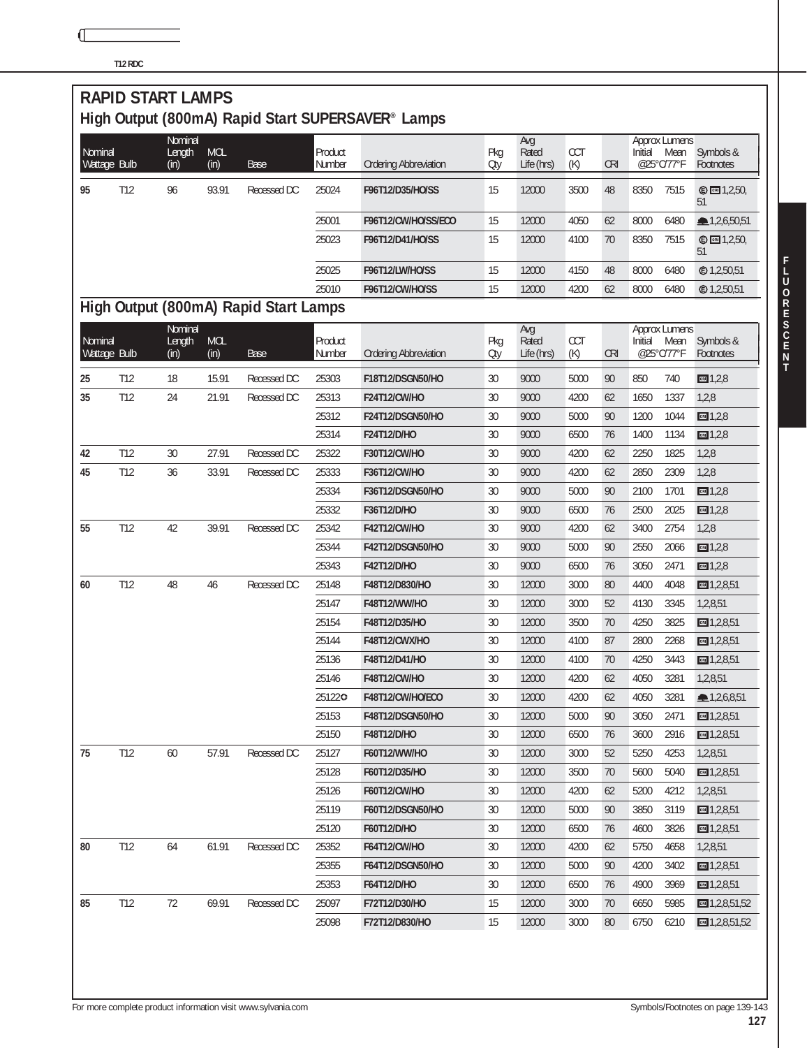T12 RDC

# RAPID START LAMPS

## High Output (800mA) Rapid Start SUPERSAVER® Lamps

| Nominal Wattage | Bulb | Nominal Length (in) | MOL (in) | Base | Product Number | Ordering Abbreviation | Pkg Qty | Avg Rated Life (hrs) | CCT (K) | CRI | Approx Lumens Initial @25°C/77°F | Approx Lumens Mean @25°C/77°F | Symbols & Footnotes |
|---|---|---|---|---|---|---|---|---|---|---|---|---|---|
| 95 | T12 | 96 | 93.91 | Recessed DC | 25024 | F96T12/D35/HO/SS | 15 | 12000 | 3500 | 48 | 8350 | 7515 | 1,2,50,51 |
| | | | | | 25001 | F96T12/CW/HO/SS/ECO | 15 | 12000 | 4050 | 62 | 8000 | 6480 | 1,2,6,50,51 |
| | | | | | 25023 | F96T12/D41/HO/SS | 15 | 12000 | 4100 | 70 | 8350 | 7515 | 1,2,50,51 |
| | | | | | 25025 | F96T12/LW/HO/SS | 15 | 12000 | 4150 | 48 | 8000 | 6480 | 1,2,50,51 |
| | | | | | 25010 | F96T12/CW/HO/SS | 15 | 12000 | 4200 | 62 | 8000 | 6480 | 1,2,50,51 |

## High Output (800mA) Rapid Start Lamps

| Nominal Wattage | Bulb | Nominal Length (in) | MOL (in) | Base | Product Number | Ordering Abbreviation | Pkg Qty | Avg Rated Life (hrs) | CCT (K) | CRI | Approx Lumens Initial @25°C/77°F | Approx Lumens Mean @25°C/77°F | Symbols & Footnotes |
|---|---|---|---|---|---|---|---|---|---|---|---|---|---|
| 25 | T12 | 18 | 15.91 | Recessed DC | 25303 | F18T12/DSGN50/HO | 30 | 9000 | 5000 | 90 | 850 | 740 | 1,2,8 |
| 35 | T12 | 24 | 21.91 | Recessed DC | 25313 | F24T12/CW/HO | 30 | 9000 | 4200 | 62 | 1650 | 1337 | 1,2,8 |
| | | | | | 25312 | F24T12/DSGN50/HO | 30 | 9000 | 5000 | 90 | 1200 | 1044 | 1,2,8 |
| | | | | | 25314 | F24T12/D/HO | 30 | 9000 | 6500 | 76 | 1400 | 1134 | 1,2,8 |
| 42 | T12 | 30 | 27.91 | Recessed DC | 25322 | F30T12/CW/HO | 30 | 9000 | 4200 | 62 | 2250 | 1825 | 1,2,8 |
| 45 | T12 | 36 | 33.91 | Recessed DC | 25333 | F36T12/CW/HO | 30 | 9000 | 4200 | 62 | 2850 | 2309 | 1,2,8 |
| | | | | | 25334 | F36T12/DSGN50/HO | 30 | 9000 | 5000 | 90 | 2100 | 1701 | 1,2,8 |
| | | | | | 25332 | F36T12/D/HO | 30 | 9000 | 6500 | 76 | 2500 | 2025 | 1,2,8 |
| 55 | T12 | 42 | 39.91 | Recessed DC | 25342 | F42T12/CW/HO | 30 | 9000 | 4200 | 62 | 3400 | 2754 | 1,2,8 |
| | | | | | 25344 | F42T12/DSGN50/HO | 30 | 9000 | 5000 | 90 | 2550 | 2066 | 1,2,8 |
| | | | | | 25343 | F42T12/D/HO | 30 | 9000 | 6500 | 76 | 3050 | 2471 | 1,2,8 |
| 60 | T12 | 48 | 46 | Recessed DC | 25148 | F48T12/D830/HO | 30 | 12000 | 3000 | 80 | 4400 | 4048 | 1,2,8,51 |
| | | | | | 25147 | F48T12/WW/HO | 30 | 12000 | 3000 | 52 | 4130 | 3345 | 1,2,8,51 |
| | | | | | 25154 | F48T12/D35/HO | 30 | 12000 | 3500 | 70 | 4250 | 3825 | 1,2,8,51 |
| | | | | | 25144 | F48T12/CWX/HO | 30 | 12000 | 4100 | 87 | 2800 | 2268 | 1,2,8,51 |
| | | | | | 25136 | F48T12/D41/HO | 30 | 12000 | 4100 | 70 | 4250 | 3443 | 1,2,8,51 |
| | | | | | 25146 | F48T12/CW/HO | 30 | 12000 | 4200 | 62 | 4050 | 3281 | 1,2,8,51 |
| | | | | | 25122✪ | F48T12/CW/HO/ECO | 30 | 12000 | 4200 | 62 | 4050 | 3281 | 1,2,6,8,51 |
| | | | | | 25153 | F48T12/DSGN50/HO | 30 | 12000 | 5000 | 90 | 3050 | 2471 | 1,2,8,51 |
| | | | | | 25150 | F48T12/D/HO | 30 | 12000 | 6500 | 76 | 3600 | 2916 | 1,2,8,51 |
| 75 | T12 | 60 | 57.91 | Recessed DC | 25127 | F60T12/WW/HO | 30 | 12000 | 3000 | 52 | 5250 | 4253 | 1,2,8,51 |
| | | | | | 25128 | F60T12/D35/HO | 30 | 12000 | 3500 | 70 | 5600 | 5040 | 1,2,8,51 |
| | | | | | 25126 | F60T12/CW/HO | 30 | 12000 | 4200 | 62 | 5200 | 4212 | 1,2,8,51 |
| | | | | | 25119 | F60T12/DSGN50/HO | 30 | 12000 | 5000 | 90 | 3850 | 3119 | 1,2,8,51 |
| | | | | | 25120 | F60T12/D/HO | 30 | 12000 | 6500 | 76 | 4600 | 3826 | 1,2,8,51 |
| 80 | T12 | 64 | 61.91 | Recessed DC | 25352 | F64T12/CW/HO | 30 | 12000 | 4200 | 62 | 5750 | 4658 | 1,2,8,51 |
| | | | | | 25355 | F64T12/DSGN50/HO | 30 | 12000 | 5000 | 90 | 4200 | 3402 | 1,2,8,51 |
| | | | | | 25353 | F64T12/D/HO | 30 | 12000 | 6500 | 76 | 4900 | 3969 | 1,2,8,51 |
| 85 | T12 | 72 | 69.91 | Recessed DC | 25097 | F72T12/D30/HO | 15 | 12000 | 3000 | 70 | 6650 | 5985 | 1,2,8,51,52 |
| | | | | | 25098 | F72T12/D830/HO | 15 | 12000 | 3000 | 80 | 6750 | 6210 | 1,2,8,51,52 |

For more complete product information visit www.sylvania.com

Symbols/Footnotes on page 139-143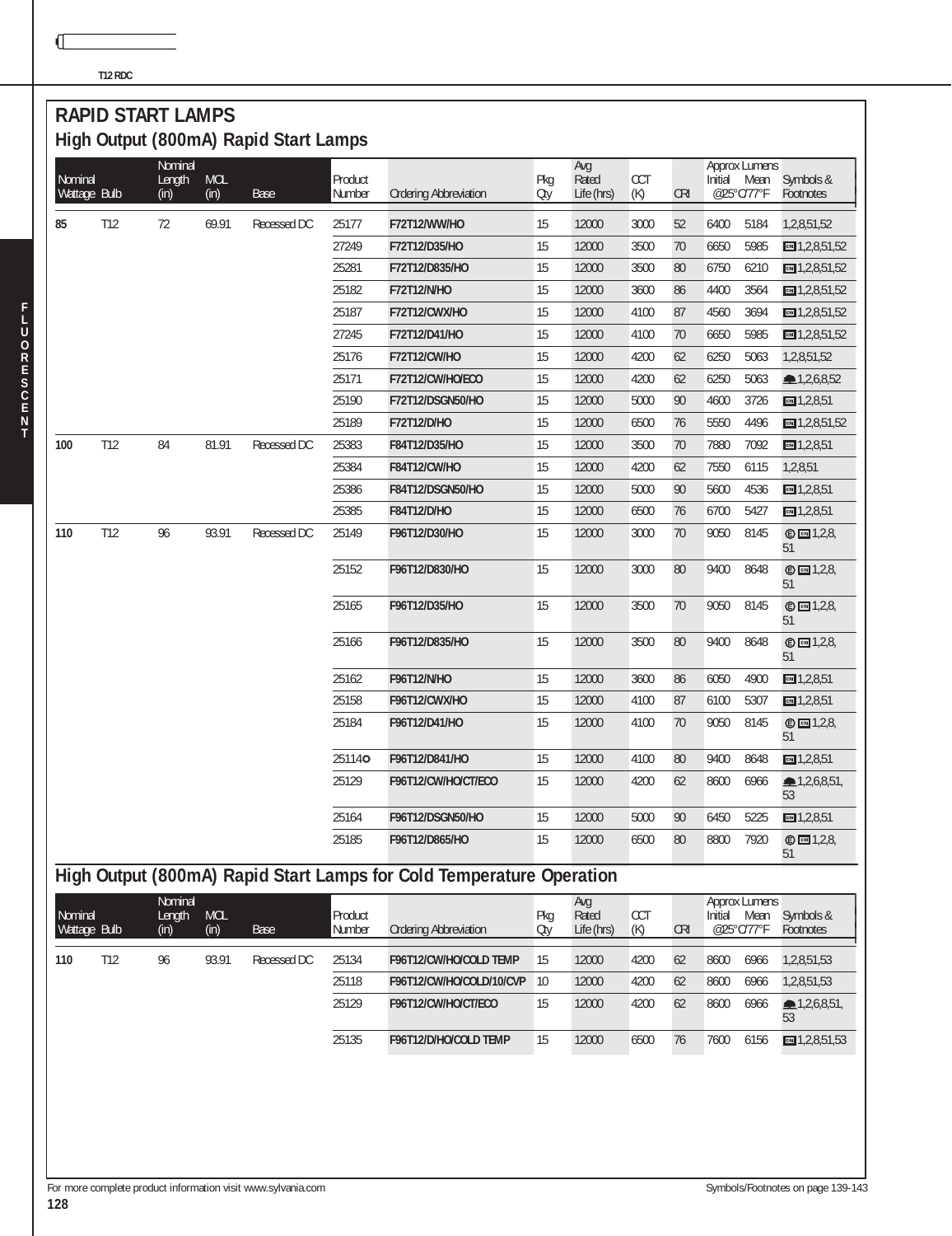# RAPID START LAMPS

## High Output (800mA) Rapid Start Lamps

| Nominal Wattage | Bulb | Nominal Length (in) | MOL (in) | Base | Product Number | Ordering Abbreviation | Pkg Qty | Avg Rated Life (hrs) | CCT (K) | CRI | Approx Lumens Initial @25°C/77°F | Approx Lumens Mean @25°C/77°F | Symbols & Footnotes |
|---|---|---|---|---|---|---|---|---|---|---|---|---|---|
| **85** | T12 | 72 | 69.91 | Recessed DC | 25177 | **F72T12/WW/HO** | 15 | 12000 | 3000 | 52 | 6400 | 5184 | 1,2,8,51,52 |
| | | | | | 27249 | **F72T12/D35/HO** | 15 | 12000 | 3500 | 70 | 6650 | 5985 | CRI 1,2,8,51,52 |
| | | | | | 25281 | **F72T12/D835/HO** | 15 | 12000 | 3500 | 80 | 6750 | 6210 | CRI 1,2,8,51,52 |
| | | | | | 25182 | **F72T12/N/HO** | 15 | 12000 | 3600 | 86 | 4400 | 3564 | CRI 1,2,8,51,52 |
| | | | | | 25187 | **F72T12/CWX/HO** | 15 | 12000 | 4100 | 87 | 4560 | 3694 | CRI 1,2,8,51,52 |
| | | | | | 27245 | **F72T12/D41/HO** | 15 | 12000 | 4100 | 70 | 6650 | 5985 | CRI 1,2,8,51,52 |
| | | | | | 25176 | **F72T12/CW/HO** | 15 | 12000 | 4200 | 62 | 6250 | 5063 | 1,2,8,51,52 |
| | | | | | 25171 | **F72T12/CW/HO/ECO** | 15 | 12000 | 4200 | 62 | 6250 | 5063 | 1,2,6,8,52 |
| | | | | | 25190 | **F72T12/DSGN50/HO** | 15 | 12000 | 5000 | 90 | 4600 | 3726 | CRI 1,2,8,51 |
| | | | | | 25189 | **F72T12/D/HO** | 15 | 12000 | 6500 | 76 | 5550 | 4496 | CRI 1,2,8,51,52 |
| **100** | T12 | 84 | 81.91 | Recessed DC | 25383 | **F84T12/D35/HO** | 15 | 12000 | 3500 | 70 | 7880 | 7092 | CRI 1,2,8,51 |
| | | | | | 25384 | **F84T12/CW/HO** | 15 | 12000 | 4200 | 62 | 7550 | 6115 | 1,2,8,51 |
| | | | | | 25386 | **F84T12/DSGN50/HO** | 15 | 12000 | 5000 | 90 | 5600 | 4536 | CRI 1,2,8,51 |
| | | | | | 25385 | **F84T12/D/HO** | 15 | 12000 | 6500 | 76 | 6700 | 5427 | CRI 1,2,8,51 |
| **110** | T12 | 96 | 93.91 | Recessed DC | 25149 | **F96T12/D30/HO** | 15 | 12000 | 3000 | 70 | 9050 | 8145 | E CRI 1,2,8,51 |
| | | | | | 25152 | **F96T12/D830/HO** | 15 | 12000 | 3000 | 80 | 9400 | 8648 | E CRI 1,2,8,51 |
| | | | | | 25165 | **F96T12/D35/HO** | 15 | 12000 | 3500 | 70 | 9050 | 8145 | E CRI 1,2,8,51 |
| | | | | | 25166 | **F96T12/D835/HO** | 15 | 12000 | 3500 | 80 | 9400 | 8648 | E CRI 1,2,8,51 |
| | | | | | 25162 | **F96T12/N/HO** | 15 | 12000 | 3600 | 86 | 6050 | 4900 | CRI 1,2,8,51 |
| | | | | | 25158 | **F96T12/CWX/HO** | 15 | 12000 | 4100 | 87 | 6100 | 5307 | CRI 1,2,8,51 |
| | | | | | 25184 | **F96T12/D41/HO** | 15 | 12000 | 4100 | 70 | 9050 | 8145 | E CRI 1,2,8,51 |
| | | | | | 25114✪ | **F96T12/D841/HO** | 15 | 12000 | 4100 | 80 | 9400 | 8648 | CRI 1,2,8,51 |
| | | | | | 25129 | **F96T12/CW/HO/CT/ECO** | 15 | 12000 | 4200 | 62 | 8600 | 6966 | 1,2,6,8,51,53 |
| | | | | | 25164 | **F96T12/DSGN50/HO** | 15 | 12000 | 5000 | 90 | 6450 | 5225 | CRI 1,2,8,51 |
| | | | | | 25185 | **F96T12/D865/HO** | 15 | 12000 | 6500 | 80 | 8800 | 7920 | E CRI 1,2,8,51 |

## High Output (800mA) Rapid Start Lamps for Cold Temperature Operation

| Nominal Wattage | Bulb | Nominal Length (in) | MOL (in) | Base | Product Number | Ordering Abbreviation | Pkg Qty | Avg Rated Life (hrs) | CCT (K) | CRI | Approx Lumens Initial @25°C/77°F | Approx Lumens Mean @25°C/77°F | Symbols & Footnotes |
|---|---|---|---|---|---|---|---|---|---|---|---|---|---|
| **110** | T12 | 96 | 93.91 | Recessed DC | 25134 | **F96T12/CW/HO/COLD TEMP** | 15 | 12000 | 4200 | 62 | 8600 | 6966 | 1,2,8,51,53 |
| | | | | | 25118 | **F96T12/CW/HO/COLD/10/CVP** | 10 | 12000 | 4200 | 62 | 8600 | 6966 | 1,2,8,51,53 |
| | | | | | 25129 | **F96T12/CW/HO/CT/ECO** | 15 | 12000 | 4200 | 62 | 8600 | 6966 | 1,2,6,8,51,53 |
| | | | | | 25135 | **F96T12/D/HO/COLD TEMP** | 15 | 12000 | 6500 | 76 | 7600 | 6156 | CRI 1,2,8,51,53 |

For more complete product information visit www.sylvania.com

Symbols/Footnotes on page 139-143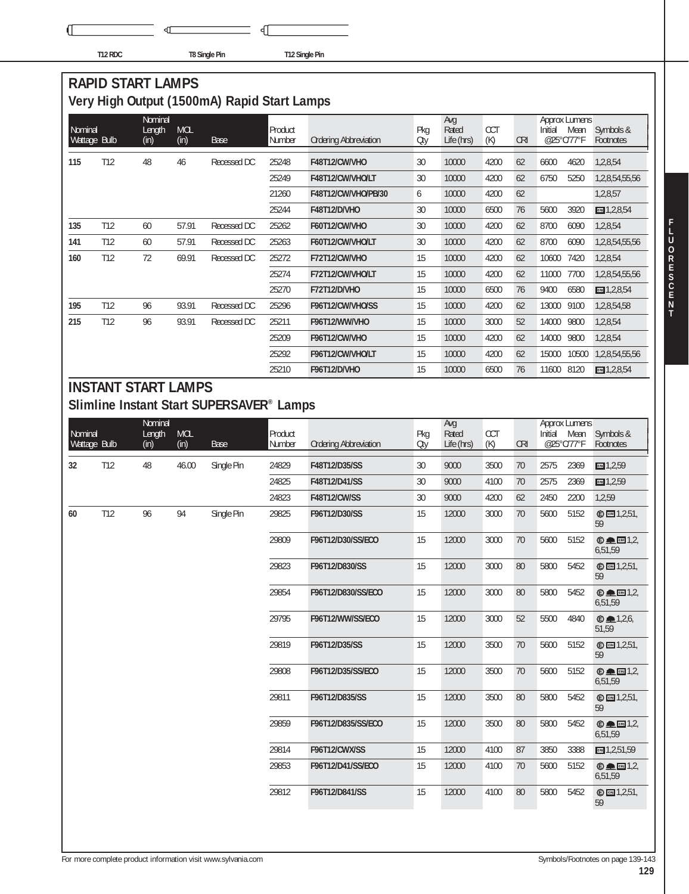T12 RDC T8 Single Pin T12 Single Pin

## RAPID START LAMPS

### Very High Output (1500mA) Rapid Start Lamps

| Nominal Wattage | Bulb | Nominal Length (in) | MOL (in) | Base | Product Number | Ordering Abbreviation | Pkg Qty | Avg Rated Life (hrs) | CCT (K) | CRI | Approx Lumens Initial @25°C/77°F | Approx Lumens Mean @25°C/77°F | Symbols & Footnotes |
|---|---|---|---|---|---|---|---|---|---|---|---|---|---|
| **115** | T12 | 48 | 46 | Recessed DC | 25248 | **F48T12/CW/VHO** | 30 | 10000 | 4200 | 62 | 6600 | 4620 | 1,2,8,54 |
| | | | | | 25249 | **F48T12/CW/VHO/LT** | 30 | 10000 | 4200 | 62 | 6750 | 5250 | 1,2,8,54,55,56 |
| | | | | | 21260 | **F48T12/CW/VHO/PB/30** | 6 | 10000 | 4200 | 62 | | | 1,2,8,57 |
| | | | | | 25244 | **F48T12/D/VHO** | 30 | 10000 | 6500 | 76 | 5600 | 3920 | CRI 1,2,8,54 |
| **135** | T12 | 60 | 57.91 | Recessed DC | 25262 | **F60T12/CW/VHO** | 30 | 10000 | 4200 | 62 | 8700 | 6090 | 1,2,8,54 |
| **141** | T12 | 60 | 57.91 | Recessed DC | 25263 | **F60T12/CW/VHO/LT** | 30 | 10000 | 4200 | 62 | 8700 | 6090 | 1,2,8,54,55,56 |
| **160** | T12 | 72 | 69.91 | Recessed DC | 25272 | **F72T12/CW/VHO** | 15 | 10000 | 4200 | 62 | 10600 | 7420 | 1,2,8,54 |
| | | | | | 25274 | **F72T12/CW/VHO/LT** | 15 | 10000 | 4200 | 62 | 11000 | 7700 | 1,2,8,54,55,56 |
| | | | | | 25270 | **F72T12/D/VHO** | 15 | 10000 | 6500 | 76 | 9400 | 6580 | CRI 1,2,8,54 |
| **195** | T12 | 96 | 93.91 | Recessed DC | 25296 | **F96T12/CW/VHO/SS** | 15 | 10000 | 4200 | 62 | 13000 | 9100 | 1,2,8,54,58 |
| **215** | T12 | 96 | 93.91 | Recessed DC | 25211 | **F96T12/WW/VHO** | 15 | 10000 | 3000 | 52 | 14000 | 9800 | 1,2,8,54 |
| | | | | | 25209 | **F96T12/CW/VHO** | 15 | 10000 | 4200 | 62 | 14000 | 9800 | 1,2,8,54 |
| | | | | | 25292 | **F96T12/CW/VHO/LT** | 15 | 10000 | 4200 | 62 | 15000 | 10500 | 1,2,8,54,55,56 |
| | | | | | 25210 | **F96T12/D/VHO** | 15 | 10000 | 6500 | 76 | 11600 | 8120 | CRI 1,2,8,54 |

## INSTANT START LAMPS

### Slimline Instant Start SUPERSAVER® Lamps

| Nominal Wattage | Bulb | Nominal Length (in) | MOL (in) | Base | Product Number | Ordering Abbreviation | Pkg Qty | Avg Rated Life (hrs) | CCT (K) | CRI | Approx Lumens Initial @25°C/77°F | Approx Lumens Mean @25°C/77°F | Symbols & Footnotes |
|---|---|---|---|---|---|---|---|---|---|---|---|---|---|
| **32** | T12 | 48 | 46.00 | Single Pin | 24829 | **F48T12/D35/SS** | 30 | 9000 | 3500 | 70 | 2575 | 2369 | CRI 1,2,59 |
| | | | | | 24825 | **F48T12/D41/SS** | 30 | 9000 | 4100 | 70 | 2575 | 2369 | CRI 1,2,59 |
| | | | | | 24823 | **F48T12/CW/SS** | 30 | 9000 | 4200 | 62 | 2450 | 2200 | 1,2,59 |
| **60** | T12 | 96 | 94 | Single Pin | 29825 | **F96T12/D30/SS** | 15 | 12000 | 3000 | 70 | 5600 | 5152 | E CRI 1,2,51,59 |
| | | | | | 29809 | **F96T12/D30/SS/ECO** | 15 | 12000 | 3000 | 70 | 5600 | 5152 | E ECO CRI 1,2,6,51,59 |
| | | | | | 29823 | **F96T12/D830/SS** | 15 | 12000 | 3000 | 80 | 5800 | 5452 | E CRI 1,2,51,59 |
| | | | | | 29854 | **F96T12/D830/SS/ECO** | 15 | 12000 | 3000 | 80 | 5800 | 5452 | E ECO CRI 1,2,6,51,59 |
| | | | | | 29795 | **F96T12/WW/SS/ECO** | 15 | 12000 | 3000 | 52 | 5500 | 4840 | E ECO 1,2,6,51,59 |
| | | | | | 29819 | **F96T12/D35/SS** | 15 | 12000 | 3500 | 70 | 5600 | 5152 | E CRI 1,2,51,59 |
| | | | | | 29808 | **F96T12/D35/SS/ECO** | 15 | 12000 | 3500 | 70 | 5600 | 5152 | E ECO CRI 1,2,6,51,59 |
| | | | | | 29811 | **F96T12/D835/SS** | 15 | 12000 | 3500 | 80 | 5800 | 5452 | E CRI 1,2,51,59 |
| | | | | | 29859 | **F96T12/D835/SS/ECO** | 15 | 12000 | 3500 | 80 | 5800 | 5452 | E ECO CRI 1,2,6,51,59 |
| | | | | | 29814 | **F96T12/CWX/SS** | 15 | 12000 | 4100 | 87 | 3850 | 3388 | CRI 1,2,51,59 |
| | | | | | 29853 | **F96T12/D41/SS/ECO** | 15 | 12000 | 4100 | 70 | 5600 | 5152 | E ECO CRI 1,2,6,51,59 |
| | | | | | 29812 | **F96T12/D841/SS** | 15 | 12000 | 4100 | 80 | 5800 | 5452 | E CRI 1,2,51,59 |

For more complete product information visit www.sylvania.com

Symbols/Footnotes on page 139-143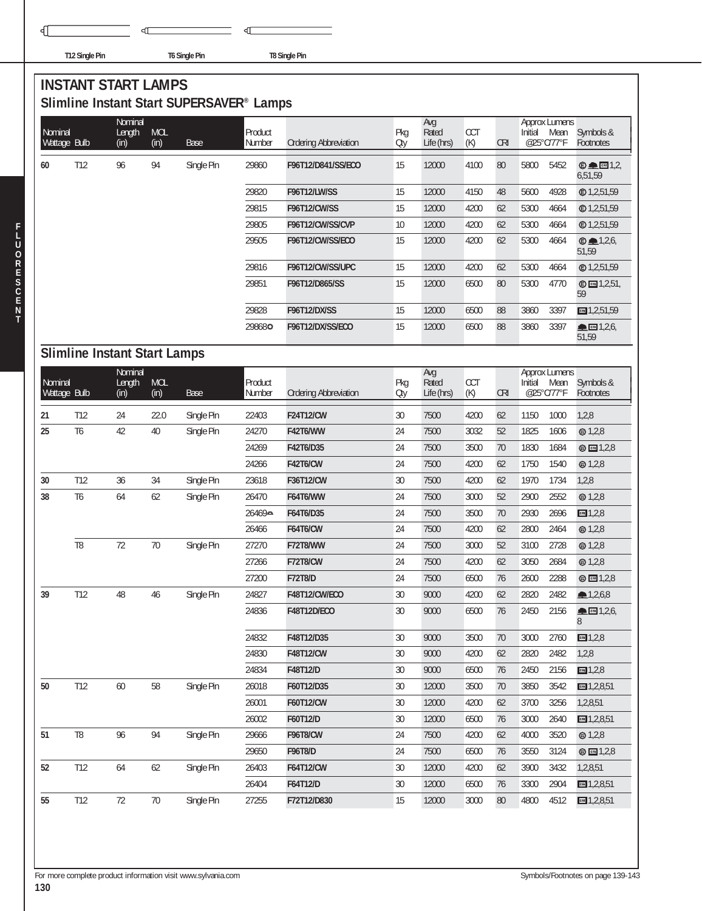T12 Single Pin T6 Single Pin T8 Single Pin

# INSTANT START LAMPS

## Slimline Instant Start SUPERSAVER® Lamps

| Nominal Wattage | Bulb | Nominal Length (in) | MOL (in) | Base | Product Number | Ordering Abbreviation | Pkg Qty | Avg Rated Life (hrs) | CCT (K) | CRI | Approx Lumens Initial @25°C/77°F | Approx Lumens Mean @25°C/77°F | Symbols & Footnotes |
|---|---|---|---|---|---|---|---|---|---|---|---|---|---|
| 60 | T12 | 96 | 94 | Single Pin | 29860 | F96T12/D841/SS/ECO | 15 | 12000 | 4100 | 80 | 5800 | 5452 | 1,2,6,51,59 |
| | | | | | 29820 | F96T12/LW/SS | 15 | 12000 | 4150 | 48 | 5600 | 4928 | 1,2,51,59 |
| | | | | | 29815 | F96T12/CW/SS | 15 | 12000 | 4200 | 62 | 5300 | 4664 | 1,2,51,59 |
| | | | | | 29805 | F96T12/CW/SS/CVP | 10 | 12000 | 4200 | 62 | 5300 | 4664 | 1,2,51,59 |
| | | | | | 29505 | F96T12/CW/SS/ECO | 15 | 12000 | 4200 | 62 | 5300 | 4664 | 1,2,6,51,59 |
| | | | | | 29816 | F96T12/CW/SS/UPC | 15 | 12000 | 4200 | 62 | 5300 | 4664 | 1,2,51,59 |
| | | | | | 29851 | F96T12/D865/SS | 15 | 12000 | 6500 | 80 | 5300 | 4770 | 1,2,51,59 |
| | | | | | 29828 | F96T12/DX/SS | 15 | 12000 | 6500 | 88 | 3860 | 3397 | 1,2,51,59 |
| | | | | | 29868 | F96T12/DX/SS/ECO | 15 | 12000 | 6500 | 88 | 3860 | 3397 | 1,2,6,51,59 |

## Slimline Instant Start Lamps

| Nominal Wattage | Bulb | Nominal Length (in) | MOL (in) | Base | Product Number | Ordering Abbreviation | Pkg Qty | Avg Rated Life (hrs) | CCT (K) | CRI | Approx Lumens Initial @25°C/77°F | Approx Lumens Mean @25°C/77°F | Symbols & Footnotes |
|---|---|---|---|---|---|---|---|---|---|---|---|---|---|
| 21 | T12 | 24 | 22.0 | Single Pin | 22403 | F24T12/CW | 30 | 7500 | 4200 | 62 | 1150 | 1000 | 1,2,8 |
| 25 | T6 | 42 | 40 | Single Pin | 24270 | F42T6/WW | 24 | 7500 | 3032 | 52 | 1825 | 1606 | 1,2,8 |
| | | | | | 24269 | F42T6/D35 | 24 | 7500 | 3500 | 70 | 1830 | 1684 | 1,2,8 |
| | | | | | 24266 | F42T6/CW | 24 | 7500 | 4200 | 62 | 1750 | 1540 | 1,2,8 |
| 30 | T12 | 36 | 34 | Single Pin | 23618 | F36T12/CW | 30 | 7500 | 4200 | 62 | 1970 | 1734 | 1,2,8 |
| 38 | T6 | 64 | 62 | Single Pin | 26470 | F64T6/WW | 24 | 7500 | 3000 | 52 | 2900 | 2552 | 1,2,8 |
| | | | | | 26469 | F64T6/D35 | 24 | 7500 | 3500 | 70 | 2930 | 2696 | 1,2,8 |
| | | | | | 26466 | F64T6/CW | 24 | 7500 | 4200 | 62 | 2800 | 2464 | 1,2,8 |
| | T8 | 72 | 70 | Single Pin | 27270 | F72T8/WW | 24 | 7500 | 3000 | 52 | 3100 | 2728 | 1,2,8 |
| | | | | | 27266 | F72T8/CW | 24 | 7500 | 4200 | 62 | 3050 | 2684 | 1,2,8 |
| | | | | | 27200 | F72T8/D | 24 | 7500 | 6500 | 76 | 2600 | 2288 | 1,2,8 |
| 39 | T12 | 48 | 46 | Single Pin | 24827 | F48T12/CW/ECO | 30 | 9000 | 4200 | 62 | 2820 | 2482 | 1,2,6,8 |
| | | | | | 24836 | F48T12D/ECO | 30 | 9000 | 6500 | 76 | 2450 | 2156 | 1,2,6,8 |
| | | | | | 24832 | F48T12/D35 | 30 | 9000 | 3500 | 70 | 3000 | 2760 | 1,2,8 |
| | | | | | 24830 | F48T12/CW | 30 | 9000 | 4200 | 62 | 2820 | 2482 | 1,2,8 |
| | | | | | 24834 | F48T12/D | 30 | 9000 | 6500 | 76 | 2450 | 2156 | 1,2,8 |
| 50 | T12 | 60 | 58 | Single Pin | 26018 | F60T12/D35 | 30 | 12000 | 3500 | 70 | 3850 | 3542 | 1,2,8,51 |
| | | | | | 26001 | F60T12/CW | 30 | 12000 | 4200 | 62 | 3700 | 3256 | 1,2,8,51 |
| | | | | | 26002 | F60T12/D | 30 | 12000 | 6500 | 76 | 3000 | 2640 | 1,2,8,51 |
| 51 | T8 | 96 | 94 | Single Pin | 29666 | F96T8/CW | 24 | 7500 | 4200 | 62 | 4000 | 3520 | 1,2,8 |
| | | | | | 29650 | F96T8/D | 24 | 7500 | 6500 | 76 | 3550 | 3124 | 1,2,8 |
| 52 | T12 | 64 | 62 | Single Pin | 26403 | F64T12/CW | 30 | 12000 | 4200 | 62 | 3900 | 3432 | 1,2,8,51 |
| | | | | | 26404 | F64T12/D | 30 | 12000 | 6500 | 76 | 3300 | 2904 | 1,2,8,51 |
| 55 | T12 | 72 | 70 | Single Pin | 27255 | F72T12/D830 | 15 | 12000 | 3000 | 80 | 4800 | 4512 | 1,2,8,51 |

For more complete product information visit www.sylvania.com

Symbols/Footnotes on page 139-143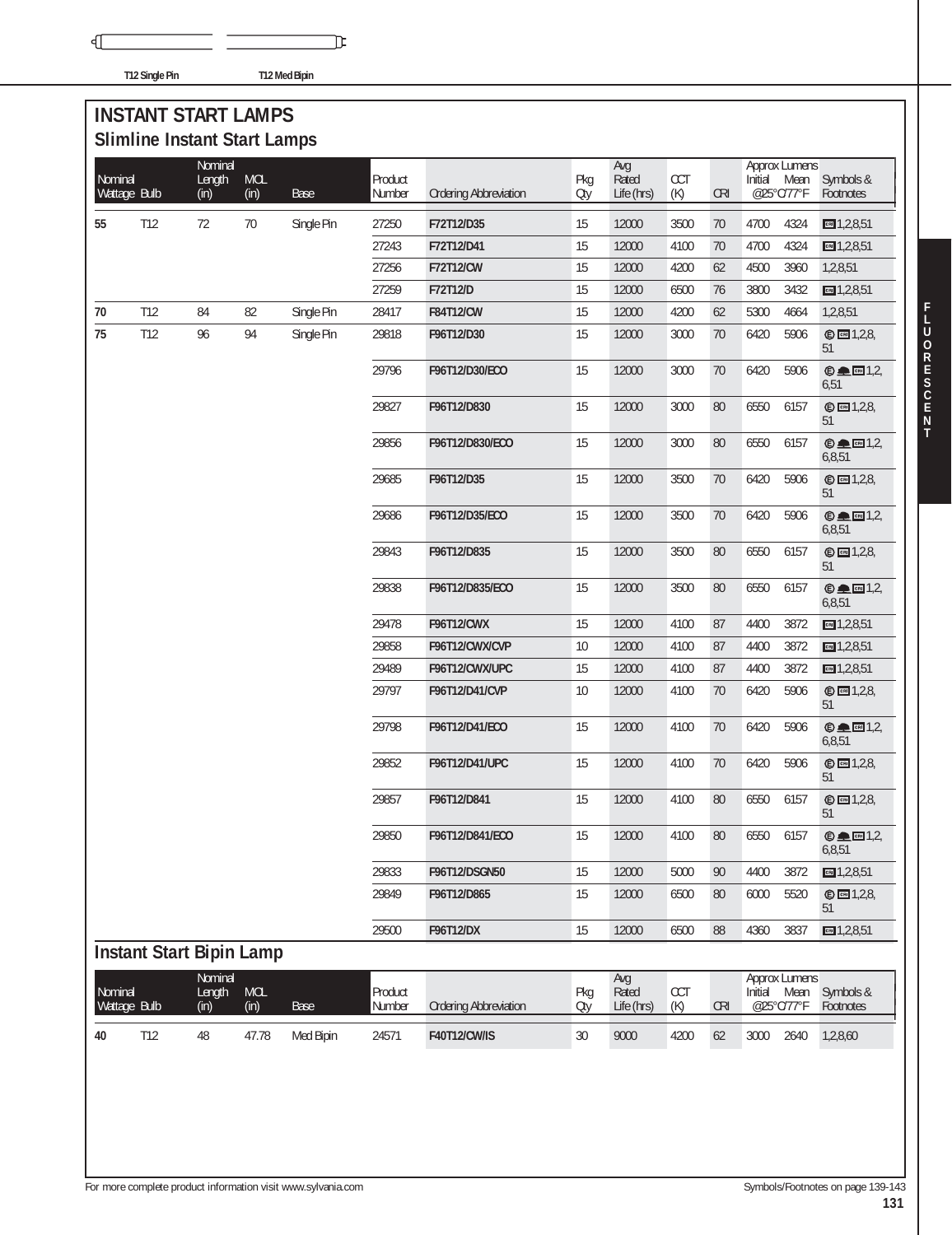T12 Single Pin T12 Med Bipin

# INSTANT START LAMPS

## Slimline Instant Start Lamps

| Nominal Wattage | Bulb | Nominal Length (in) | MOL (in) | Base | Product Number | Ordering Abbreviation | Pkg Qty | Avg Rated Life (hrs) | CCT (K) | CRI | Approx Lumens Initial @25°C/77°F | Approx Lumens Mean @25°C/77°F | Symbols & Footnotes |
|---|---|---|---|---|---|---|---|---|---|---|---|---|---|
| 55 | T12 | 72 | 70 | Single Pin | 27250 | **F72T12/D35** | 15 | 12000 | 3500 | 70 | 4700 | 4324 | CRI 1,2,8,51 |
| | | | | | 27243 | **F72T12/D41** | 15 | 12000 | 4100 | 70 | 4700 | 4324 | CRI 1,2,8,51 |
| | | | | | 27256 | **F72T12/CW** | 15 | 12000 | 4200 | 62 | 4500 | 3960 | 1,2,8,51 |
| | | | | | 27259 | **F72T12/D** | 15 | 12000 | 6500 | 76 | 3800 | 3432 | CRI 1,2,8,51 |
| 70 | T12 | 84 | 82 | Single Pin | 28417 | **F84T12/CW** | 15 | 12000 | 4200 | 62 | 5300 | 4664 | 1,2,8,51 |
| 75 | T12 | 96 | 94 | Single Pin | 29818 | **F96T12/D30** | 15 | 12000 | 3000 | 70 | 6420 | 5906 | E CRI 1,2,8,51 |
| | | | | | 29796 | **F96T12/D30/ECO** | 15 | 12000 | 3000 | 70 | 6420 | 5906 | E ECO CRI 1,2,6,51 |
| | | | | | 29827 | **F96T12/D830** | 15 | 12000 | 3000 | 80 | 6550 | 6157 | E CRI 1,2,8,51 |
| | | | | | 29856 | **F96T12/D830/ECO** | 15 | 12000 | 3000 | 80 | 6550 | 6157 | E ECO CRI 1,2,6,8,51 |
| | | | | | 29685 | **F96T12/D35** | 15 | 12000 | 3500 | 70 | 6420 | 5906 | E CRI 1,2,8,51 |
| | | | | | 29686 | **F96T12/D35/ECO** | 15 | 12000 | 3500 | 70 | 6420 | 5906 | E ECO CRI 1,2,6,8,51 |
| | | | | | 29843 | **F96T12/D835** | 15 | 12000 | 3500 | 80 | 6550 | 6157 | E CRI 1,2,8,51 |
| | | | | | 29838 | **F96T12/D835/ECO** | 15 | 12000 | 3500 | 80 | 6550 | 6157 | E ECO CRI 1,2,6,8,51 |
| | | | | | 29478 | **F96T12/CWX** | 15 | 12000 | 4100 | 87 | 4400 | 3872 | CRI 1,2,8,51 |
| | | | | | 29858 | **F96T12/CWX/CVP** | 10 | 12000 | 4100 | 87 | 4400 | 3872 | CRI 1,2,8,51 |
| | | | | | 29489 | **F96T12/CWX/UPC** | 15 | 12000 | 4100 | 87 | 4400 | 3872 | CRI 1,2,8,51 |
| | | | | | 29797 | **F96T12/D41/CVP** | 10 | 12000 | 4100 | 70 | 6420 | 5906 | E CRI 1,2,8,51 |
| | | | | | 29798 | **F96T12/D41/ECO** | 15 | 12000 | 4100 | 70 | 6420 | 5906 | E ECO CRI 1,2,6,8,51 |
| | | | | | 29852 | **F96T12/D41/UPC** | 15 | 12000 | 4100 | 70 | 6420 | 5906 | E CRI 1,2,8,51 |
| | | | | | 29857 | **F96T12/D841** | 15 | 12000 | 4100 | 80 | 6550 | 6157 | E CRI 1,2,8,51 |
| | | | | | 29850 | **F96T12/D841/ECO** | 15 | 12000 | 4100 | 80 | 6550 | 6157 | E ECO CRI 1,2,6,8,51 |
| | | | | | 29833 | **F96T12/DSGN50** | 15 | 12000 | 5000 | 90 | 4400 | 3872 | CRI 1,2,8,51 |
| | | | | | 29849 | **F96T12/D865** | 15 | 12000 | 6500 | 80 | 6000 | 5520 | E CRI 1,2,8,51 |
| | | | | | 29500 | **F96T12/DX** | 15 | 12000 | 6500 | 88 | 4360 | 3837 | CRI 1,2,8,51 |

## Instant Start Bipin Lamp

| Nominal Wattage | Bulb | Nominal Length (in) | MOL (in) | Base | Product Number | Ordering Abbreviation | Pkg Qty | Avg Rated Life (hrs) | CCT (K) | CRI | Approx Lumens Initial @25°C/77°F | Approx Lumens Mean @25°C/77°F | Symbols & Footnotes |
|---|---|---|---|---|---|---|---|---|---|---|---|---|---|
| 40 | T12 | 48 | 47.78 | Med Bipin | 24571 | **F40T12/CW/IS** | 30 | 9000 | 4200 | 62 | 3000 | 2640 | 1,2,8,60 |

For more complete product information visit www.sylvania.com

Symbols/Footnotes on page 139-143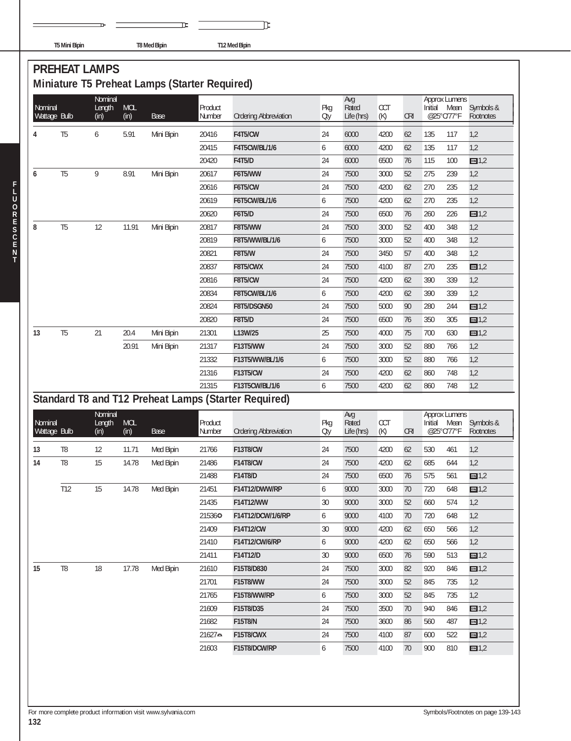T5 Mini Bipin T8 Med Bipin T12 Med Bipin

# PREHEAT LAMPS

## Miniature T5 Preheat Lamps (Starter Required)

| Nominal Wattage | Bulb | Nominal Length (in) | MOL (in) | Base | Product Number | Ordering Abbreviation | Pkg Qty | Avg Rated Life (hrs) | CCT (K) | CRI | Approx Lumens Initial @25°C/77°F | Approx Lumens Mean @25°C/77°F | Symbols & Footnotes |
|---|---|---|---|---|---|---|---|---|---|---|---|---|---|
| 4 | T5 | 6 | 5.91 | Mini Bipin | 20416 | **F4T5/CW** | 24 | 6000 | 4200 | 62 | 135 | 117 | 1,2 |
| | | | | | 20415 | **F4T5CW/BL/1/6** | 6 | 6000 | 4200 | 62 | 135 | 117 | 1,2 |
| | | | | | 20420 | **F4T5/D** | 24 | 6000 | 6500 | 76 | 115 | 100 | CRI 1,2 |
| 6 | T5 | 9 | 8.91 | Mini Bipin | 20617 | **F6T5/WW** | 24 | 7500 | 3000 | 52 | 275 | 239 | 1,2 |
| | | | | | 20616 | **F6T5/CW** | 24 | 7500 | 4200 | 62 | 270 | 235 | 1,2 |
| | | | | | 20619 | **F6T5CW/BL/1/6** | 6 | 7500 | 4200 | 62 | 270 | 235 | 1,2 |
| | | | | | 20620 | **F6T5/D** | 24 | 7500 | 6500 | 76 | 260 | 226 | CRI 1,2 |
| 8 | T5 | 12 | 11.91 | Mini Bipin | 20817 | **F8T5/WW** | 24 | 7500 | 3000 | 52 | 400 | 348 | 1,2 |
| | | | | | 20819 | **F8T5/WW/BL/1/6** | 6 | 7500 | 3000 | 52 | 400 | 348 | 1,2 |
| | | | | | 20821 | **F8T5/W** | 24 | 7500 | 3450 | 57 | 400 | 348 | 1,2 |
| | | | | | 20837 | **F8T5/CWX** | 24 | 7500 | 4100 | 87 | 270 | 235 | CRI 1,2 |
| | | | | | 20816 | **F8T5/CW** | 24 | 7500 | 4200 | 62 | 390 | 339 | 1,2 |
| | | | | | 20834 | **F8T5CW/BL/1/6** | 6 | 7500 | 4200 | 62 | 390 | 339 | 1,2 |
| | | | | | 20824 | **F8T5/DSGN50** | 24 | 7500 | 5000 | 90 | 280 | 244 | CRI 1,2 |
| | | | | | 20820 | **F8T5/D** | 24 | 7500 | 6500 | 76 | 350 | 305 | CRI 1,2 |
| 13 | T5 | 21 | 20.4 | Mini Bipin | 21301 | **L13W/25** | 25 | 7500 | 4000 | 75 | 700 | 630 | CRI 1,2 |
| | | | 20.91 | Mini Bipin | 21317 | **F13T5/WW** | 24 | 7500 | 3000 | 52 | 880 | 766 | 1,2 |
| | | | | | 21332 | **F13T5/WW/BL/1/6** | 6 | 7500 | 3000 | 52 | 880 | 766 | 1,2 |
| | | | | | 21316 | **F13T5/CW** | 24 | 7500 | 4200 | 62 | 860 | 748 | 1,2 |
| | | | | | 21315 | **F13T5CW/BL/1/6** | 6 | 7500 | 4200 | 62 | 860 | 748 | 1,2 |

## Standard T8 and T12 Preheat Lamps (Starter Required)

| Nominal Wattage | Bulb | Nominal Length (in) | MOL (in) | Base | Product Number | Ordering Abbreviation | Pkg Qty | Avg Rated Life (hrs) | CCT (K) | CRI | Approx Lumens Initial @25°C/77°F | Approx Lumens Mean @25°C/77°F | Symbols & Footnotes |
|---|---|---|---|---|---|---|---|---|---|---|---|---|---|
| 13 | T8 | 12 | 11.71 | Med Bipin | 21766 | **F13T8/CW** | 24 | 7500 | 4200 | 62 | 530 | 461 | 1,2 |
| 14 | T8 | 15 | 14.78 | Med Bipin | 21486 | **F14T8/CW** | 24 | 7500 | 4200 | 62 | 685 | 644 | 1,2 |
| | | | | | 21488 | **F14T8/D** | 24 | 7500 | 6500 | 76 | 575 | 561 | CRI 1,2 |
| | T12 | 15 | 14.78 | Med Bipin | 21451 | **F14T12/DWW/RP** | 6 | 9000 | 3000 | 70 | 720 | 648 | CRI 1,2 |
| | | | | | 21435 | **F14T12/WW** | 30 | 9000 | 3000 | 52 | 660 | 574 | 1,2 |
| | | | | | 21536✪ | **F14T12/DCW/1/6/RP** | 6 | 9000 | 4100 | 70 | 720 | 648 | 1,2 |
| | | | | | 21409 | **F14T12/CW** | 30 | 9000 | 4200 | 62 | 650 | 566 | 1,2 |
| | | | | | 21410 | **F14T12/CW/6/RP** | 6 | 9000 | 4200 | 62 | 650 | 566 | 1,2 |
| | | | | | 21411 | **F14T12/D** | 30 | 9000 | 6500 | 76 | 590 | 513 | CRI 1,2 |
| 15 | T8 | 18 | 17.78 | Med Bipin | 21610 | **F15T8/D830** | 24 | 7500 | 3000 | 82 | 920 | 846 | CRI 1,2 |
| | | | | | 21701 | **F15T8/WW** | 24 | 7500 | 3000 | 52 | 845 | 735 | 1,2 |
| | | | | | 21765 | **F15T8/WW/RP** | 6 | 7500 | 3000 | 52 | 845 | 735 | 1,2 |
| | | | | | 21609 | **F15T8/D35** | 24 | 7500 | 3500 | 70 | 940 | 846 | CRI 1,2 |
| | | | | | 21682 | **F15T8/N** | 24 | 7500 | 3600 | 86 | 560 | 487 | CRI 1,2 |
| | | | | | 21627⏏ | **F15T8/CWX** | 24 | 7500 | 4100 | 87 | 600 | 522 | CRI 1,2 |
| | | | | | 21603 | **F15T8/DCW/RP** | 6 | 7500 | 4100 | 70 | 900 | 810 | CRI 1,2 |

For more complete product information visit www.sylvania.com

Symbols/Footnotes on page 139-143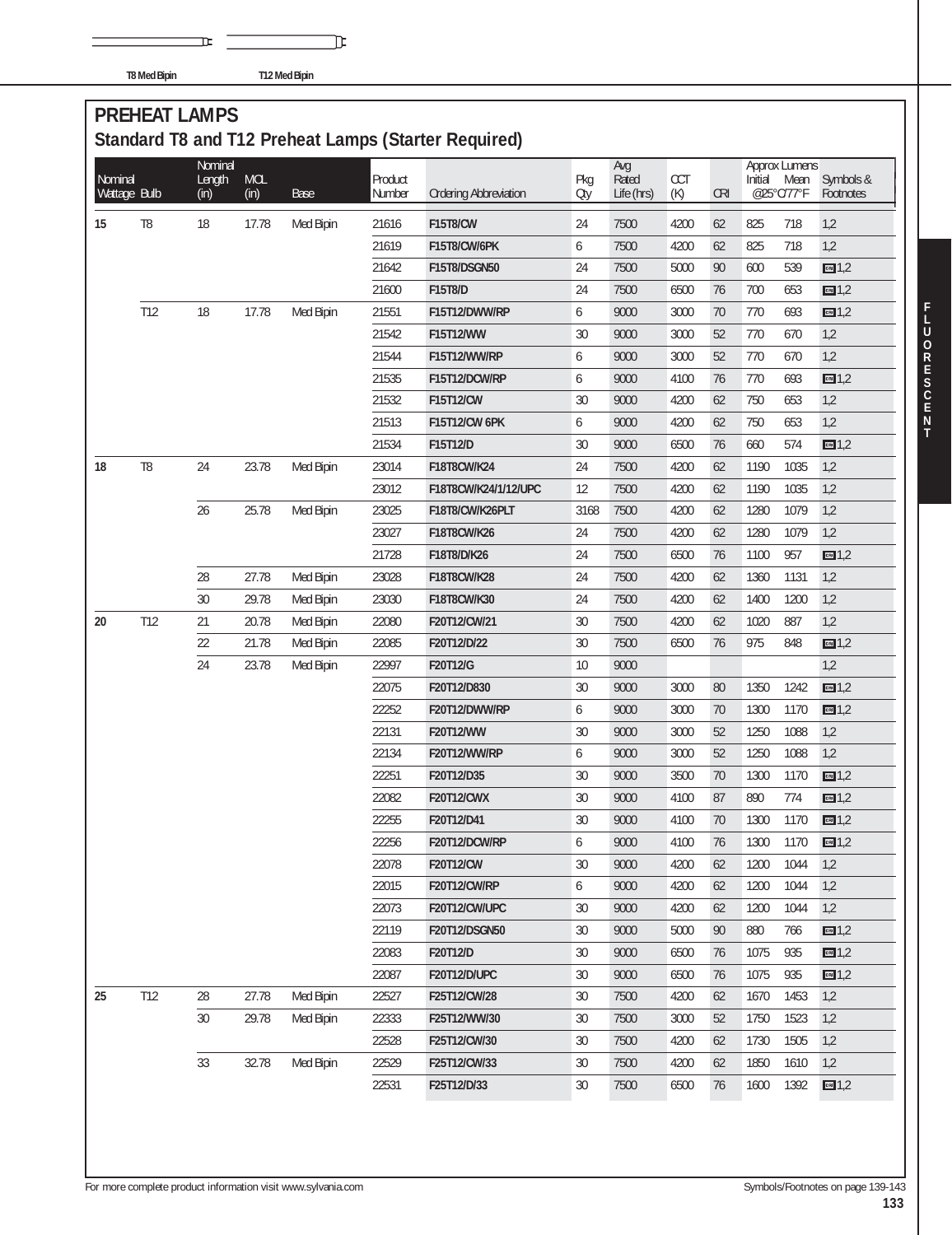T8 Med Bipin T12 Med Bipin

# PREHEAT LAMPS

## Standard T8 and T12 Preheat Lamps (Starter Required)

| Nominal Wattage | Bulb | Nominal Length (in) | MOL (in) | Base | Product Number | Ordering Abbreviation | Pkg Qty | Avg Rated Life (hrs) | CCT (K) | CRI | Approx Lumens Initial @25°C/77°F | Approx Lumens Mean @25°C/77°F | Symbols & Footnotes |
|---|---|---|---|---|---|---|---|---|---|---|---|---|---|
| **15** | T8 | 18 | 17.78 | Med Bipin | 21616 | **F15T8/CW** | 24 | 7500 | 4200 | 62 | 825 | 718 | 1,2 |
| | | | | | 21619 | **F15T8/CW/6PK** | 6 | 7500 | 4200 | 62 | 825 | 718 | 1,2 |
| | | | | | 21642 | **F15T8/DSGN50** | 24 | 7500 | 5000 | 90 | 600 | 539 | 1,2 |
| | | | | | 21600 | **F15T8/D** | 24 | 7500 | 6500 | 76 | 700 | 653 | 1,2 |
| | T12 | 18 | 17.78 | Med Bipin | 21551 | **F15T12/DWW/RP** | 6 | 9000 | 3000 | 70 | 770 | 693 | 1,2 |
| | | | | | 21542 | **F15T12/WW** | 30 | 9000 | 3000 | 52 | 770 | 670 | 1,2 |
| | | | | | 21544 | **F15T12/WW/RP** | 6 | 9000 | 3000 | 52 | 770 | 670 | 1,2 |
| | | | | | 21535 | **F15T12/DCW/RP** | 6 | 9000 | 4100 | 76 | 770 | 693 | 1,2 |
| | | | | | 21532 | **F15T12/CW** | 30 | 9000 | 4200 | 62 | 750 | 653 | 1,2 |
| | | | | | 21513 | **F15T12/CW 6PK** | 6 | 9000 | 4200 | 62 | 750 | 653 | 1,2 |
| | | | | | 21534 | **F15T12/D** | 30 | 9000 | 6500 | 76 | 660 | 574 | 1,2 |
| **18** | T8 | 24 | 23.78 | Med Bipin | 23014 | **F18T8CW/K24** | 24 | 7500 | 4200 | 62 | 1190 | 1035 | 1,2 |
| | | | | | 23012 | **F18T8CW/K24/1/12/UPC** | 12 | 7500 | 4200 | 62 | 1190 | 1035 | 1,2 |
| | | 26 | 25.78 | Med Bipin | 23025 | **F18T8/CW/K26PLT** | 3168 | 7500 | 4200 | 62 | 1280 | 1079 | 1,2 |
| | | | | | 23027 | **F18T8CW/K26** | 24 | 7500 | 4200 | 62 | 1280 | 1079 | 1,2 |
| | | | | | 21728 | **F18T8/D/K26** | 24 | 7500 | 6500 | 76 | 1100 | 957 | 1,2 |
| | | 28 | 27.78 | Med Bipin | 23028 | **F18T8CW/K28** | 24 | 7500 | 4200 | 62 | 1360 | 1131 | 1,2 |
| | | 30 | 29.78 | Med Bipin | 23030 | **F18T8CW/K30** | 24 | 7500 | 4200 | 62 | 1400 | 1200 | 1,2 |
| **20** | T12 | 21 | 20.78 | Med Bipin | 22080 | **F20T12/CW/21** | 30 | 7500 | 4200 | 62 | 1020 | 887 | 1,2 |
| | | 22 | 21.78 | Med Bipin | 22085 | **F20T12/D/22** | 30 | 7500 | 6500 | 76 | 975 | 848 | 1,2 |
| | | 24 | 23.78 | Med Bipin | 22997 | **F20T12/G** | 10 | 9000 | | | | | 1,2 |
| | | | | | 22075 | **F20T12/D830** | 30 | 9000 | 3000 | 80 | 1350 | 1242 | 1,2 |
| | | | | | 22252 | **F20T12/DWW/RP** | 6 | 9000 | 3000 | 70 | 1300 | 1170 | 1,2 |
| | | | | | 22131 | **F20T12/WW** | 30 | 9000 | 3000 | 52 | 1250 | 1088 | 1,2 |
| | | | | | 22134 | **F20T12/WW/RP** | 6 | 9000 | 3000 | 52 | 1250 | 1088 | 1,2 |
| | | | | | 22251 | **F20T12/D35** | 30 | 9000 | 3500 | 70 | 1300 | 1170 | 1,2 |
| | | | | | 22082 | **F20T12/CWX** | 30 | 9000 | 4100 | 87 | 890 | 774 | 1,2 |
| | | | | | 22255 | **F20T12/D41** | 30 | 9000 | 4100 | 70 | 1300 | 1170 | 1,2 |
| | | | | | 22256 | **F20T12/DCW/RP** | 6 | 9000 | 4100 | 76 | 1300 | 1170 | 1,2 |
| | | | | | 22078 | **F20T12/CW** | 30 | 9000 | 4200 | 62 | 1200 | 1044 | 1,2 |
| | | | | | 22015 | **F20T12/CW/RP** | 6 | 9000 | 4200 | 62 | 1200 | 1044 | 1,2 |
| | | | | | 22073 | **F20T12/CW/UPC** | 30 | 9000 | 4200 | 62 | 1200 | 1044 | 1,2 |
| | | | | | 22119 | **F20T12/DSGN50** | 30 | 9000 | 5000 | 90 | 880 | 766 | 1,2 |
| | | | | | 22083 | **F20T12/D** | 30 | 9000 | 6500 | 76 | 1075 | 935 | 1,2 |
| | | | | | 22087 | **F20T12/D/UPC** | 30 | 9000 | 6500 | 76 | 1075 | 935 | 1,2 |
| **25** | T12 | 28 | 27.78 | Med Bipin | 22527 | **F25T12/CW/28** | 30 | 7500 | 4200 | 62 | 1670 | 1453 | 1,2 |
| | | 30 | 29.78 | Med Bipin | 22333 | **F25T12/WW/30** | 30 | 7500 | 3000 | 52 | 1750 | 1523 | 1,2 |
| | | | | | 22528 | **F25T12/CW/30** | 30 | 7500 | 4200 | 62 | 1730 | 1505 | 1,2 |
| | | 33 | 32.78 | Med Bipin | 22529 | **F25T12/CW/33** | 30 | 7500 | 4200 | 62 | 1850 | 1610 | 1,2 |
| | | | | | 22531 | **F25T12/D/33** | 30 | 7500 | 6500 | 76 | 1600 | 1392 | 1,2 |

For more complete product information visit www.sylvania.com

Symbols/Footnotes on page 139-143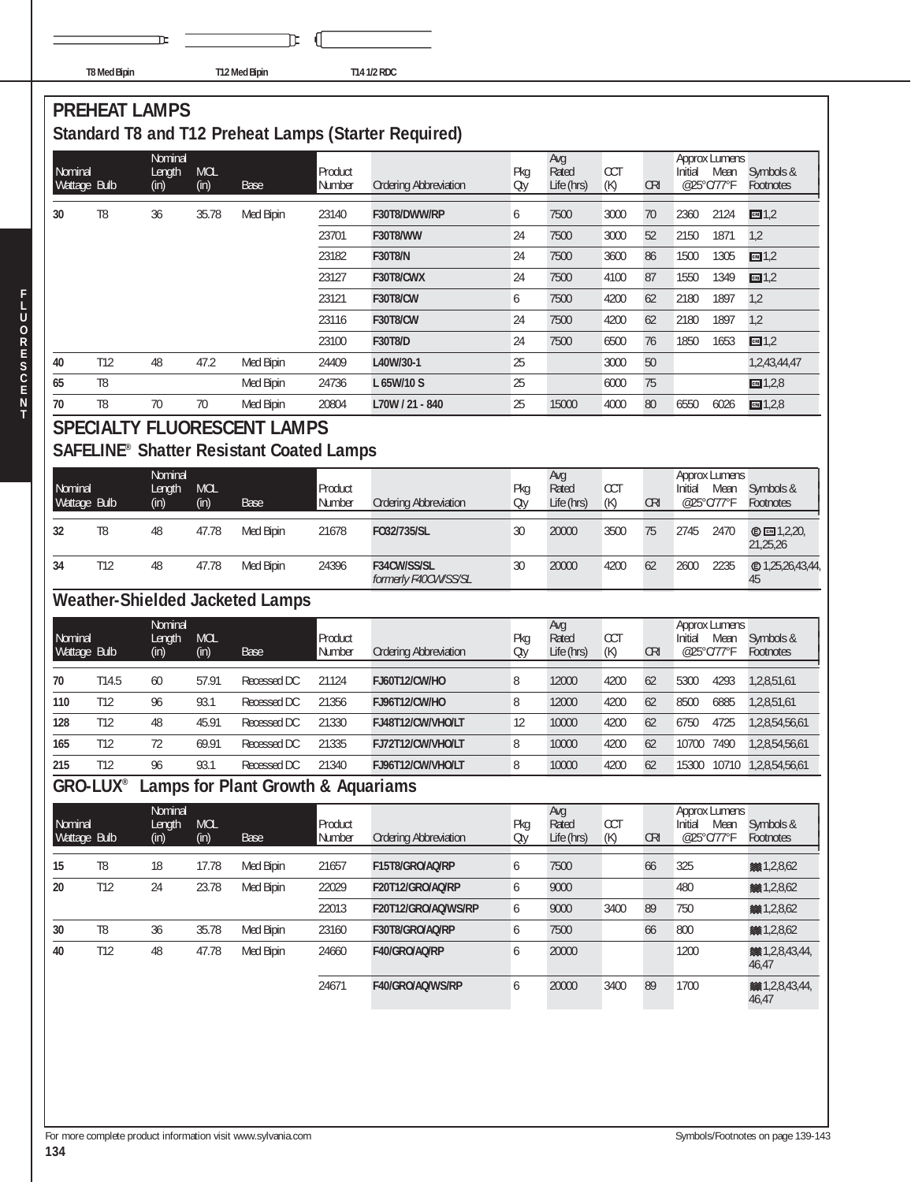T8 Med Bipin　T12 Med Bipin　T14 1/2 RDC

# PREHEAT LAMPS

## Standard T8 and T12 Preheat Lamps (Starter Required)

| Nominal Wattage | Bulb | Nominal Length (in) | MOL (in) | Base | Product Number | Ordering Abbreviation | Pkg Qty | Avg Rated Life (hrs) | CCT (K) | CRI | Approx Lumens Initial | Mean @25°C/77°F | Symbols & Footnotes |
|---|---|---|---|---|---|---|---|---|---|---|---|---|---|
| 30 | T8 | 36 | 35.78 | Med Bipin | 23140 | **F30T8/DWW/RP** | 6 | 7500 | 3000 | 70 | 2360 | 2124 | 1,2 |
| | | | | | 23701 | **F30T8/WW** | 24 | 7500 | 3000 | 52 | 2150 | 1871 | 1,2 |
| | | | | | 23182 | **F30T8/N** | 24 | 7500 | 3600 | 86 | 1500 | 1305 | 1,2 |
| | | | | | 23127 | **F30T8/CWX** | 24 | 7500 | 4100 | 87 | 1550 | 1349 | 1,2 |
| | | | | | 23121 | **F30T8/CW** | 6 | 7500 | 4200 | 62 | 2180 | 1897 | 1,2 |
| | | | | | 23116 | **F30T8/CW** | 24 | 7500 | 4200 | 62 | 2180 | 1897 | 1,2 |
| | | | | | 23100 | **F30T8/D** | 24 | 7500 | 6500 | 76 | 1850 | 1653 | 1,2 |
| 40 | T12 | 48 | 47.2 | Med Bipin | 24409 | **L40W/30-1** | 25 | | 3000 | 50 | | | 1,2,43,44,47 |
| 65 | T8 | | | Med Bipin | 24736 | **L 65W/10 S** | 25 | | 6000 | 75 | | | 1,2,8 |
| 70 | T8 | 70 | 70 | Med Bipin | 20804 | **L70W / 21 - 840** | 25 | 15000 | 4000 | 80 | 6550 | 6026 | 1,2,8 |

# SPECIALTY FLUORESCENT LAMPS

## SAFELINE® Shatter Resistant Coated Lamps

| Nominal Wattage | Bulb | Nominal Length (in) | MOL (in) | Base | Product Number | Ordering Abbreviation | Pkg Qty | Avg Rated Life (hrs) | CCT (K) | CRI | Approx Lumens Initial | Mean @25°C/77°F | Symbols & Footnotes |
|---|---|---|---|---|---|---|---|---|---|---|---|---|---|
| 32 | T8 | 48 | 47.78 | Med Bipin | 21678 | **FO32/735/SL** | 30 | 20000 | 3500 | 75 | 2745 | 2470 | 1,2,20, 21,25,26 |
| 34 | T12 | 48 | 47.78 | Med Bipin | 24396 | **F34CW/SS/SL** *formerly F40CW/SS/SL* | 30 | 20000 | 4200 | 62 | 2600 | 2235 | 1,25,26,43,44, 45 |

## Weather-Shielded Jacketed Lamps

| Nominal Wattage | Bulb | Nominal Length (in) | MOL (in) | Base | Product Number | Ordering Abbreviation | Pkg Qty | Avg Rated Life (hrs) | CCT (K) | CRI | Approx Lumens Initial | Mean @25°C/77°F | Symbols & Footnotes |
|---|---|---|---|---|---|---|---|---|---|---|---|---|---|
| 70 | T14.5 | 60 | 57.91 | Recessed DC | 21124 | **FJ60T12/CW/HO** | 8 | 12000 | 4200 | 62 | 5300 | 4293 | 1,2,8,51,61 |
| 110 | T12 | 96 | 93.1 | Recessed DC | 21356 | **FJ96T12/CW/HO** | 8 | 12000 | 4200 | 62 | 8500 | 6885 | 1,2,8,51,61 |
| 128 | T12 | 48 | 45.91 | Recessed DC | 21330 | **FJ48T12/CW/VHO/LT** | 12 | 10000 | 4200 | 62 | 6750 | 4725 | 1,2,8,54,56,61 |
| 165 | T12 | 72 | 69.91 | Recessed DC | 21335 | **FJ72T12/CW/VHO/LT** | 8 | 10000 | 4200 | 62 | 10700 | 7490 | 1,2,8,54,56,61 |
| 215 | T12 | 96 | 93.1 | Recessed DC | 21340 | **FJ96T12/CW/VHO/LT** | 8 | 10000 | 4200 | 62 | 15300 | 10710 | 1,2,8,54,56,61 |

## GRO-LUX® Lamps for Plant Growth & Aquariams

| Nominal Wattage | Bulb | Nominal Length (in) | MOL (in) | Base | Product Number | Ordering Abbreviation | Pkg Qty | Avg Rated Life (hrs) | CCT (K) | CRI | Approx Lumens Initial | Mean @25°C/77°F | Symbols & Footnotes |
|---|---|---|---|---|---|---|---|---|---|---|---|---|---|
| 15 | T8 | 18 | 17.78 | Med Bipin | 21657 | **F15T8/GRO/AQ/RP** | 6 | 7500 | | 66 | 325 | | 1,2,8,62 |
| 20 | T12 | 24 | 23.78 | Med Bipin | 22029 | **F20T12/GRO/AQ/RP** | 6 | 9000 | | | 480 | | 1,2,8,62 |
| | | | | | 22013 | **F20T12/GRO/AQ/WS/RP** | 6 | 9000 | 3400 | 89 | 750 | | 1,2,8,62 |
| 30 | T8 | 36 | 35.78 | Med Bipin | 23160 | **F30T8/GRO/AQ/RP** | 6 | 7500 | | 66 | 800 | | 1,2,8,62 |
| 40 | T12 | 48 | 47.78 | Med Bipin | 24660 | **F40/GRO/AQ/RP** | 6 | 20000 | | | 1200 | | 1,2,8,43,44, 46,47 |
| | | | | | 24671 | **F40/GRO/AQ/WS/RP** | 6 | 20000 | 3400 | 89 | 1700 | | 1,2,8,43,44, 46,47 |

For more complete product information visit www.sylvania.com

Symbols/Footnotes on page 139-143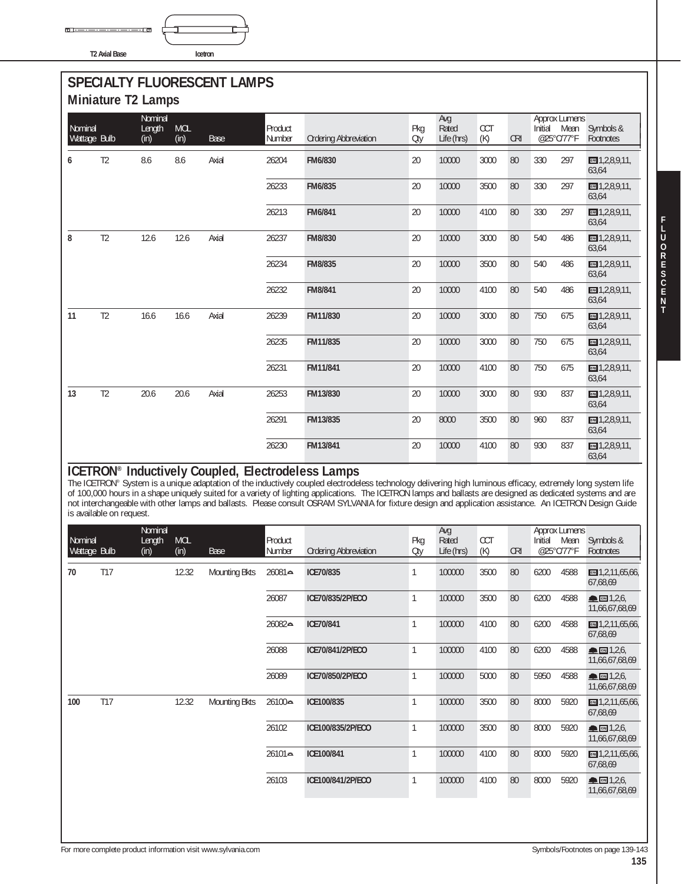T2 Axial Base

Icetron

# SPECIALTY FLUORESCENT LAMPS

## Miniature T2 Lamps

| Nominal Wattage | Bulb | Nominal Length (in) | MOL (in) | Base | Product Number | Ordering Abbreviation | Pkg Qty | Avg Rated Life (hrs) | CCT (K) | CRI | Approx Lumens Initial @25°C/77°F | Approx Lumens Mean @25°C/77°F | Symbols & Footnotes |
|---|---|---|---|---|---|---|---|---|---|---|---|---|---|
| **6** | T2 | 8.6 | 8.6 | Axial | 26204 | **FM6/830** | 20 | 10000 | 3000 | 80 | 330 | 297 | 1,2,8,9,11, 63,64 |
| | | | | | 26233 | **FM6/835** | 20 | 10000 | 3500 | 80 | 330 | 297 | 1,2,8,9,11, 63,64 |
| | | | | | 26213 | **FM6/841** | 20 | 10000 | 4100 | 80 | 330 | 297 | 1,2,8,9,11, 63,64 |
| **8** | T2 | 12.6 | 12.6 | Axial | 26237 | **FM8/830** | 20 | 10000 | 3000 | 80 | 540 | 486 | 1,2,8,9,11, 63,64 |
| | | | | | 26234 | **FM8/835** | 20 | 10000 | 3500 | 80 | 540 | 486 | 1,2,8,9,11, 63,64 |
| | | | | | 26232 | **FM8/841** | 20 | 10000 | 4100 | 80 | 540 | 486 | 1,2,8,9,11, 63,64 |
| **11** | T2 | 16.6 | 16.6 | Axial | 26239 | **FM11/830** | 20 | 10000 | 3000 | 80 | 750 | 675 | 1,2,8,9,11, 63,64 |
| | | | | | 26235 | **FM11/835** | 20 | 10000 | 3000 | 80 | 750 | 675 | 1,2,8,9,11, 63,64 |
| | | | | | 26231 | **FM11/841** | 20 | 10000 | 4100 | 80 | 750 | 675 | 1,2,8,9,11, 63,64 |
| **13** | T2 | 20.6 | 20.6 | Axial | 26253 | **FM13/830** | 20 | 10000 | 3000 | 80 | 930 | 837 | 1,2,8,9,11, 63,64 |
| | | | | | 26291 | **FM13/835** | 20 | 8000 | 3500 | 80 | 960 | 837 | 1,2,8,9,11, 63,64 |
| | | | | | 26230 | **FM13/841** | 20 | 10000 | 4100 | 80 | 930 | 837 | 1,2,8,9,11, 63,64 |

## ICETRON® Inductively Coupled, Electrodeless Lamps

The ICETRON® System is a unique adaptation of the inductively coupled electrodeless technology delivering high luminous efficacy, extremely long system life of 100,000 hours in a shape uniquely suited for a variety of lighting applications. The ICETRON lamps and ballasts are designed as dedicated systems and are not interchangeable with other lamps and ballasts. Please consult OSRAM SYLVANIA for fixture design and application assistance. An ICETRON Design Guide is available on request.

| Nominal Wattage | Bulb | Nominal Length (in) | MOL (in) | Base | Product Number | Ordering Abbreviation | Pkg Qty | Avg Rated Life (hrs) | CCT (K) | CRI | Approx Lumens Initial @25°C/77°F | Approx Lumens Mean @25°C/77°F | Symbols & Footnotes |
|---|---|---|---|---|---|---|---|---|---|---|---|---|---|
| **70** | T17 | | 12.32 | Mounting Bkts | 26081 | **ICE70/835** | 1 | 100000 | 3500 | 80 | 6200 | 4588 | 1,2,11,65,66, 67,68,69 |
| | | | | | 26087 | **ICE70/835/2P/ECO** | 1 | 100000 | 3500 | 80 | 6200 | 4588 | 1,2,6, 11,66,67,68,69 |
| | | | | | 26082 | **ICE70/841** | 1 | 100000 | 4100 | 80 | 6200 | 4588 | 1,2,11,65,66, 67,68,69 |
| | | | | | 26088 | **ICE70/841/2P/ECO** | 1 | 100000 | 4100 | 80 | 6200 | 4588 | 1,2,6, 11,66,67,68,69 |
| | | | | | 26089 | **ICE70/850/2P/ECO** | 1 | 100000 | 5000 | 80 | 5950 | 4588 | 1,2,6, 11,66,67,68,69 |
| **100** | T17 | | 12.32 | Mounting Bkts | 26100 | **ICE100/835** | 1 | 100000 | 3500 | 80 | 8000 | 5920 | 1,2,11,65,66, 67,68,69 |
| | | | | | 26102 | **ICE100/835/2P/ECO** | 1 | 100000 | 3500 | 80 | 8000 | 5920 | 1,2,6, 11,66,67,68,69 |
| | | | | | 26101 | **ICE100/841** | 1 | 100000 | 4100 | 80 | 8000 | 5920 | 1,2,11,65,66, 67,68,69 |
| | | | | | 26103 | **ICE100/841/2P/ECO** | 1 | 100000 | 4100 | 80 | 8000 | 5920 | 1,2,6, 11,66,67,68,69 |

For more complete product information visit www.sylvania.com

Symbols/Footnotes on page 139-143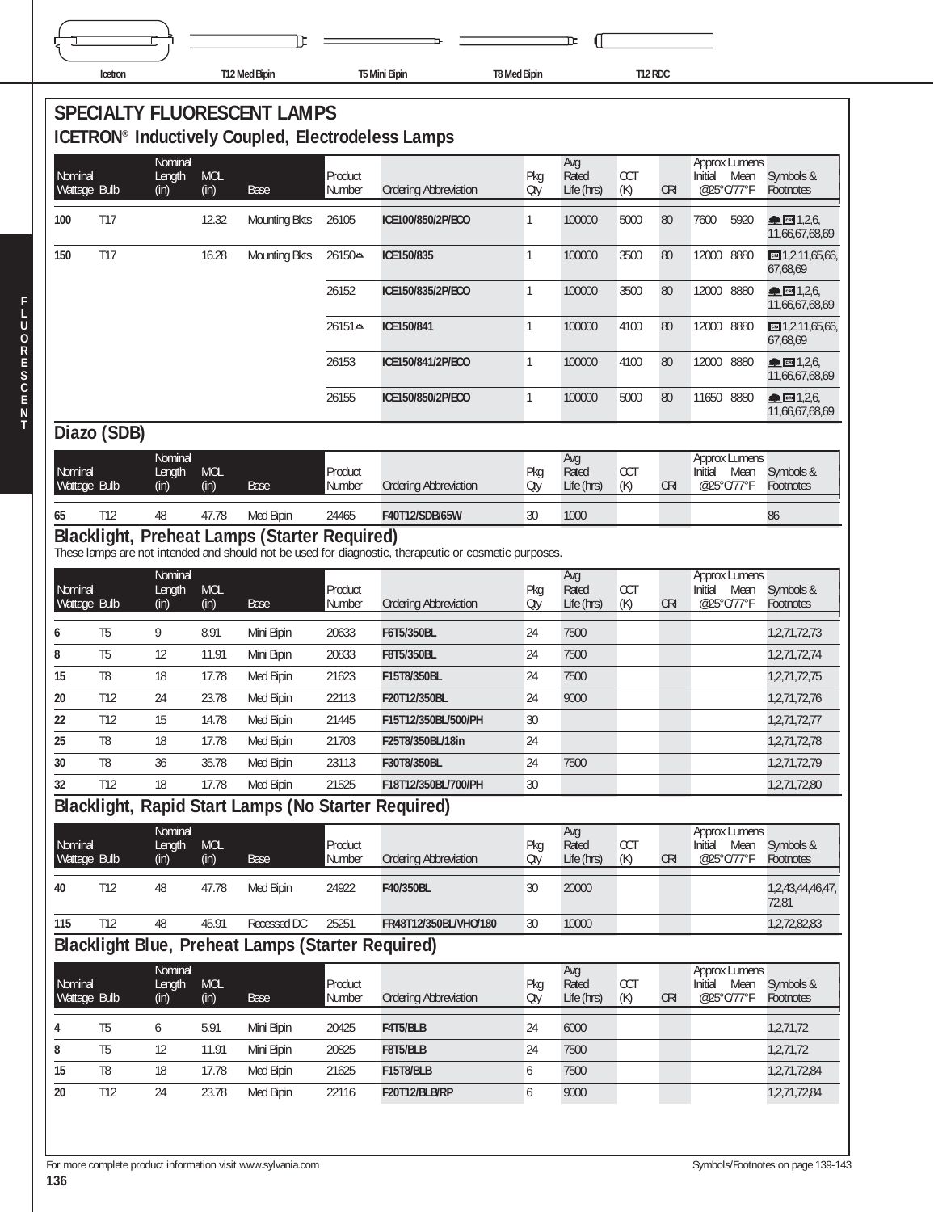Icetron | T12 Med Bipin | T5 Mini Bipin | T8 Med Bipin | T12 RDC

# SPECIALTY FLUORESCENT LAMPS

## ICETRON® Inductively Coupled, Electrodeless Lamps

| Nominal Wattage | Bulb | Nominal Length (in) | MOL (in) | Base | Product Number | Ordering Abbreviation | Pkg Qty | Avg Rated Life (hrs) | CCT (K) | CRI | Approx Lumens Initial @25°C/77°F | Approx Lumens Mean @25°C/77°F | Symbols & Footnotes |
|---|---|---|---|---|---|---|---|---|---|---|---|---|---|
| 100 | T17 | | 12.32 | Mounting Bkts | 26105 | ICE100/850/2P/ECO | 1 | 100000 | 5000 | 80 | 7600 | 5920 | 1,2,6, 11,66,67,68,69 |
| 150 | T17 | | 16.28 | Mounting Bkts | 26150 | ICE150/835 | 1 | 100000 | 3500 | 80 | 12000 | 8880 | 1,2,11,65,66, 67,68,69 |
| | | | | | 26152 | ICE150/835/2P/ECO | 1 | 100000 | 3500 | 80 | 12000 | 8880 | 1,2,6, 11,66,67,68,69 |
| | | | | | 26151 | ICE150/841 | 1 | 100000 | 4100 | 80 | 12000 | 8880 | 1,2,11,65,66, 67,68,69 |
| | | | | | 26153 | ICE150/841/2P/ECO | 1 | 100000 | 4100 | 80 | 12000 | 8880 | 1,2,6, 11,66,67,68,69 |
| | | | | | 26155 | ICE150/850/2P/ECO | 1 | 100000 | 5000 | 80 | 11650 | 8880 | 1,2,6, 11,66,67,68,69 |

## Diazo (SDB)

| Nominal Wattage | Bulb | Nominal Length (in) | MOL (in) | Base | Product Number | Ordering Abbreviation | Pkg Qty | Avg Rated Life (hrs) | CCT (K) | CRI | Approx Lumens Initial @25°C/77°F | Approx Lumens Mean @25°C/77°F | Symbols & Footnotes |
|---|---|---|---|---|---|---|---|---|---|---|---|---|---|
| 65 | T12 | 48 | 47.78 | Med Bipin | 24465 | F40T12/SDB/65W | 30 | 1000 | | | | | 86 |

## Blacklight, Preheat Lamps (Starter Required)

These lamps are not intended and should not be used for diagnostic, therapeutic or cosmetic purposes.

| Nominal Wattage | Bulb | Nominal Length (in) | MOL (in) | Base | Product Number | Ordering Abbreviation | Pkg Qty | Avg Rated Life (hrs) | CCT (K) | CRI | Approx Lumens Initial @25°C/77°F | Approx Lumens Mean @25°C/77°F | Symbols & Footnotes |
|---|---|---|---|---|---|---|---|---|---|---|---|---|---|
| 6 | T5 | 9 | 8.91 | Mini Bipin | 20633 | F6T5/350BL | 24 | 7500 | | | | | 1,2,71,72,73 |
| 8 | T5 | 12 | 11.91 | Mini Bipin | 20833 | F8T5/350BL | 24 | 7500 | | | | | 1,2,71,72,74 |
| 15 | T8 | 18 | 17.78 | Med Bipin | 21623 | F15T8/350BL | 24 | 7500 | | | | | 1,2,71,72,75 |
| 20 | T12 | 24 | 23.78 | Med Bipin | 22113 | F20T12/350BL | 24 | 9000 | | | | | 1,2,71,72,76 |
| 22 | T12 | 15 | 14.78 | Med Bipin | 21445 | F15T12/350BL/500/PH | 30 | | | | | | 1,2,71,72,77 |
| 25 | T8 | 18 | 17.78 | Med Bipin | 21703 | F25T8/350BL/18in | 24 | | | | | | 1,2,71,72,78 |
| 30 | T8 | 36 | 35.78 | Med Bipin | 23113 | F30T8/350BL | 24 | 7500 | | | | | 1,2,71,72,79 |
| 32 | T12 | 18 | 17.78 | Med Bipin | 21525 | F18T12/350BL/700/PH | 30 | | | | | | 1,2,71,72,80 |

## Blacklight, Rapid Start Lamps (No Starter Required)

| Nominal Wattage | Bulb | Nominal Length (in) | MOL (in) | Base | Product Number | Ordering Abbreviation | Pkg Qty | Avg Rated Life (hrs) | CCT (K) | CRI | Approx Lumens Initial @25°C/77°F | Approx Lumens Mean @25°C/77°F | Symbols & Footnotes |
|---|---|---|---|---|---|---|---|---|---|---|---|---|---|
| 40 | T12 | 48 | 47.78 | Med Bipin | 24922 | F40/350BL | 30 | 20000 | | | | | 1,2,43,44,46,47, 72,81 |
| 115 | T12 | 48 | 45.91 | Recessed DC | 25251 | FR48T12/350BL/VHO/180 | 30 | 10000 | | | | | 1,2,72,82,83 |

## Blacklight Blue, Preheat Lamps (Starter Required)

| Nominal Wattage | Bulb | Nominal Length (in) | MOL (in) | Base | Product Number | Ordering Abbreviation | Pkg Qty | Avg Rated Life (hrs) | CCT (K) | CRI | Approx Lumens Initial @25°C/77°F | Approx Lumens Mean @25°C/77°F | Symbols & Footnotes |
|---|---|---|---|---|---|---|---|---|---|---|---|---|---|
| 4 | T5 | 6 | 5.91 | Mini Bipin | 20425 | F4T5/BLB | 24 | 6000 | | | | | 1,2,71,72 |
| 8 | T5 | 12 | 11.91 | Mini Bipin | 20825 | F8T5/BLB | 24 | 7500 | | | | | 1,2,71,72 |
| 15 | T8 | 18 | 17.78 | Med Bipin | 21625 | F15T8/BLB | 6 | 7500 | | | | | 1,2,71,72,84 |
| 20 | T12 | 24 | 23.78 | Med Bipin | 22116 | F20T12/BLB/RP | 6 | 9000 | | | | | 1,2,71,72,84 |

For more complete product information visit www.sylvania.com

Symbols/Footnotes on page 139-143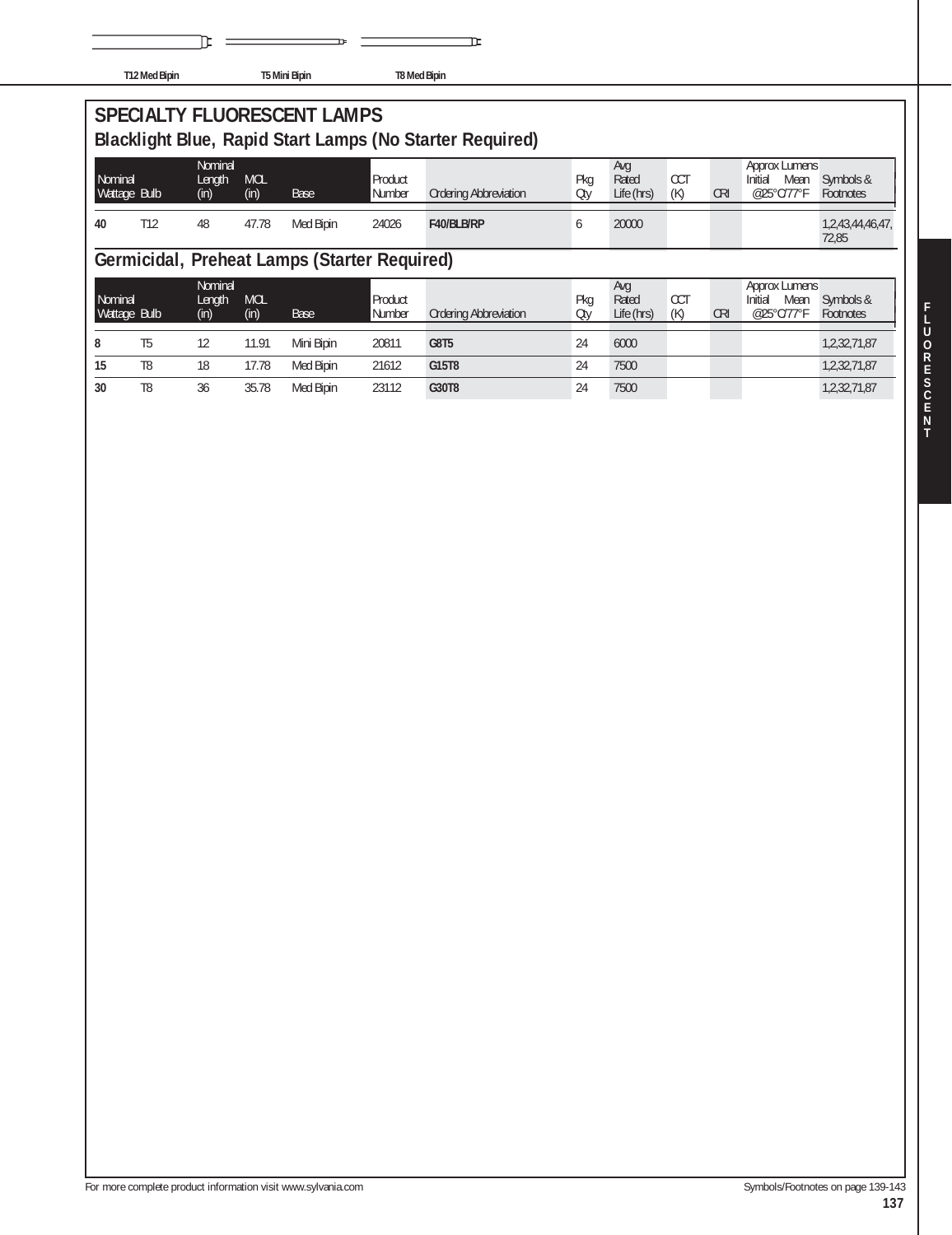T12 Med Bipin T5 Mini Bipin T8 Med Bipin

# SPECIALTY FLUORESCENT LAMPS

## Blacklight Blue, Rapid Start Lamps (No Starter Required)

| Nominal Wattage | Bulb | Nominal Length (in) | MOL (in) | Base | Product Number | Ordering Abbreviation | Pkg Qty | Avg Rated Life (hrs) | CCT (K) | CRI | Approx Lumens Initial Mean @25°C/77°F | Symbols & Footnotes |
|---|---|---|---|---|---|---|---|---|---|---|---|---|
| **40** | T12 | 48 | 47.78 | Med Bipin | 24026 | **F40/BLB/RP** | 6 | 20000 | | | | 1,2,43,44,46,47,72,85 |

## Germicidal, Preheat Lamps (Starter Required)

| Nominal Wattage | Bulb | Nominal Length (in) | MOL (in) | Base | Product Number | Ordering Abbreviation | Pkg Qty | Avg Rated Life (hrs) | CCT (K) | CRI | Approx Lumens Initial Mean @25°C/77°F | Symbols & Footnotes |
|---|---|---|---|---|---|---|---|---|---|---|---|---|
| **8** | T5 | 12 | 11.91 | Mini Bipin | 20811 | **G8T5** | 24 | 6000 | | | | 1,2,32,71,87 |
| **15** | T8 | 18 | 17.78 | Med Bipin | 21612 | **G15T8** | 24 | 7500 | | | | 1,2,32,71,87 |
| **30** | T8 | 36 | 35.78 | Med Bipin | 23112 | **G30T8** | 24 | 7500 | | | | 1,2,32,71,87 |

For more complete product information visit www.sylvania.com

Symbols/Footnotes on page 139-143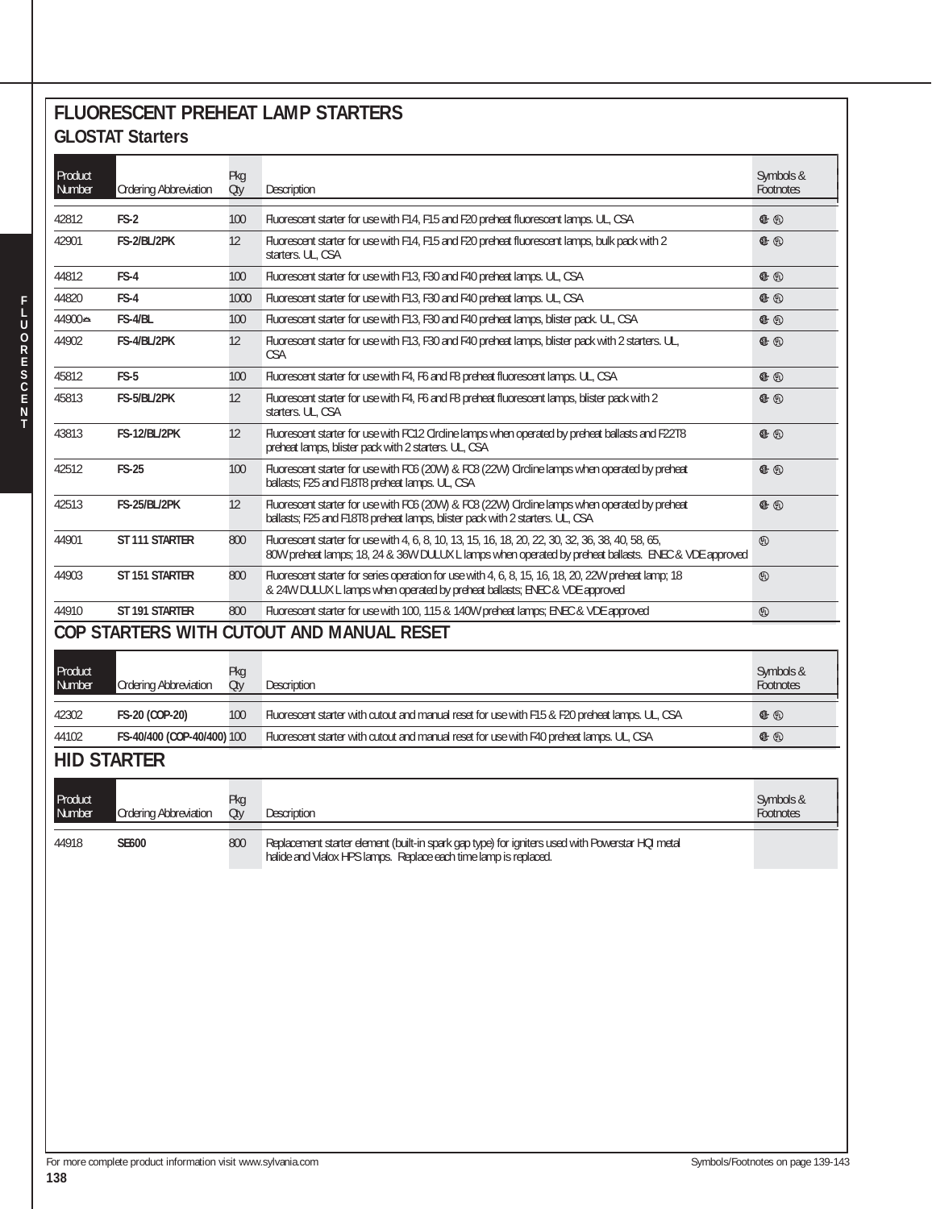# FLUORESCENT PREHEAT LAMP STARTERS

## GLOSTAT Starters

| Product Number | Ordering Abbreviation | Pkg Qty | Description | Symbols & Footnotes |
|---|---|---|---|---|
| 42812 | **FS-2** | 100 | Fluorescent starter for use with F14, F15 and F20 preheat fluorescent lamps. UL, CSA | |
| 42901 | **FS-2/BL/2PK** | 12 | Fluorescent starter for use with F14, F15 and F20 preheat fluorescent lamps, bulk pack with 2 starters. UL, CSA | |
| 44812 | **FS-4** | 100 | Fluorescent starter for use with F13, F30 and F40 preheat lamps. UL, CSA | |
| 44820 | **FS-4** | 1000 | Fluorescent starter for use with F13, F30 and F40 preheat lamps. UL, CSA | |
| 44900 | **FS-4/BL** | 100 | Fluorescent starter for use with F13, F30 and F40 preheat lamps, blister pack. UL, CSA | |
| 44902 | **FS-4/BL/2PK** | 12 | Fluorescent starter for use with F13, F30 and F40 preheat lamps, blister pack with 2 starters. UL, CSA | |
| 45812 | **FS-5** | 100 | Fluorescent starter for use with F4, F6 and F8 preheat fluorescent lamps. UL, CSA | |
| 45813 | **FS-5/BL/2PK** | 12 | Fluorescent starter for use with F4, F6 and F8 preheat fluorescent lamps, blister pack with 2 starters. UL, CSA | |
| 43813 | **FS-12/BL/2PK** | 12 | Fluorescent starter for use with FC12 Circline lamps when operated by preheat ballasts and F22T8 preheat lamps, blister pack with 2 starters. UL, CSA | |
| 42512 | **FS-25** | 100 | Fluorescent starter for use with FC6 (20W) & FC8 (22W) Circline lamps when operated by preheat ballasts; F25 and F18T8 preheat lamps. UL, CSA | |
| 42513 | **FS-25/BL/2PK** | 12 | Fluorescent starter for use with FC6 (20W) & FC8 (22W) Circline lamps when operated by preheat ballasts; F25 and F18T8 preheat lamps, blister pack with 2 starters. UL, CSA | |
| 44901 | **ST 111 STARTER** | 800 | Fluorescent starter for use with 4, 6, 8, 10, 13, 15, 16, 18, 20, 22, 30, 32, 36, 38, 40, 58, 65, 80W preheat lamps; 18, 24 & 36W DULUX L lamps when operated by preheat ballasts. ENEC & VDE approved | |
| 44903 | **ST 151 STARTER** | 800 | Fluorescent starter for series operation for use with 4, 6, 8, 15, 16, 18, 20, 22W preheat lamp; 18 & 24W DULUX L lamps when operated by preheat ballasts; ENEC & VDE approved | |
| 44910 | **ST 191 STARTER** | 800 | Fluorescent starter for use with 100, 115 & 140W preheat lamps; ENEC & VDE approved | |

# COP STARTERS WITH CUTOUT AND MANUAL RESET

| Product Number | Ordering Abbreviation | Pkg Qty | Description | Symbols & Footnotes |
|---|---|---|---|---|
| 42302 | **FS-20 (COP-20)** | 100 | Fluorescent starter with cutout and manual reset for use with F15 & F20 preheat lamps. UL, CSA | |
| 44102 | **FS-40/400 (COP-40/400)** | 100 | Fluorescent starter with cutout and manual reset for use with F40 preheat lamps. UL, CSA | |

# HID STARTER

| Product Number | Ordering Abbreviation | Pkg Qty | Description | Symbols & Footnotes |
|---|---|---|---|---|
| 44918 | **SE600** | 800 | Replacement starter element (built-in spark gap type) for igniters used with Powerstar HQI metal halide and Vialox HPS lamps. Replace each time lamp is replaced. | |

For more complete product information visit www.sylvania.com

Symbols/Footnotes on page 139-143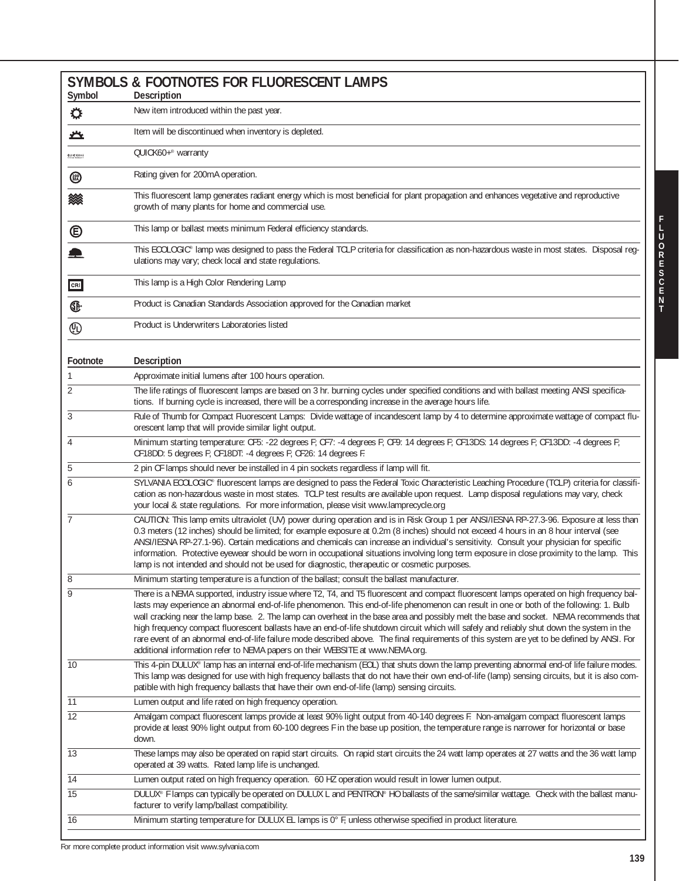## SYMBOLS & FOOTNOTES FOR FLUORESCENT LAMPS

| Symbol | Description |
|---|---|
| | New item introduced within the past year. |
| | Item will be discontinued when inventory is depleted. |
| | QUICK60+® warranty |
| | Rating given for 200mA operation. |
| | This fluorescent lamp generates radiant energy which is most beneficial for plant propagation and enhances vegetative and reproductive growth of many plants for home and commercial use. |
| | This lamp or ballast meets minimum Federal efficiency standards. |
| | This ECOLOGIC® lamp was designed to pass the Federal TCLP criteria for classification as non-hazardous waste in most states. Disposal regulations may vary; check local and state regulations. |
| CRI | This lamp is a High Color Rendering Lamp |
| | Product is Canadian Standards Association approved for the Canadian market |
| UL | Product is Underwriters Laboratories listed |

| Footnote | Description |
|---|---|
| 1 | Approximate initial lumens after 100 hours operation. |
| 2 | The life ratings of fluorescent lamps are based on 3 hr. burning cycles under specified conditions and with ballast meeting ANSI specifications. If burning cycle is increased, there will be a corresponding increase in the average hours life. |
| 3 | Rule of Thumb for Compact Fluorescent Lamps: Divide wattage of incandescent lamp by 4 to determine approximate wattage of compact fluorescent lamp that will provide similar light output. |
| 4 | Minimum starting temperature: CF5: -22 degrees F; CF7: -4 degrees F; CF9: 14 degrees F; CF13DS: 14 degrees F; CF13DD: -4 degrees F; CF18DD: 5 degrees F; CF18DT: -4 degrees F; CF26: 14 degrees F. |
| 5 | 2 pin CF lamps should never be installed in 4 pin sockets regardless if lamp will fit. |
| 6 | SYLVANIA ECOLOGIC® fluorescent lamps are designed to pass the Federal Toxic Characteristic Leaching Procedure (TCLP) criteria for classification as non-hazardous waste in most states. TCLP test results are available upon request. Lamp disposal regulations may vary, check your local & state regulations. For more information, please visit www.lamprecycle.org |
| 7 | CAUTION: This lamp emits ultraviolet (UV) power during operation and is in Risk Group 1 per ANSI/IESNA RP-27.3-96. Exposure at less than 0.3 meters (12 inches) should be limited; for example exposure at 0.2m (8 inches) should not exceed 4 hours in an 8 hour interval (see ANSI/IESNA RP-27.1-96). Certain medications and chemicals can increase an individual's sensitivity. Consult your physician for specific information. Protective eyewear should be worn in occupational situations involving long term exposure in close proximity to the lamp. This lamp is not intended and should not be used for diagnostic, therapeutic or cosmetic purposes. |
| 8 | Minimum starting temperature is a function of the ballast; consult the ballast manufacturer. |
| 9 | There is a NEMA supported, industry issue where T2, T4, and T5 fluorescent and compact fluorescent lamps operated on high frequency ballasts may experience an abnormal end-of-life phenomenon. This end-of-life phenomenon can result in one or both of the following: 1. Bulb wall cracking near the lamp base. 2. The lamp can overheat in the base area and possibly melt the base and socket. NEMA recommends that high frequency compact fluorescent ballasts have an end-of-life shutdown circuit which will safely and reliably shut down the system in the rare event of an abnormal end-of-life failure mode described above. The final requirements of this system are yet to be defined by ANSI. For additional information refer to NEMA papers on their WEBSITE at www.NEMA.org. |
| 10 | This 4-pin DULUX® lamp has an internal end-of-life mechanism (EOL) that shuts down the lamp preventing abnormal end-of life failure modes. This lamp was designed for use with high frequency ballasts that do not have their own end-of-life (lamp) sensing circuits, but it is also compatible with high frequency ballasts that have their own end-of-life (lamp) sensing circuits. |
| 11 | Lumen output and life rated on high frequency operation. |
| 12 | Amalgam compact fluorescent lamps provide at least 90% light output from 40-140 degrees F. Non-amalgam compact fluorescent lamps provide at least 90% light output from 60-100 degrees F in the base up position, the temperature range is narrower for horizontal or base down. |
| 13 | These lamps may also be operated on rapid start circuits. On rapid start circuits the 24 watt lamp operates at 27 watts and the 36 watt lamp operated at 39 watts. Rated lamp life is unchanged. |
| 14 | Lumen output rated on high frequency operation. 60 HZ operation would result in lower lumen output. |
| 15 | DULUX® F lamps can typically be operated on DULUX L and PENTRON® HO ballasts of the same/similar wattage. Check with the ballast manufacturer to verify lamp/ballast compatibility. |
| 16 | Minimum starting temperature for DULUX EL lamps is 0° F, unless otherwise specified in product literature. |

For more complete product information visit www.sylvania.com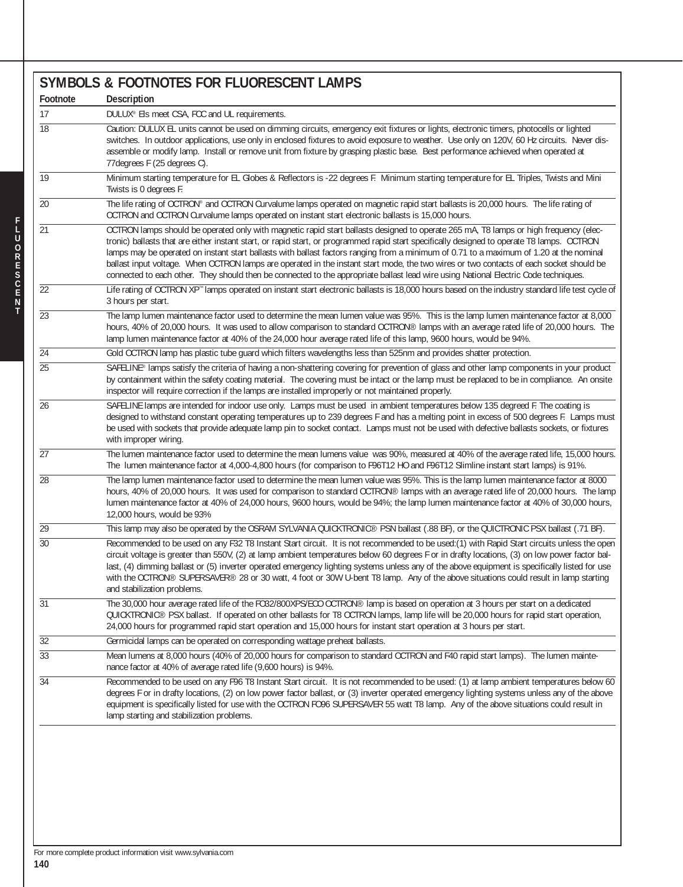## SYMBOLS & FOOTNOTES FOR FLUORESCENT LAMPS

| Footnote | Description |
|---|---|
| 17 | DULUX® ELs meet CSA, FCC and UL requirements. |
| 18 | Caution: DULUX EL units cannot be used on dimming circuits, emergency exit fixtures or lights, electronic timers, photocells or lighted switches. In outdoor applications, use only in enclosed fixtures to avoid exposure to weather. Use only on 120V, 60 Hz circuits. Never disassemble or modify lamp. Install or remove unit from fixture by grasping plastic base. Best performance achieved when operated at 77degrees F (25 degrees C). |
| 19 | Minimum starting temperature for EL Globes & Reflectors is -22 degrees F. Minimum starting temperature for EL Triples, Twists and Mini Twists is 0 degrees F. |
| 20 | The life rating of OCTRON® and OCTRON Curvalume lamps operated on magnetic rapid start ballasts is 20,000 hours. The life rating of OCTRON and OCTRON Curvalume lamps operated on instant start electronic ballasts is 15,000 hours. |
| 21 | OCTRON lamps should be operated only with magnetic rapid start ballasts designed to operate 265 mA, T8 lamps or high frequency (electronic) ballasts that are either instant start, or rapid start, or programmed rapid start specifically designed to operate T8 lamps. OCTRON lamps may be operated on instant start ballasts with ballast factors ranging from a minimum of 0.71 to a maximum of 1.20 at the nominal ballast input voltage. When OCTRON lamps are operated in the instant start mode, the two wires or two contacts of each socket should be connected to each other. They should then be connected to the appropriate ballast lead wire using National Electric Code techniques. |
| 22 | Life rating of OCTRON XP™ lamps operated on instant start electronic ballasts is 18,000 hours based on the industry standard life test cycle of 3 hours per start. |
| 23 | The lamp lumen maintenance factor used to determine the mean lumen value was 95%. This is the lamp lumen maintenance factor at 8,000 hours, 40% of 20,000 hours. It was used to allow comparison to standard OCTRON® lamps with an average rated life of 20,000 hours. The lamp lumen maintenance factor at 40% of the 24,000 hour average rated life of this lamp, 9600 hours, would be 94%. |
| 24 | Gold OCTRON lamp has plastic tube guard which filters wavelengths less than 525nm and provides shatter protection. |
| 25 | SAFELINE® lamps satisfy the criteria of having a non-shattering covering for prevention of glass and other lamp components in your product by containment within the safety coating material. The covering must be intact or the lamp must be replaced to be in compliance. An onsite inspector will require correction if the lamps are installed improperly or not maintained properly. |
| 26 | SAFELINE lamps are intended for indoor use only. Lamps must be used in ambient temperatures below 135 degreed F. The coating is designed to withstand constant operating temperatures up to 239 degrees F and has a melting point in excess of 500 degrees F. Lamps must be used with sockets that provide adequate lamp pin to socket contact. Lamps must not be used with defective ballasts sockets, or fixtures with improper wiring. |
| 27 | The lumen maintenance factor used to determine the mean lumens value was 90%, measured at 40% of the average rated life, 15,000 hours. The lumen maintenance factor at 4,000-4,800 hours (for comparison to F96T12 HO and F96T12 Slimline instant start lamps) is 91%. |
| 28 | The lamp lumen maintenance factor used to determine the mean lumen value was 95%. This is the lamp lumen maintenance factor at 8000 hours, 40% of 20,000 hours. It was used for comparison to standard OCTRON® lamps with an average rated life of 20,000 hours. The lamp lumen maintenance factor at 40% of 24,000 hours, 9600 hours, would be 94%; the lamp lumen maintenance factor at 40% of 30,000 hours, 12,000 hours, would be 93% |
| 29 | This lamp may also be operated by the OSRAM SYLVANIA QUICKTRONIC® PSN ballast (.88 BF), or the QUICTRONIC PSX ballast (.71 BF). |
| 30 | Recommended to be used on any F32 T8 Instant Start circuit. It is not recommended to be used:(1) with Rapid Start circuits unless the open circuit voltage is greater than 550V, (2) at lamp ambient temperatures below 60 degrees F or in drafty locations, (3) on low power factor ballast, (4) dimming ballast or (5) inverter operated emergency lighting systems unless any of the above equipment is specifically listed for use with the OCTRON® SUPERSAVER® 28 or 30 watt, 4 foot or 30W U-bent T8 lamp. Any of the above situations could result in lamp starting and stabilization problems. |
| 31 | The 30,000 hour average rated life of the FO32/800XPS/ECO OCTRON® lamp is based on operation at 3 hours per start on a dedicated QUICKTRONIC® PSX ballast. If operated on other ballasts for T8 OCTRON lamps, lamp life will be 20,000 hours for rapid start operation, 24,000 hours for programmed rapid start operation and 15,000 hours for instant start operation at 3 hours per start. |
| 32 | Germicidal lamps can be operated on corresponding wattage preheat ballasts. |
| 33 | Mean lumens at 8,000 hours (40% of 20,000 hours for comparison to standard OCTRON and F40 rapid start lamps). The lumen maintenance factor at 40% of average rated life (9,600 hours) is 94%. |
| 34 | Recommended to be used on any F96 T8 Instant Start circuit. It is not recommended to be used: (1) at lamp ambient temperatures below 60 degrees F or in drafty locations, (2) on low power factor ballast, or (3) inverter operated emergency lighting systems unless any of the above equipment is specifically listed for use with the OCTRON FO96 SUPERSAVER 55 watt T8 lamp. Any of the above situations could result in lamp starting and stabilization problems. |

For more complete product information visit www.sylvania.com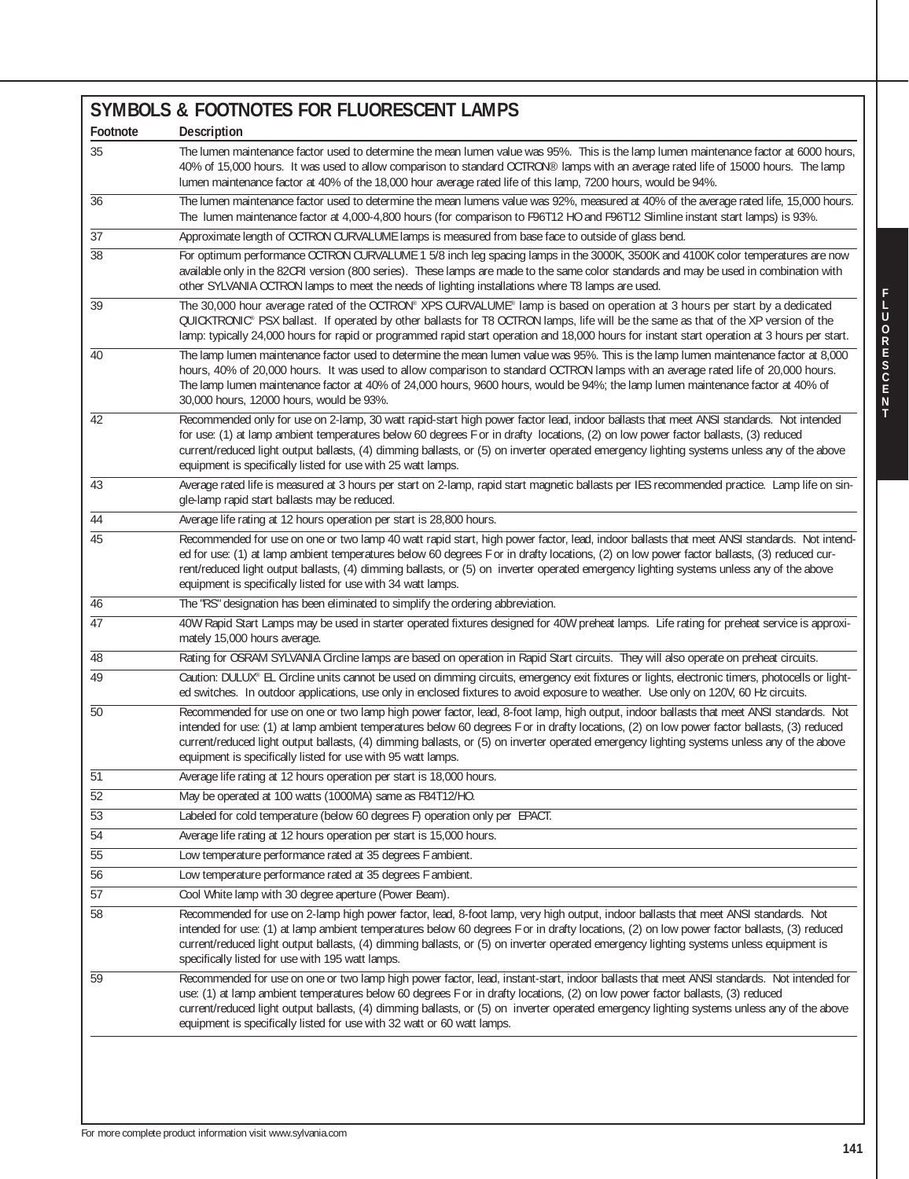## SYMBOLS & FOOTNOTES FOR FLUORESCENT LAMPS

| Footnote | Description |
|---|---|
| 35 | The lumen maintenance factor used to determine the mean lumen value was 95%. This is the lamp lumen maintenance factor at 6000 hours, 40% of 15,000 hours. It was used to allow comparison to standard OCTRON® lamps with an average rated life of 15000 hours. The lamp lumen maintenance factor at 40% of the 18,000 hour average rated life of this lamp, 7200 hours, would be 94%. |
| 36 | The lumen maintenance factor used to determine the mean lumens value was 92%, measured at 40% of the average rated life, 15,000 hours. The lumen maintenance factor at 4,000-4,800 hours (for comparison to F96T12 HO and F96T12 Slimline instant start lamps) is 93%. |
| 37 | Approximate length of OCTRON CURVALUME lamps is measured from base face to outside of glass bend. |
| 38 | For optimum performance OCTRON CURVALUME 1 5/8 inch leg spacing lamps in the 3000K, 3500K and 4100K color temperatures are now available only in the 82CRI version (800 series). These lamps are made to the same color standards and may be used in combination with other SYLVANIA OCTRON lamps to meet the needs of lighting installations where T8 lamps are used. |
| 39 | The 30,000 hour average rated of the OCTRON® XPS CURVALUME® lamp is based on operation at 3 hours per start by a dedicated QUICKTRONIC® PSX ballast. If operated by other ballasts for T8 OCTRON lamps, life will be the same as that of the XP version of the lamp: typically 24,000 hours for rapid or programmed rapid start operation and 18,000 hours for instant start operation at 3 hours per start. |
| 40 | The lamp lumen maintenance factor used to determine the mean lumen value was 95%. This is the lamp lumen maintenance factor at 8,000 hours, 40% of 20,000 hours. It was used to allow comparison to standard OCTRON lamps with an average rated life of 20,000 hours. The lamp lumen maintenance factor at 40% of 24,000 hours, 9600 hours, would be 94%; the lamp lumen maintenance factor at 40% of 30,000 hours, 12000 hours, would be 93%. |
| 42 | Recommended only for use on 2-lamp, 30 watt rapid-start high power factor lead, indoor ballasts that meet ANSI standards. Not intended for use: (1) at lamp ambient temperatures below 60 degrees F or in drafty locations, (2) on low power factor ballasts, (3) reduced current/reduced light output ballasts, (4) dimming ballasts, or (5) on inverter operated emergency lighting systems unless any of the above equipment is specifically listed for use with 25 watt lamps. |
| 43 | Average rated life is measured at 3 hours per start on 2-lamp, rapid start magnetic ballasts per IES recommended practice. Lamp life on single-lamp rapid start ballasts may be reduced. |
| 44 | Average life rating at 12 hours operation per start is 28,800 hours. |
| 45 | Recommended for use on one or two lamp 40 watt rapid start, high power factor, lead, indoor ballasts that meet ANSI standards. Not intended for use: (1) at lamp ambient temperatures below 60 degrees F or in drafty locations, (2) on low power factor ballasts, (3) reduced current/reduced light output ballasts, (4) dimming ballasts, or (5) on inverter operated emergency lighting systems unless any of the above equipment is specifically listed for use with 34 watt lamps. |
| 46 | The "RS" designation has been eliminated to simplify the ordering abbreviation. |
| 47 | 40W Rapid Start Lamps may be used in starter operated fixtures designed for 40W preheat lamps. Life rating for preheat service is approximately 15,000 hours average. |
| 48 | Rating for OSRAM SYLVANIA Circline lamps are based on operation in Rapid Start circuits. They will also operate on preheat circuits. |
| 49 | Caution: DULUX® EL Circline units cannot be used on dimming circuits, emergency exit fixtures or lights, electronic timers, photocells or lighted switches. In outdoor applications, use only in enclosed fixtures to avoid exposure to weather. Use only on 120V, 60 Hz circuits. |
| 50 | Recommended for use on one or two lamp high power factor, lead, 8-foot lamp, high output, indoor ballasts that meet ANSI standards. Not intended for use: (1) at lamp ambient temperatures below 60 degrees F or in drafty locations, (2) on low power factor ballasts, (3) reduced current/reduced light output ballasts, (4) dimming ballasts, or (5) on inverter operated emergency lighting systems unless any of the above equipment is specifically listed for use with 95 watt lamps. |
| 51 | Average life rating at 12 hours operation per start is 18,000 hours. |
| 52 | May be operated at 100 watts (1000MA) same as F84T12/HO. |
| 53 | Labeled for cold temperature (below 60 degrees F) operation only per EPACT. |
| 54 | Average life rating at 12 hours operation per start is 15,000 hours. |
| 55 | Low temperature performance rated at 35 degrees F ambient. |
| 56 | Low temperature performance rated at 35 degrees F ambient. |
| 57 | Cool White lamp with 30 degree aperture (Power Beam). |
| 58 | Recommended for use on 2-lamp high power factor, lead, 8-foot lamp, very high output, indoor ballasts that meet ANSI standards. Not intended for use: (1) at lamp ambient temperatures below 60 degrees F or in drafty locations, (2) on low power factor ballasts, (3) reduced current/reduced light output ballasts, (4) dimming ballasts, or (5) on inverter operated emergency lighting systems unless equipment is specifically listed for use with 195 watt lamps. |
| 59 | Recommended for use on one or two lamp high power factor, lead, instant-start, indoor ballasts that meet ANSI standards. Not intended for use: (1) at lamp ambient temperatures below 60 degrees F or in drafty locations, (2) on low power factor ballasts, (3) reduced current/reduced light output ballasts, (4) dimming ballasts, or (5) on inverter operated emergency lighting systems unless any of the above equipment is specifically listed for use with 32 watt or 60 watt lamps. |

For more complete product information visit www.sylvania.com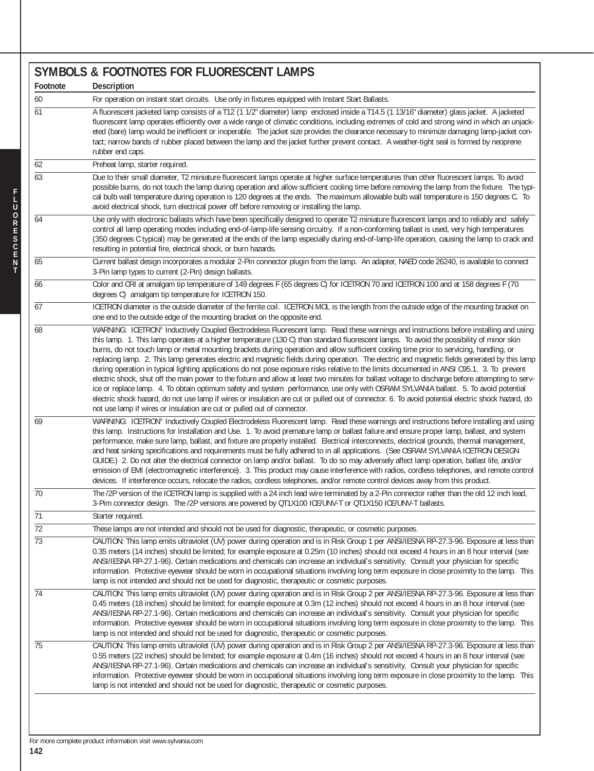## SYMBOLS & FOOTNOTES FOR FLUORESCENT LAMPS

| Footnote | Description |
|---|---|
| 60 | For operation on instant start circuits. Use only in fixtures equipped with Instant Start Ballasts. |
| 61 | A fluorescent jacketed lamp consists of a T12 (1 1/2" diameter) lamp enclosed inside a T14.5 (1 13/16" diameter) glass jacket. A jacketed fluorescent lamp operates efficiently over a wide range of climatic conditions, including extremes of cold and strong wind in which an unjacketed (bare) lamp would be inefficient or inoperable. The jacket size provides the clearance necessary to minimize damaging lamp-jacket contact; narrow bands of rubber placed between the lamp and the jacket further prevent contact. A weather-tight seal is formed by neoprene rubber end caps. |
| 62 | Preheat lamp, starter required. |
| 63 | Due to their small diameter, T2 miniature fluorescent lamps operate at higher surface temperatures than other fluorescent lamps. To avoid possible burns, do not touch the lamp during operation and allow sufficient cooling time before removing the lamp from the fixture. The typical bulb wall temperature during operation is 120 degrees at the ends. The maximum allowable bulb wall temperature is 150 degrees C. To avoid electrical shock, turn electrical power off before removing or installing the lamp. |
| 64 | Use only with electronic ballasts which have been specifically designed to operate T2 miniature fluorescent lamps and to reliably and safely control all lamp operating modes including end-of-lamp-life sensing circuitry. If a non-conforming ballast is used, very high temperatures (350 degrees C typical) may be generated at the ends of the lamp especially during end-of-lamp-life operation, causing the lamp to crack and resulting in potential fire, electrical shock, or burn hazards. |
| 65 | Current ballast design incorporates a modular 2-Pin connector plugin from the lamp. An adapter, NAED code 26240, is available to connect 3-Pin lamp types to current (2-Pin) design ballasts. |
| 66 | Color and CRI at amalgam tip temperature of 149 degrees F (65 degrees C) for ICETRON 70 and ICETRON 100 and at 158 degrees F (70 degrees C) amalgam tip temperature for ICETRON 150. |
| 67 | ICETRON diameter is the outside diameter of the ferrite coil. ICETRON MOL is the length from the outside edge of the mounting bracket on one end to the outside edge of the mounting bracket on the opposite end. |
| 68 | WARNING: ICETRON® Inductively Coupled Electrodeless Fluorescent lamp. Read these warnings and instructions before installing and using this lamp. 1. This lamp operates at a higher temperature (130 C) than standard fluorescent lamps. To avoid the possibility of minor skin burns, do not touch lamp or metal mounting brackets during operation and allow sufficient cooling time prior to servicing, handling, or replacing lamp. 2. This lamp generates electric and magnetic fields during operation. The electric and magnetic fields generated by this lamp during operation in typical lighting applications do not pose exposure risks relative to the limits documented in ANSI C95.1. 3. To prevent electric shock, shut off the main power to the fixture and allow at least two minutes for ballast voltage to discharge before attempting to service or replace lamp. 4. To obtain optimum safety and system performance, use only with OSRAM SYLVANIA ballast. 5. To avoid potential electric shock hazard, do not use lamp if wires or insulation are cut or pulled out of connector. 6. To avoid potential electric shock hazard, do not use lamp if wires or insulation are cut or pulled out of connector. |
| 69 | WARNING: ICETRON® Inductively Coupled Electrodeless Fluorescent lamp. Read these warnings and instructions before installing and using this lamp. Instructions for Installation and Use. 1. To avoid premature lamp or ballast failure and ensure proper lamp, ballast, and system performance, make sure lamp, ballast, and fixture are properly installed. Electrical interconnects, electrical grounds, thermal management, and heat sinking specifications and requirements must be fully adhered to in all applications. (See OSRAM SYLVANIA ICETRON DESIGN GUIDE.) 2. Do not alter the electrical connector on lamp and/or ballast. To do so may adversely affect lamp operation, ballast life, and/or emission of EMI (electromagnetic interference). 3. This product may cause interference with radios, cordless telephones, and remote control devices. If interference occurs, relocate the radios, cordless telephones, and/or remote control devices away from this product. |
| 70 | The /2P version of the ICETRON lamp is supplied with a 24 inch lead wire terminated by a 2-Pin connector rather than the old 12 inch lead, 3-Pim connector design. The /2P versions are powered by QT1X100 ICE/UNV-T or QT1X150 ICE/UNV-T ballasts. |
| 71 | Starter required. |
| 72 | These lamps are not intended and should not be used for diagnostic, therapeutic, or cosmetic purposes. |
| 73 | CAUTION: This lamp emits ultraviolet (UV) power during operation and is in Risk Group 1 per ANSI/IESNA RP-27.3-96. Exposure at less than 0.35 meters (14 inches) should be limited; for example exposure at 0.25m (10 inches) should not exceed 4 hours in an 8 hour interval (see ANSI/IESNA RP-27.1-96). Certain medications and chemicals can increase an individual's sensitivity. Consult your physician for specific information. Protective eyewear should be worn in occupational situations involving long term exposure in close proximity to the lamp. This lamp is not intended and should not be used for diagnostic, therapeutic or cosmetic purposes. |
| 74 | CAUTION: This lamp emits ultraviolet (UV) power during operation and is in Risk Group 2 per ANSI/IESNA RP-27.3-96. Exposure at less than 0.45 meters (18 inches) should be limited; for example exposure at 0.3m (12 inches) should not exceed 4 hours in an 8 hour interval (see ANSI/IESNA RP-27.1-96). Certain medications and chemicals can increase an individual's sensitivity. Consult your physician for specific information. Protective eyewear should be worn in occupational situations involving long term exposure in close proximity to the lamp. This lamp is not intended and should not be used for diagnostic, therapeutic or cosmetic purposes. |
| 75 | CAUTION: This lamp emits ultraviolet (UV) power during operation and is in Risk Group 2 per ANSI/IESNA RP-27.3-96. Exposure at less than 0.55 meters (22 inches) should be limited; for example exposure at 0.4m (16 inches) should not exceed 4 hours in an 8 hour interval (see ANSI/IESNA RP-27.1-96). Certain medications and chemicals can increase an individual's sensitivity. Consult your physician for specific information. Protective eyewear should be worn in occupational situations involving long term exposure in close proximity to the lamp. This lamp is not intended and should not be used for diagnostic, therapeutic or cosmetic purposes. |

For more complete product information visit www.sylvania.com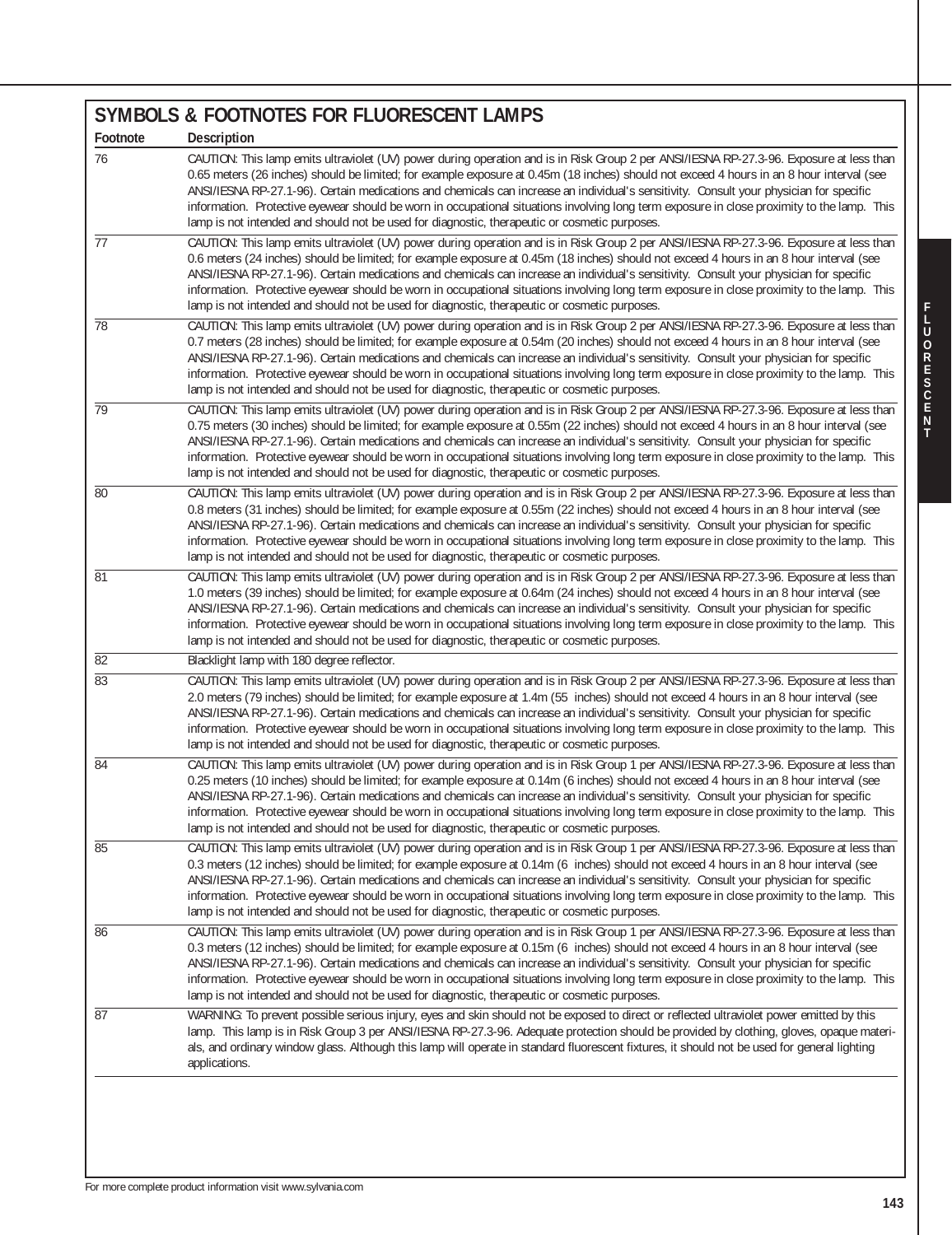## SYMBOLS & FOOTNOTES FOR FLUORESCENT LAMPS

| Footnote | Description |
|---|---|
| 76 | CAUTION: This lamp emits ultraviolet (UV) power during operation and is in Risk Group 2 per ANSI/IESNA RP-27.3-96. Exposure at less than 0.65 meters (26 inches) should be limited; for example exposure at 0.45m (18 inches) should not exceed 4 hours in an 8 hour interval (see ANSI/IESNA RP-27.1-96). Certain medications and chemicals can increase an individual's sensitivity. Consult your physician for specific information. Protective eyewear should be worn in occupational situations involving long term exposure in close proximity to the lamp. This lamp is not intended and should not be used for diagnostic, therapeutic or cosmetic purposes. |
| 77 | CAUTION: This lamp emits ultraviolet (UV) power during operation and is in Risk Group 2 per ANSI/IESNA RP-27.3-96. Exposure at less than 0.6 meters (24 inches) should be limited; for example exposure at 0.45m (18 inches) should not exceed 4 hours in an 8 hour interval (see ANSI/IESNA RP-27.1-96). Certain medications and chemicals can increase an individual's sensitivity. Consult your physician for specific information. Protective eyewear should be worn in occupational situations involving long term exposure in close proximity to the lamp. This lamp is not intended and should not be used for diagnostic, therapeutic or cosmetic purposes. |
| 78 | CAUTION: This lamp emits ultraviolet (UV) power during operation and is in Risk Group 2 per ANSI/IESNA RP-27.3-96. Exposure at less than 0.7 meters (28 inches) should be limited; for example exposure at 0.54m (20 inches) should not exceed 4 hours in an 8 hour interval (see ANSI/IESNA RP-27.1-96). Certain medications and chemicals can increase an individual's sensitivity. Consult your physician for specific information. Protective eyewear should be worn in occupational situations involving long term exposure in close proximity to the lamp. This lamp is not intended and should not be used for diagnostic, therapeutic or cosmetic purposes. |
| 79 | CAUTION: This lamp emits ultraviolet (UV) power during operation and is in Risk Group 2 per ANSI/IESNA RP-27.3-96. Exposure at less than 0.75 meters (30 inches) should be limited; for example exposure at 0.55m (22 inches) should not exceed 4 hours in an 8 hour interval (see ANSI/IESNA RP-27.1-96). Certain medications and chemicals can increase an individual's sensitivity. Consult your physician for specific information. Protective eyewear should be worn in occupational situations involving long term exposure in close proximity to the lamp. This lamp is not intended and should not be used for diagnostic, therapeutic or cosmetic purposes. |
| 80 | CAUTION: This lamp emits ultraviolet (UV) power during operation and is in Risk Group 2 per ANSI/IESNA RP-27.3-96. Exposure at less than 0.8 meters (31 inches) should be limited; for example exposure at 0.55m (22 inches) should not exceed 4 hours in an 8 hour interval (see ANSI/IESNA RP-27.1-96). Certain medications and chemicals can increase an individual's sensitivity. Consult your physician for specific information. Protective eyewear should be worn in occupational situations involving long term exposure in close proximity to the lamp. This lamp is not intended and should not be used for diagnostic, therapeutic or cosmetic purposes. |
| 81 | CAUTION: This lamp emits ultraviolet (UV) power during operation and is in Risk Group 2 per ANSI/IESNA RP-27.3-96. Exposure at less than 1.0 meters (39 inches) should be limited; for example exposure at 0.64m (24 inches) should not exceed 4 hours in an 8 hour interval (see ANSI/IESNA RP-27.1-96). Certain medications and chemicals can increase an individual's sensitivity. Consult your physician for specific information. Protective eyewear should be worn in occupational situations involving long term exposure in close proximity to the lamp. This lamp is not intended and should not be used for diagnostic, therapeutic or cosmetic purposes. |
| 82 | Blacklight lamp with 180 degree reflector. |
| 83 | CAUTION: This lamp emits ultraviolet (UV) power during operation and is in Risk Group 2 per ANSI/IESNA RP-27.3-96. Exposure at less than 2.0 meters (79 inches) should be limited; for example exposure at 1.4m (55 inches) should not exceed 4 hours in an 8 hour interval (see ANSI/IESNA RP-27.1-96). Certain medications and chemicals can increase an individual's sensitivity. Consult your physician for specific information. Protective eyewear should be worn in occupational situations involving long term exposure in close proximity to the lamp. This lamp is not intended and should not be used for diagnostic, therapeutic or cosmetic purposes. |
| 84 | CAUTION: This lamp emits ultraviolet (UV) power during operation and is in Risk Group 1 per ANSI/IESNA RP-27.3-96. Exposure at less than 0.25 meters (10 inches) should be limited; for example exposure at 0.14m (6 inches) should not exceed 4 hours in an 8 hour interval (see ANSI/IESNA RP-27.1-96). Certain medications and chemicals can increase an individual's sensitivity. Consult your physician for specific information. Protective eyewear should be worn in occupational situations involving long term exposure in close proximity to the lamp. This lamp is not intended and should not be used for diagnostic, therapeutic or cosmetic purposes. |
| 85 | CAUTION: This lamp emits ultraviolet (UV) power during operation and is in Risk Group 1 per ANSI/IESNA RP-27.3-96. Exposure at less than 0.3 meters (12 inches) should be limited; for example exposure at 0.14m (6 inches) should not exceed 4 hours in an 8 hour interval (see ANSI/IESNA RP-27.1-96). Certain medications and chemicals can increase an individual's sensitivity. Consult your physician for specific information. Protective eyewear should be worn in occupational situations involving long term exposure in close proximity to the lamp. This lamp is not intended and should not be used for diagnostic, therapeutic or cosmetic purposes. |
| 86 | CAUTION: This lamp emits ultraviolet (UV) power during operation and is in Risk Group 1 per ANSI/IESNA RP-27.3-96. Exposure at less than 0.3 meters (12 inches) should be limited; for example exposure at 0.15m (6 inches) should not exceed 4 hours in an 8 hour interval (see ANSI/IESNA RP-27.1-96). Certain medications and chemicals can increase an individual's sensitivity. Consult your physician for specific information. Protective eyewear should be worn in occupational situations involving long term exposure in close proximity to the lamp. This lamp is not intended and should not be used for diagnostic, therapeutic or cosmetic purposes. |
| 87 | WARNING: To prevent possible serious injury, eyes and skin should not be exposed to direct or reflected ultraviolet power emitted by this lamp. This lamp is in Risk Group 3 per ANSI/IESNA RP-27.3-96. Adequate protection should be provided by clothing, gloves, opaque materials, and ordinary window glass. Although this lamp will operate in standard fluorescent fixtures, it should not be used for general lighting applications. |

For more complete product information visit www.sylvania.com